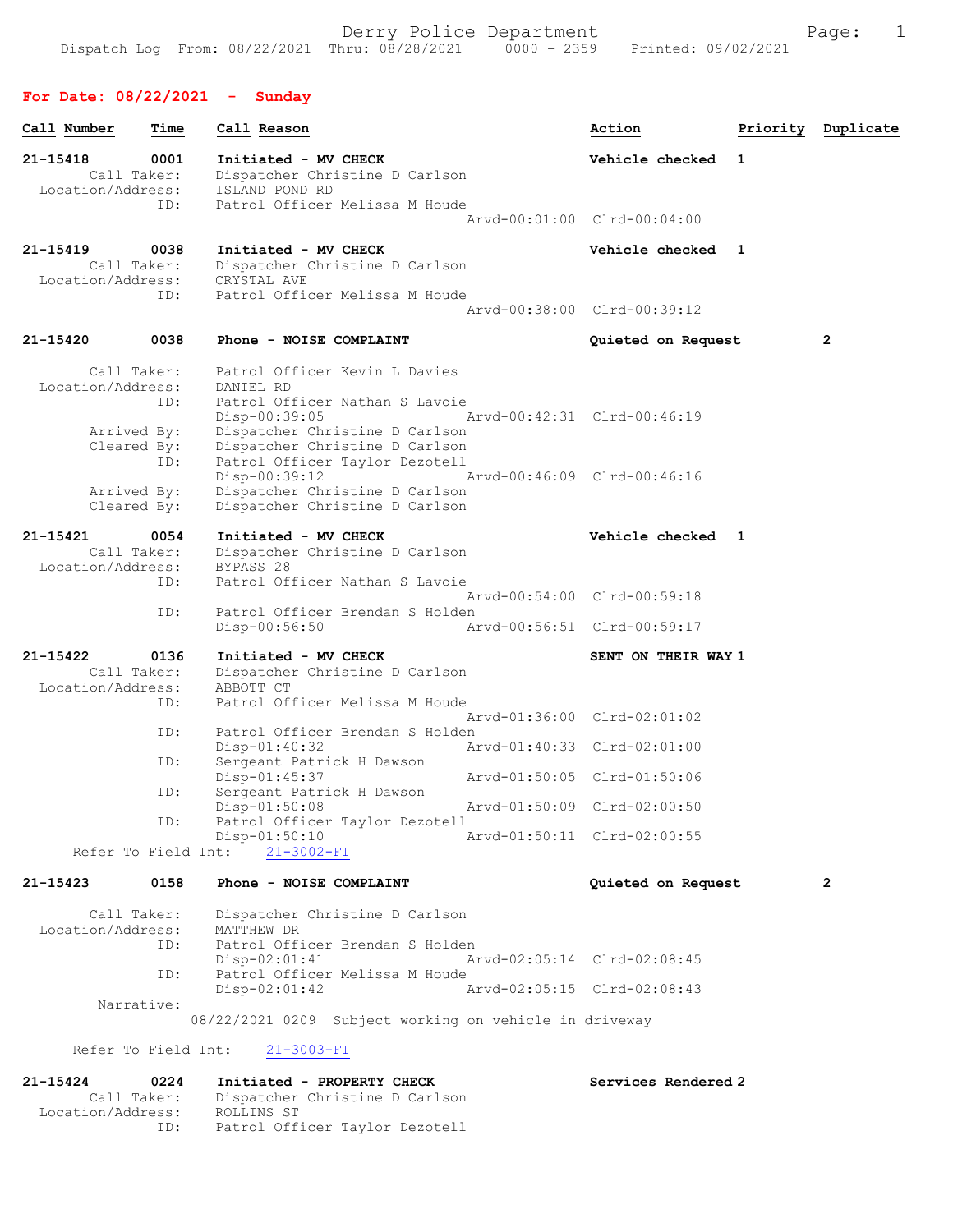Derry Police Department

Dispatch Log From: 08/22/2021 Thru: 08/28/2021 0000 - 2359 Printed: 09/02/2021

## For Date: 08/22/2021 - Sunday

| Call Number | Time | Call Reason | Action | Priority | Duplicate |
|---|---|---|---|---|---|

**21-15418** 0001 Initiated - MV CHECK — Vehicle checked — 1
Call Taker: Dispatcher Christine D Carlson
Location/Address: ISLAND POND RD
ID: Patrol Officer Melissa M Houde
Arvd-00:01:00 Clrd-00:04:00

**21-15419** 0038 Initiated - MV CHECK — Vehicle checked — 1
Call Taker: Dispatcher Christine D Carlson
Location/Address: CRYSTAL AVE
ID: Patrol Officer Melissa M Houde
Arvd-00:38:00 Clrd-00:39:12

**21-15420** 0038 Phone - NOISE COMPLAINT — Quieted on Request — 2
Call Taker: Patrol Officer Kevin L Davies
Location/Address: DANIEL RD
ID: Patrol Officer Nathan S Lavoie
Disp-00:39:05 Arvd-00:42:31 Clrd-00:46:19
Arrived By: Dispatcher Christine D Carlson
Cleared By: Dispatcher Christine D Carlson
ID: Patrol Officer Taylor Dezotell
Disp-00:39:12 Arvd-00:46:09 Clrd-00:46:16
Arrived By: Dispatcher Christine D Carlson
Cleared By: Dispatcher Christine D Carlson

**21-15421** 0054 Initiated - MV CHECK — Vehicle checked — 1
Call Taker: Dispatcher Christine D Carlson
Location/Address: BYPASS 28
ID: Patrol Officer Nathan S Lavoie
Arvd-00:54:00 Clrd-00:59:18
ID: Patrol Officer Brendan S Holden
Disp-00:56:50 Arvd-00:56:51 Clrd-00:59:17

**21-15422** 0136 Initiated - MV CHECK — SENT ON THEIR WAY — 1
Call Taker: Dispatcher Christine D Carlson
Location/Address: ABBOTT CT
ID: Patrol Officer Melissa M Houde
Arvd-01:36:00 Clrd-02:01:02
ID: Patrol Officer Brendan S Holden
Disp-01:40:32 Arvd-01:40:33 Clrd-02:01:00
ID: Sergeant Patrick H Dawson
Disp-01:45:37 Arvd-01:50:05 Clrd-01:50:06
ID: Sergeant Patrick H Dawson
Disp-01:50:08 Arvd-01:50:09 Clrd-02:00:50
ID: Patrol Officer Taylor Dezotell
Disp-01:50:10 Arvd-01:50:11 Clrd-02:00:55
Refer To Field Int: 21-3002-FI

**21-15423** 0158 Phone - NOISE COMPLAINT — Quieted on Request — 2
Call Taker: Dispatcher Christine D Carlson
Location/Address: MATTHEW DR
ID: Patrol Officer Brendan S Holden
Disp-02:01:41 Arvd-02:05:14 Clrd-02:08:45
ID: Patrol Officer Melissa M Houde
Disp-02:01:42 Arvd-02:05:15 Clrd-02:08:43
Narrative:
08/22/2021 0209 Subject working on vehicle in driveway

Refer To Field Int: 21-3003-FI

**21-15424** 0224 Initiated - PROPERTY CHECK — Services Rendered — 2
Call Taker: Dispatcher Christine D Carlson
Location/Address: ROLLINS ST
ID: Patrol Officer Taylor Dezotell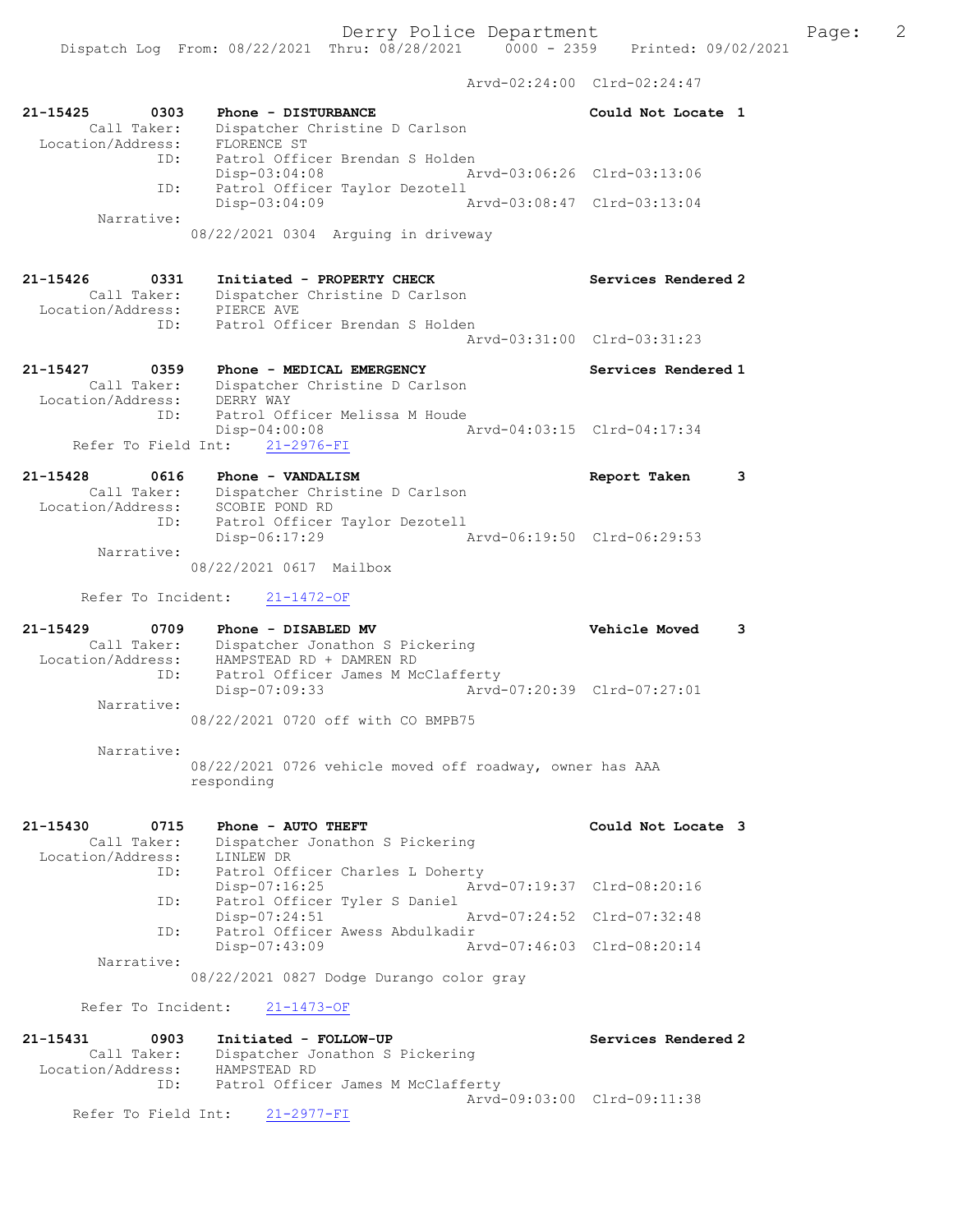Arvd-02:24:00 Clrd-02:24:47

**21-15425 0303 Phone - DISTURBANCE** Could Not Locate 1
Call Taker: Dispatcher Christine D Carlson
Location/Address: FLORENCE ST
ID: Patrol Officer Brendan S Holden
Disp-03:04:08 Arvd-03:06:26 Clrd-03:13:06
ID: Patrol Officer Taylor Dezotell
Disp-03:04:09 Arvd-03:08:47 Clrd-03:13:04
Narrative:
08/22/2021 0304 Arguing in driveway

**21-15426 0331 Initiated - PROPERTY CHECK** Services Rendered 2
Call Taker: Dispatcher Christine D Carlson
Location/Address: PIERCE AVE
ID: Patrol Officer Brendan S Holden
Arvd-03:31:00 Clrd-03:31:23

**21-15427 0359 Phone - MEDICAL EMERGENCY** Services Rendered 1
Call Taker: Dispatcher Christine D Carlson
Location/Address: DERRY WAY
ID: Patrol Officer Melissa M Houde
Disp-04:00:08 Arvd-04:03:15 Clrd-04:17:34
Refer To Field Int: 21-2976-FI

**21-15428 0616 Phone - VANDALISM** Report Taken 3
Call Taker: Dispatcher Christine D Carlson
Location/Address: SCOBIE POND RD
ID: Patrol Officer Taylor Dezotell
Disp-06:17:29 Arvd-06:19:50 Clrd-06:29:53
Narrative:
08/22/2021 0617 Mailbox

Refer To Incident: 21-1472-OF

**21-15429 0709 Phone - DISABLED MV** Vehicle Moved 3
Call Taker: Dispatcher Jonathon S Pickering
Location/Address: HAMPSTEAD RD + DAMREN RD
ID: Patrol Officer James M McClafferty
Disp-07:09:33 Arvd-07:20:39 Clrd-07:27:01
Narrative:
08/22/2021 0720 off with CO BMPB75

Narrative:
08/22/2021 0726 vehicle moved off roadway, owner has AAA responding

**21-15430 0715 Phone - AUTO THEFT** Could Not Locate 3
Call Taker: Dispatcher Jonathon S Pickering
Location/Address: LINLEW DR
ID: Patrol Officer Charles L Doherty
Disp-07:16:25 Arvd-07:19:37 Clrd-08:20:16
ID: Patrol Officer Tyler S Daniel
Disp-07:24:51 Arvd-07:24:52 Clrd-07:32:48
ID: Patrol Officer Awess Abdulkadir
Disp-07:43:09 Arvd-07:46:03 Clrd-08:20:14
Narrative:
08/22/2021 0827 Dodge Durango color gray

Refer To Incident: 21-1473-OF

**21-15431 0903 Initiated - FOLLOW-UP** Services Rendered 2
Call Taker: Dispatcher Jonathon S Pickering
Location/Address: HAMPSTEAD RD
ID: Patrol Officer James M McClafferty
Arvd-09:03:00 Clrd-09:11:38
Refer To Field Int: 21-2977-FI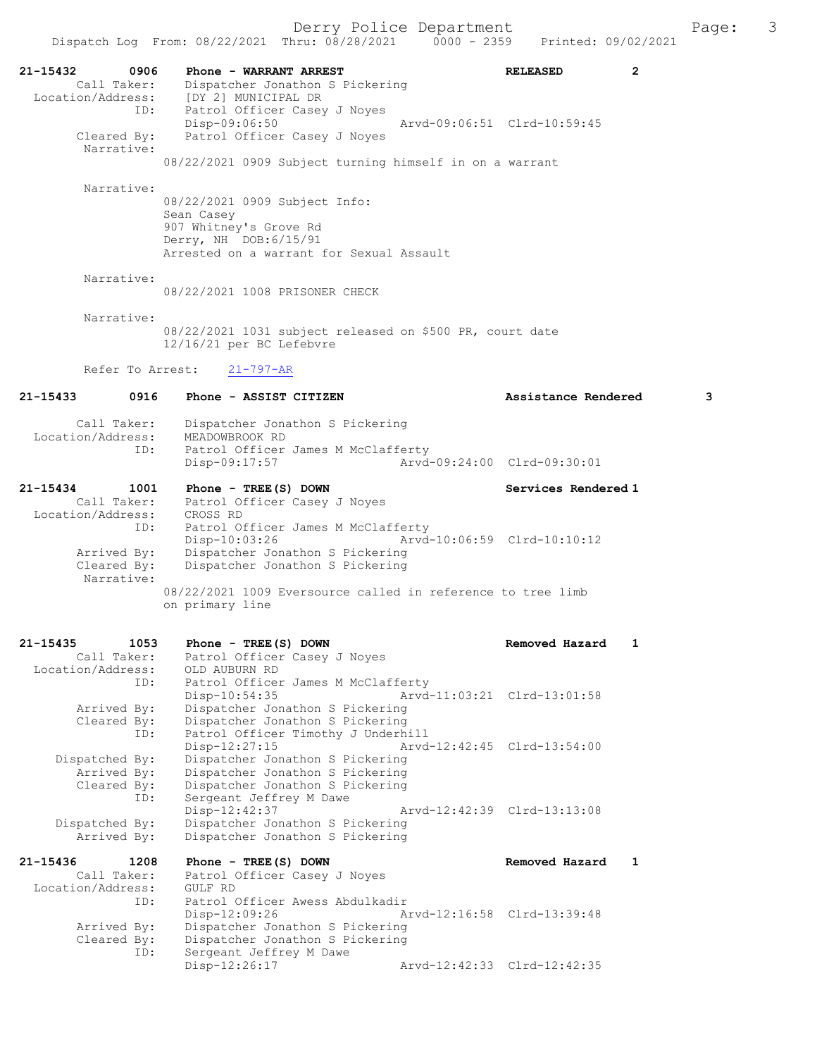**21-15432** 0906 **Phone - WARRANT ARREST** **RELEASED** 2

Call Taker: Dispatcher Jonathon S Pickering
Location/Address: [DY 2] MUNICIPAL DR
ID: Patrol Officer Casey J Noyes
Disp-09:06:50 Arvd-09:06:51 Clrd-10:59:45
Cleared By: Patrol Officer Casey J Noyes
Narrative:
08/22/2021 0909 Subject turning himself in on a warrant

Narrative:
08/22/2021 0909 Subject Info:
Sean Casey
907 Whitney's Grove Rd
Derry, NH DOB:6/15/91
Arrested on a warrant for Sexual Assault

Narrative:
08/22/2021 1008 PRISONER CHECK

Narrative:
08/22/2021 1031 subject released on $500 PR, court date 12/16/21 per BC Lefebvre

Refer To Arrest: 21-797-AR

**21-15433** 0916 **Phone - ASSIST CITIZEN** **Assistance Rendered** 3

Call Taker: Dispatcher Jonathon S Pickering
Location/Address: MEADOWBROOK RD
ID: Patrol Officer James M McClafferty
Disp-09:17:57 Arvd-09:24:00 Clrd-09:30:01

**21-15434** 1001 **Phone - TREE(S) DOWN** **Services Rendered** 1

Call Taker: Patrol Officer Casey J Noyes
Location/Address: CROSS RD
ID: Patrol Officer James M McClafferty
Disp-10:03:26 Arvd-10:06:59 Clrd-10:10:12
Arrived By: Dispatcher Jonathon S Pickering
Cleared By: Dispatcher Jonathon S Pickering
Narrative:
08/22/2021 1009 Eversource called in reference to tree limb on primary line

**21-15435** 1053 **Phone - TREE(S) DOWN** **Removed Hazard** 1

Call Taker: Patrol Officer Casey J Noyes
Location/Address: OLD AUBURN RD
ID: Patrol Officer James M McClafferty
Disp-10:54:35 Arvd-11:03:21 Clrd-13:01:58
Arrived By: Dispatcher Jonathon S Pickering
Cleared By: Dispatcher Jonathon S Pickering
ID: Patrol Officer Timothy J Underhill
Disp-12:27:15 Arvd-12:42:45 Clrd-13:54:00
Dispatched By: Dispatcher Jonathon S Pickering
Arrived By: Dispatcher Jonathon S Pickering
Cleared By: Dispatcher Jonathon S Pickering
ID: Sergeant Jeffrey M Dawe
Disp-12:42:37 Arvd-12:42:39 Clrd-13:13:08
Dispatched By: Dispatcher Jonathon S Pickering
Arrived By: Dispatcher Jonathon S Pickering

**21-15436** 1208 **Phone - TREE(S) DOWN** **Removed Hazard** 1

Call Taker: Patrol Officer Casey J Noyes
Location/Address: GULF RD
ID: Patrol Officer Awess Abdulkadir
Disp-12:09:26 Arvd-12:16:58 Clrd-13:39:48
Arrived By: Dispatcher Jonathon S Pickering
Cleared By: Dispatcher Jonathon S Pickering
ID: Sergeant Jeffrey M Dawe
Disp-12:26:17 Arvd-12:42:33 Clrd-12:42:35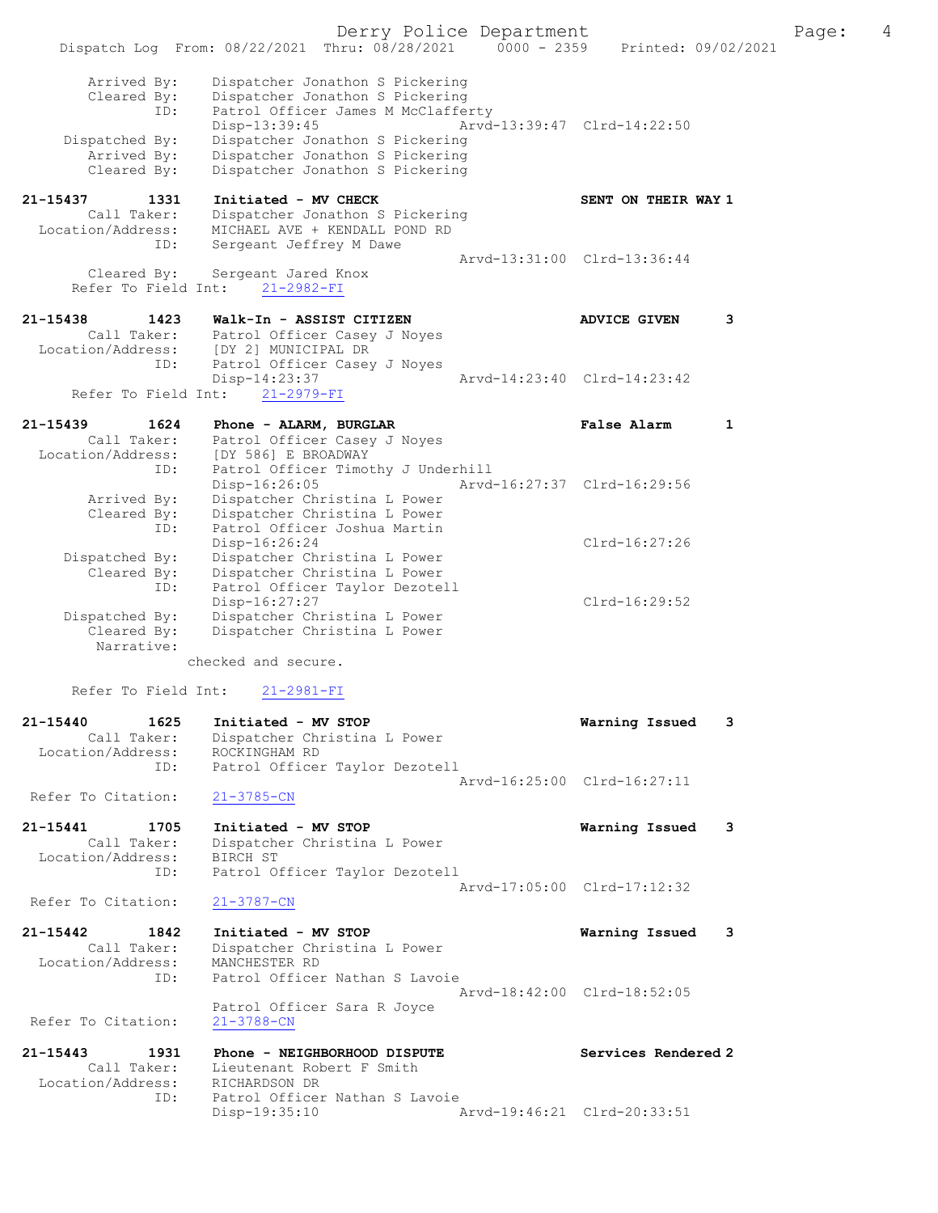```
        Arrived By:    Dispatcher Jonathon S Pickering
        Cleared By:    Dispatcher Jonathon S Pickering
               ID:    Patrol Officer James M McClafferty
                      Disp-13:39:45              Arvd-13:39:47  Clrd-14:22:50
     Dispatched By:    Dispatcher Jonathon S Pickering
        Arrived By:    Dispatcher Jonathon S Pickering
        Cleared By:    Dispatcher Jonathon S Pickering

21-15437       1331    Initiated - MV CHECK                        SENT ON THEIR WAY 1
         Call Taker:    Dispatcher Jonathon S Pickering
   Location/Address:    MICHAEL AVE + KENDALL POND RD
                ID:    Sergeant Jeffrey M Dawe
                                                 Arvd-13:31:00  Clrd-13:36:44
        Cleared By:    Sergeant Jared Knox
     Refer To Field Int:    21-2982-FI

21-15438       1423    Walk-In - ASSIST CITIZEN                    ADVICE GIVEN      3
         Call Taker:    Patrol Officer Casey J Noyes
   Location/Address:    [DY 2] MUNICIPAL DR
                ID:    Patrol Officer Casey J Noyes
                       Disp-14:23:37             Arvd-14:23:40  Clrd-14:23:42
     Refer To Field Int:    21-2979-FI

21-15439       1624    Phone - ALARM, BURGLAR                      False Alarm       1
         Call Taker:    Patrol Officer Casey J Noyes
   Location/Address:    [DY 586] E BROADWAY
                ID:    Patrol Officer Timothy J Underhill
                       Disp-16:26:05             Arvd-16:27:37  Clrd-16:29:56
        Arrived By:    Dispatcher Christina L Power
        Cleared By:    Dispatcher Christina L Power
                ID:    Patrol Officer Joshua Martin
                       Disp-16:26:24                            Clrd-16:27:26
     Dispatched By:    Dispatcher Christina L Power
        Cleared By:    Dispatcher Christina L Power
                ID:    Patrol Officer Taylor Dezotell
                       Disp-16:27:27                            Clrd-16:29:52
     Dispatched By:    Dispatcher Christina L Power
        Cleared By:    Dispatcher Christina L Power
         Narrative:
                    checked and secure.

     Refer To Field Int:    21-2981-FI

21-15440       1625    Initiated - MV STOP                         Warning Issued    3
         Call Taker:    Dispatcher Christina L Power
   Location/Address:    ROCKINGHAM RD
                ID:    Patrol Officer Taylor Dezotell
                                                 Arvd-16:25:00  Clrd-16:27:11
  Refer To Citation:    21-3785-CN

21-15441       1705    Initiated - MV STOP                         Warning Issued    3
         Call Taker:    Dispatcher Christina L Power
   Location/Address:    BIRCH ST
                ID:    Patrol Officer Taylor Dezotell
                                                 Arvd-17:05:00  Clrd-17:12:32
  Refer To Citation:    21-3787-CN

21-15442       1842    Initiated - MV STOP                         Warning Issued    3
         Call Taker:    Dispatcher Christina L Power
   Location/Address:    MANCHESTER RD
                ID:    Patrol Officer Nathan S Lavoie
                                                 Arvd-18:42:00  Clrd-18:52:05
                       Patrol Officer Sara R Joyce
  Refer To Citation:    21-3788-CN

21-15443       1931    Phone - NEIGHBORHOOD DISPUTE                Services Rendered 2
         Call Taker:    Lieutenant Robert F Smith
   Location/Address:    RICHARDSON DR
                ID:    Patrol Officer Nathan S Lavoie
                       Disp-19:35:10             Arvd-19:46:21  Clrd-20:33:51
```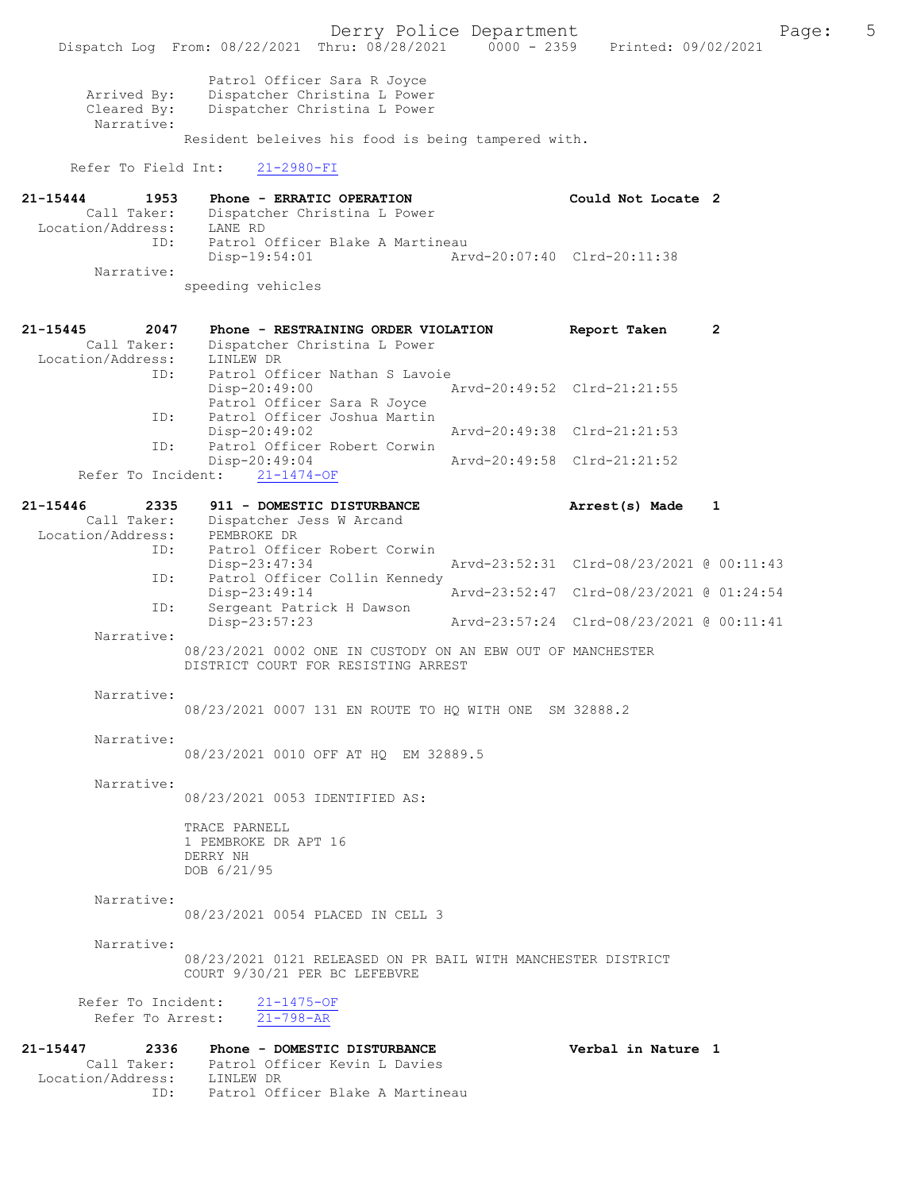Patrol Officer Sara R Joyce
Arrived By: Dispatcher Christina L Power
Cleared By: Dispatcher Christina L Power
Narrative:
Resident beleives his food is being tampered with.

Refer To Field Int: 21-2980-FI

**21-15444 1953 Phone - ERRATIC OPERATION — Could Not Locate 2**
Call Taker: Dispatcher Christina L Power
Location/Address: LANE RD
ID: Patrol Officer Blake A Martineau
Disp-19:54:01 Arvd-20:07:40 Clrd-20:11:38
Narrative:
speeding vehicles

**21-15445 2047 Phone - RESTRAINING ORDER VIOLATION — Report Taken 2**
Call Taker: Dispatcher Christina L Power
Location/Address: LINLEW DR
ID: Patrol Officer Nathan S Lavoie
Disp-20:49:00 Arvd-20:49:52 Clrd-21:21:55
Patrol Officer Sara R Joyce
ID: Patrol Officer Joshua Martin
Disp-20:49:02 Arvd-20:49:38 Clrd-21:21:53
ID: Patrol Officer Robert Corwin
Disp-20:49:04 Arvd-20:49:58 Clrd-21:21:52
Refer To Incident: 21-1474-OF

**21-15446 2335 911 - DOMESTIC DISTURBANCE — Arrest(s) Made 1**
Call Taker: Dispatcher Jess W Arcand
Location/Address: PEMBROKE DR
ID: Patrol Officer Robert Corwin
Disp-23:47:34 Arvd-23:52:31 Clrd-08/23/2021 @ 00:11:43
ID: Patrol Officer Collin Kennedy
Disp-23:49:14 Arvd-23:52:47 Clrd-08/23/2021 @ 01:24:54
ID: Sergeant Patrick H Dawson
Disp-23:57:23 Arvd-23:57:24 Clrd-08/23/2021 @ 00:11:41
Narrative:
08/23/2021 0002 ONE IN CUSTODY ON AN EBW OUT OF MANCHESTER DISTRICT COURT FOR RESISTING ARREST

Narrative:
08/23/2021 0007 131 EN ROUTE TO HQ WITH ONE SM 32888.2

Narrative:
08/23/2021 0010 OFF AT HQ EM 32889.5

Narrative:
08/23/2021 0053 IDENTIFIED AS:

TRACE PARNELL
1 PEMBROKE DR APT 16
DERRY NH
DOB 6/21/95

Narrative:
08/23/2021 0054 PLACED IN CELL 3

Narrative:
08/23/2021 0121 RELEASED ON PR BAIL WITH MANCHESTER DISTRICT COURT 9/30/21 PER BC LEFEBVRE

Refer To Incident: 21-1475-OF
Refer To Arrest: 21-798-AR

**21-15447 2336 Phone - DOMESTIC DISTURBANCE — Verbal in Nature 1**
Call Taker: Patrol Officer Kevin L Davies
Location/Address: LINLEW DR
ID: Patrol Officer Blake A Martineau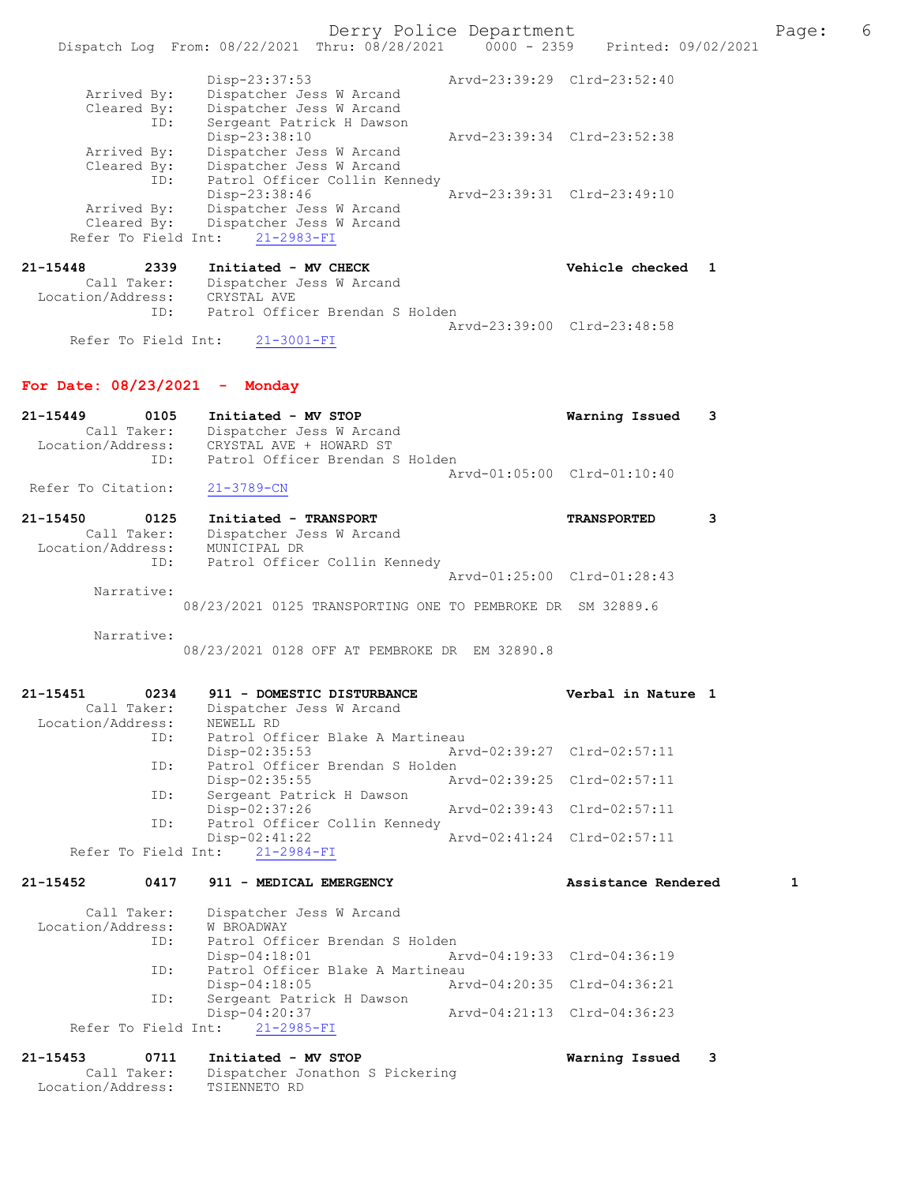```
              Disp-23:37:53                 Arvd-23:39:29  Clrd-23:52:40
  Arrived By:   Dispatcher Jess W Arcand
  Cleared By:   Dispatcher Jess W Arcand
         ID:    Sergeant Patrick H Dawson
              Disp-23:38:10                 Arvd-23:39:34  Clrd-23:52:38
  Arrived By:   Dispatcher Jess W Arcand
  Cleared By:   Dispatcher Jess W Arcand
         ID:    Patrol Officer Collin Kennedy
              Disp-23:38:46                 Arvd-23:39:31  Clrd-23:49:10
  Arrived By:   Dispatcher Jess W Arcand
  Cleared By:   Dispatcher Jess W Arcand
 Refer To Field Int:    21-2983-FI

21-15448       2339    Initiated - MV CHECK                    Vehicle checked  1
     Call Taker:    Dispatcher Jess W Arcand
 Location/Address:   CRYSTAL AVE
             ID:    Patrol Officer Brendan S Holden
                                            Arvd-23:39:00  Clrd-23:48:58
 Refer To Field Int:    21-3001-FI
```

**For Date: 08/23/2021 - Monday**

```
21-15449       0105    Initiated - MV STOP                     Warning Issued    3
     Call Taker:    Dispatcher Jess W Arcand
 Location/Address:   CRYSTAL AVE + HOWARD ST
             ID:    Patrol Officer Brendan S Holden
                                            Arvd-01:05:00  Clrd-01:10:40
 Refer To Citation:    21-3789-CN

21-15450       0125    Initiated - TRANSPORT                   TRANSPORTED       3
     Call Taker:    Dispatcher Jess W Arcand
 Location/Address:   MUNICIPAL DR
             ID:    Patrol Officer Collin Kennedy
                                            Arvd-01:25:00  Clrd-01:28:43
      Narrative:
          08/23/2021 0125 TRANSPORTING ONE TO PEMBROKE DR  SM 32889.6

      Narrative:
          08/23/2021 0128 OFF AT PEMBROKE DR  EM 32890.8

21-15451       0234    911 - DOMESTIC DISTURBANCE              Verbal in Nature 1
     Call Taker:    Dispatcher Jess W Arcand
 Location/Address:   NEWELL RD
             ID:    Patrol Officer Blake A Martineau
              Disp-02:35:53                 Arvd-02:39:27  Clrd-02:57:11
             ID:    Patrol Officer Brendan S Holden
              Disp-02:35:55                 Arvd-02:39:25  Clrd-02:57:11
             ID:    Sergeant Patrick H Dawson
              Disp-02:37:26                 Arvd-02:39:43  Clrd-02:57:11
             ID:    Patrol Officer Collin Kennedy
              Disp-02:41:22                 Arvd-02:41:24  Clrd-02:57:11
 Refer To Field Int:    21-2984-FI

21-15452       0417    911 - MEDICAL EMERGENCY                 Assistance Rendered        1

     Call Taker:    Dispatcher Jess W Arcand
 Location/Address:   W BROADWAY
             ID:    Patrol Officer Brendan S Holden
              Disp-04:18:01                 Arvd-04:19:33  Clrd-04:36:19
             ID:    Patrol Officer Blake A Martineau
              Disp-04:18:05                 Arvd-04:20:35  Clrd-04:36:21
             ID:    Sergeant Patrick H Dawson
              Disp-04:20:37                 Arvd-04:21:13  Clrd-04:36:23
 Refer To Field Int:    21-2985-FI

21-15453       0711    Initiated - MV STOP                     Warning Issued    3
     Call Taker:    Dispatcher Jonathon S Pickering
 Location/Address:   TSIENNETO RD
```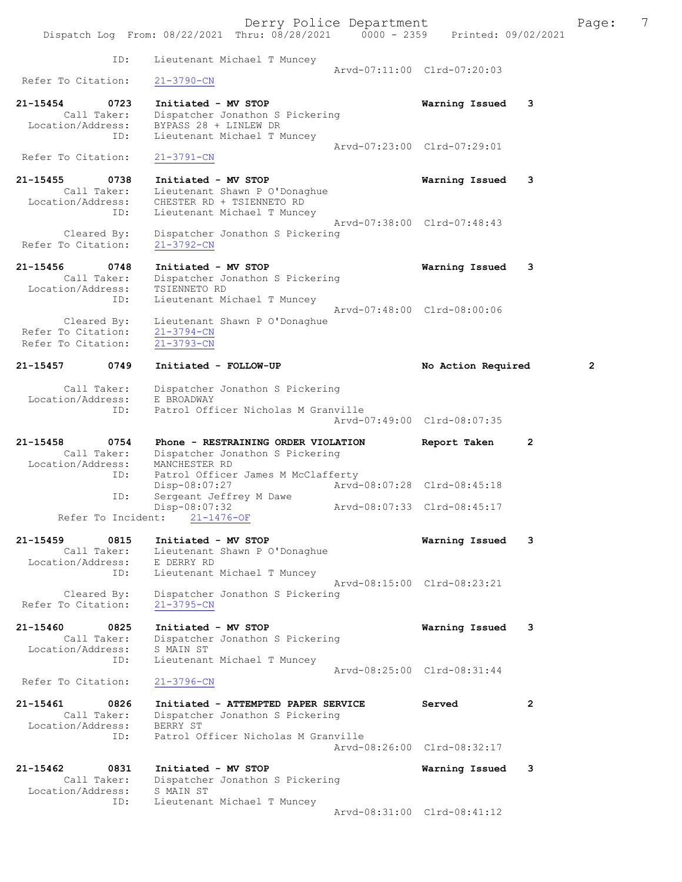```
              ID:     Lieutenant Michael T Muncey
                                                Arvd-07:11:00  Clrd-07:20:03
  Refer To Citation:   21-3790-CN

21-15454        0723    Initiated - MV STOP                       Warning Issued    3
          Call Taker:   Dispatcher Jonathon S Pickering
    Location/Address:   BYPASS 28 + LINLEW DR
                 ID:    Lieutenant Michael T Muncey
                                                Arvd-07:23:00  Clrd-07:29:01
  Refer To Citation:   21-3791-CN

21-15455        0738    Initiated - MV STOP                       Warning Issued    3
          Call Taker:   Lieutenant Shawn P O'Donaghue
    Location/Address:   CHESTER RD + TSIENNETO RD
                 ID:    Lieutenant Michael T Muncey
                                                Arvd-07:38:00  Clrd-07:48:43
         Cleared By:    Dispatcher Jonathon S Pickering
  Refer To Citation:   21-3792-CN

21-15456        0748    Initiated - MV STOP                       Warning Issued    3
          Call Taker:   Dispatcher Jonathon S Pickering
    Location/Address:   TSIENNETO RD
                 ID:    Lieutenant Michael T Muncey
                                                Arvd-07:48:00  Clrd-08:00:06
         Cleared By:    Lieutenant Shawn P O'Donaghue
  Refer To Citation:   21-3794-CN
  Refer To Citation:   21-3793-CN

21-15457        0749    Initiated - FOLLOW-UP                     No Action Required        2

          Call Taker:   Dispatcher Jonathon S Pickering
    Location/Address:   E BROADWAY
                 ID:    Patrol Officer Nicholas M Granville
                                                Arvd-07:49:00  Clrd-08:07:35

21-15458        0754    Phone - RESTRAINING ORDER VIOLATION       Report Taken      2
          Call Taker:   Dispatcher Jonathon S Pickering
    Location/Address:   MANCHESTER RD
                 ID:    Patrol Officer James M McClafferty
                        Disp-08:07:27           Arvd-08:07:28  Clrd-08:45:18
                 ID:    Sergeant Jeffrey M Dawe
                        Disp-08:07:32           Arvd-08:07:33  Clrd-08:45:17
      Refer To Incident:    21-1476-OF

21-15459        0815    Initiated - MV STOP                       Warning Issued    3
          Call Taker:   Lieutenant Shawn P O'Donaghue
    Location/Address:   E DERRY RD
                 ID:    Lieutenant Michael T Muncey
                                                Arvd-08:15:00  Clrd-08:23:21
         Cleared By:    Dispatcher Jonathon S Pickering
  Refer To Citation:   21-3795-CN

21-15460        0825    Initiated - MV STOP                       Warning Issued    3
          Call Taker:   Dispatcher Jonathon S Pickering
    Location/Address:   S MAIN ST
                 ID:    Lieutenant Michael T Muncey
                                                Arvd-08:25:00  Clrd-08:31:44
  Refer To Citation:   21-3796-CN

21-15461        0826    Initiated - ATTEMPTED PAPER SERVICE       Served            2
          Call Taker:   Dispatcher Jonathon S Pickering
    Location/Address:   BERRY ST
                 ID:    Patrol Officer Nicholas M Granville
                                                Arvd-08:26:00  Clrd-08:32:17

21-15462        0831    Initiated - MV STOP                       Warning Issued    3
          Call Taker:   Dispatcher Jonathon S Pickering
    Location/Address:   S MAIN ST
                 ID:    Lieutenant Michael T Muncey
                                                Arvd-08:31:00  Clrd-08:41:12
```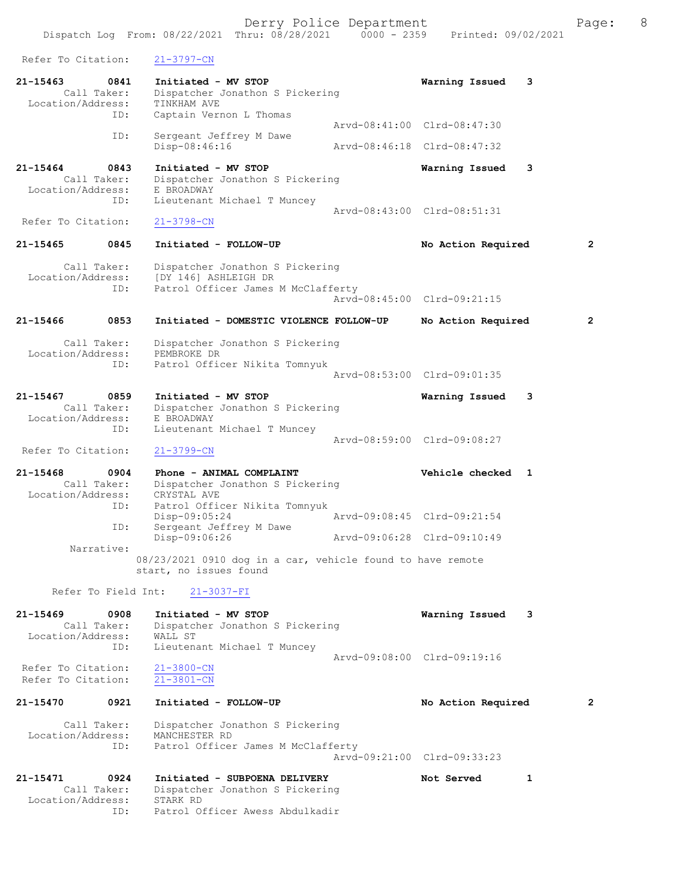Refer To Citation: 21-3797-CN

```
21-15463        0841    Initiated - MV STOP                      Warning Issued    3
         Call Taker:    Dispatcher Jonathon S Pickering
   Location/Address:    TINKHAM AVE
                 ID:    Captain Vernon L Thomas
                                                  Arvd-08:41:00  Clrd-08:47:30
                 ID:    Sergeant Jeffrey M Dawe
                        Disp-08:46:16             Arvd-08:46:18  Clrd-08:47:32

21-15464        0843    Initiated - MV STOP                      Warning Issued    3
         Call Taker:    Dispatcher Jonathon S Pickering
   Location/Address:    E BROADWAY
                 ID:    Lieutenant Michael T Muncey
                                                  Arvd-08:43:00  Clrd-08:51:31
  Refer To Citation:    21-3798-CN

21-15465        0845    Initiated - FOLLOW-UP                    No Action Required        2

         Call Taker:    Dispatcher Jonathon S Pickering
   Location/Address:    [DY 146] ASHLEIGH DR
                 ID:    Patrol Officer James M McClafferty
                                                  Arvd-08:45:00  Clrd-09:21:15

21-15466        0853    Initiated - DOMESTIC VIOLENCE FOLLOW-UP  No Action Required        2

         Call Taker:    Dispatcher Jonathon S Pickering
   Location/Address:    PEMBROKE DR
                 ID:    Patrol Officer Nikita Tomnyuk
                                                  Arvd-08:53:00  Clrd-09:01:35

21-15467        0859    Initiated - MV STOP                      Warning Issued    3
         Call Taker:    Dispatcher Jonathon S Pickering
   Location/Address:    E BROADWAY
                 ID:    Lieutenant Michael T Muncey
                                                  Arvd-08:59:00  Clrd-09:08:27
  Refer To Citation:    21-3799-CN

21-15468        0904    Phone - ANIMAL COMPLAINT                 Vehicle checked   1
         Call Taker:    Dispatcher Jonathon S Pickering
   Location/Address:    CRYSTAL AVE
                 ID:    Patrol Officer Nikita Tomnyuk
                        Disp-09:05:24             Arvd-09:08:45  Clrd-09:21:54
                 ID:    Sergeant Jeffrey M Dawe
                        Disp-09:06:26             Arvd-09:06:28  Clrd-09:10:49
          Narrative:
                      08/23/2021 0910 dog in a car, vehicle found to have remote
                      start, no issues found

      Refer To Field Int:    21-3037-FI

21-15469        0908    Initiated - MV STOP                      Warning Issued    3
         Call Taker:    Dispatcher Jonathon S Pickering
   Location/Address:    WALL ST
                 ID:    Lieutenant Michael T Muncey
                                                  Arvd-09:08:00  Clrd-09:19:16
  Refer To Citation:    21-3800-CN
  Refer To Citation:    21-3801-CN

21-15470        0921    Initiated - FOLLOW-UP                    No Action Required        2

         Call Taker:    Dispatcher Jonathon S Pickering
   Location/Address:    MANCHESTER RD
                 ID:    Patrol Officer James M McClafferty
                                                  Arvd-09:21:00  Clrd-09:33:23

21-15471        0924    Initiated - SUBPOENA DELIVERY            Not Served        1
         Call Taker:    Dispatcher Jonathon S Pickering
   Location/Address:    STARK RD
                 ID:    Patrol Officer Awess Abdulkadir
```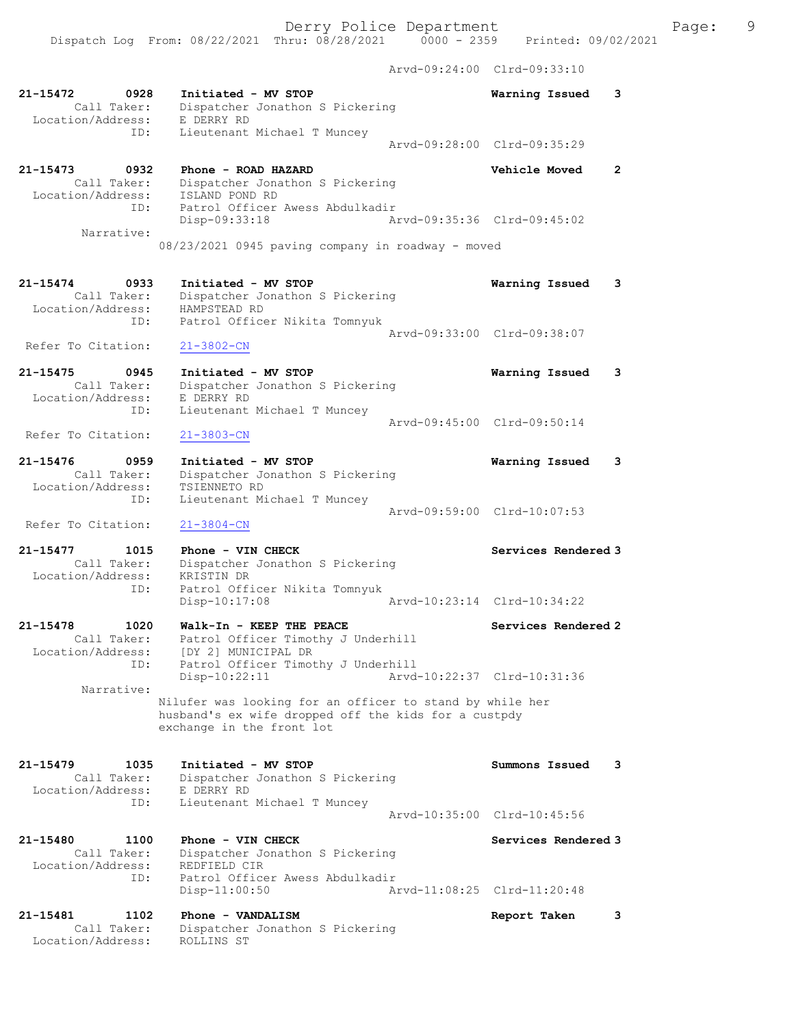Arvd-09:24:00 Clrd-09:33:10

21-15472 0928 Initiated - MV STOP Warning Issued 3
Call Taker: Dispatcher Jonathon S Pickering
Location/Address: E DERRY RD
ID: Lieutenant Michael T Muncey
Arvd-09:28:00 Clrd-09:35:29

21-15473 0932 Phone - ROAD HAZARD Vehicle Moved 2
Call Taker: Dispatcher Jonathon S Pickering
Location/Address: ISLAND POND RD
ID: Patrol Officer Awess Abdulkadir
Disp-09:33:18 Arvd-09:35:36 Clrd-09:45:02
Narrative:
08/23/2021 0945 paving company in roadway - moved

21-15474 0933 Initiated - MV STOP Warning Issued 3
Call Taker: Dispatcher Jonathon S Pickering
Location/Address: HAMPSTEAD RD
ID: Patrol Officer Nikita Tomnyuk
Arvd-09:33:00 Clrd-09:38:07
Refer To Citation: 21-3802-CN

21-15475 0945 Initiated - MV STOP Warning Issued 3
Call Taker: Dispatcher Jonathon S Pickering
Location/Address: E DERRY RD
ID: Lieutenant Michael T Muncey
Arvd-09:45:00 Clrd-09:50:14
Refer To Citation: 21-3803-CN

21-15476 0959 Initiated - MV STOP Warning Issued 3
Call Taker: Dispatcher Jonathon S Pickering
Location/Address: TSIENNETO RD
ID: Lieutenant Michael T Muncey
Arvd-09:59:00 Clrd-10:07:53
Refer To Citation: 21-3804-CN

21-15477 1015 Phone - VIN CHECK Services Rendered 3
Call Taker: Dispatcher Jonathon S Pickering
Location/Address: KRISTIN DR
ID: Patrol Officer Nikita Tomnyuk
Disp-10:17:08 Arvd-10:23:14 Clrd-10:34:22

21-15478 1020 Walk-In - KEEP THE PEACE Services Rendered 2
Call Taker: Patrol Officer Timothy J Underhill
Location/Address: [DY 2] MUNICIPAL DR
ID: Patrol Officer Timothy J Underhill
Disp-10:22:11 Arvd-10:22:37 Clrd-10:31:36
Narrative:
Nilufer was looking for an officer to stand by while her husband's ex wife dropped off the kids for a custpdy exchange in the front lot

21-15479 1035 Initiated - MV STOP Summons Issued 3
Call Taker: Dispatcher Jonathon S Pickering
Location/Address: E DERRY RD
ID: Lieutenant Michael T Muncey
Arvd-10:35:00 Clrd-10:45:56

21-15480 1100 Phone - VIN CHECK Services Rendered 3
Call Taker: Dispatcher Jonathon S Pickering
Location/Address: REDFIELD CIR
ID: Patrol Officer Awess Abdulkadir
Disp-11:00:50 Arvd-11:08:25 Clrd-11:20:48

21-15481 1102 Phone - VANDALISM Report Taken 3
Call Taker: Dispatcher Jonathon S Pickering
Location/Address: ROLLINS ST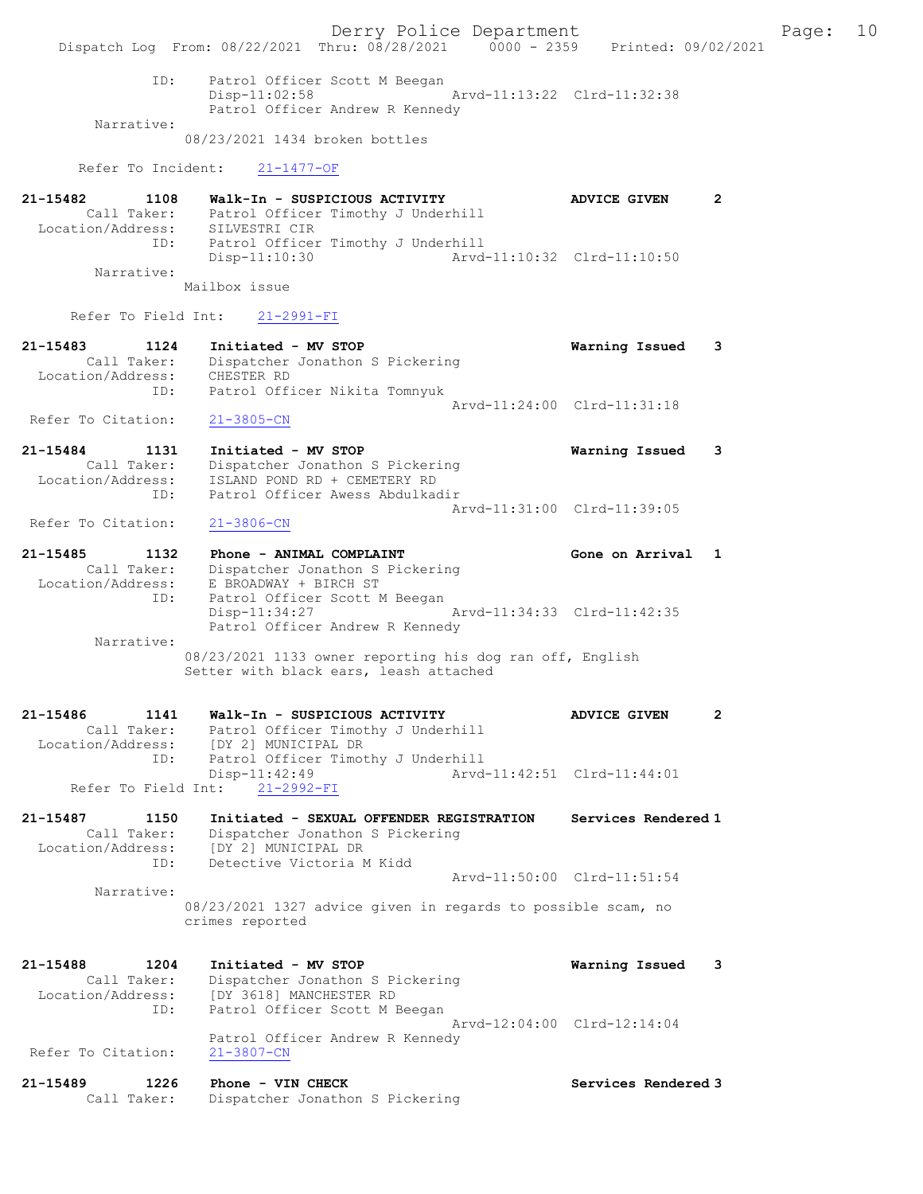```
            ID:    Patrol Officer Scott M Beegan
                   Disp-11:02:58               Arvd-11:13:22  Clrd-11:32:38
                   Patrol Officer Andrew R Kennedy
     Narrative:
                  08/23/2021 1434 broken bottles

    Refer To Incident:    21-1477-OF

21-15482        1108    Walk-In - SUSPICIOUS ACTIVITY           ADVICE GIVEN     2
        Call Taker:     Patrol Officer Timothy J Underhill
  Location/Address:     SILVESTRI CIR
                ID:     Patrol Officer Timothy J Underhill
                        Disp-11:10:30             Arvd-11:10:32  Clrd-11:10:50
         Narrative:
                       Mailbox issue

     Refer To Field Int:    21-2991-FI

21-15483        1124    Initiated - MV STOP                     Warning Issued   3
        Call Taker:     Dispatcher Jonathon S Pickering
  Location/Address:     CHESTER RD
                ID:     Patrol Officer Nikita Tomnyuk
                                                  Arvd-11:24:00  Clrd-11:31:18
  Refer To Citation:    21-3805-CN

21-15484        1131    Initiated - MV STOP                     Warning Issued   3
        Call Taker:     Dispatcher Jonathon S Pickering
  Location/Address:     ISLAND POND RD + CEMETERY RD
                ID:     Patrol Officer Awess Abdulkadir
                                                  Arvd-11:31:00  Clrd-11:39:05
  Refer To Citation:    21-3806-CN

21-15485        1132    Phone - ANIMAL COMPLAINT                Gone on Arrival  1
        Call Taker:     Dispatcher Jonathon S Pickering
  Location/Address:     E BROADWAY + BIRCH ST
                ID:     Patrol Officer Scott M Beegan
                        Disp-11:34:27             Arvd-11:34:33  Clrd-11:42:35
                        Patrol Officer Andrew R Kennedy
         Narrative:
                       08/23/2021 1133 owner reporting his dog ran off, English
                       Setter with black ears, leash attached

21-15486        1141    Walk-In - SUSPICIOUS ACTIVITY           ADVICE GIVEN     2
        Call Taker:     Patrol Officer Timothy J Underhill
  Location/Address:     [DY 2] MUNICIPAL DR
                ID:     Patrol Officer Timothy J Underhill
                        Disp-11:42:49             Arvd-11:42:51  Clrd-11:44:01
     Refer To Field Int:    21-2992-FI

21-15487        1150    Initiated - SEXUAL OFFENDER REGISTRATION    Services Rendered 1
        Call Taker:     Dispatcher Jonathon S Pickering
  Location/Address:     [DY 2] MUNICIPAL DR
                ID:     Detective Victoria M Kidd
                                                  Arvd-11:50:00  Clrd-11:51:54
         Narrative:
                       08/23/2021 1327 advice given in regards to possible scam, no
                       crimes reported

21-15488        1204    Initiated - MV STOP                     Warning Issued   3
        Call Taker:     Dispatcher Jonathon S Pickering
  Location/Address:     [DY 3618] MANCHESTER RD
                ID:     Patrol Officer Scott M Beegan
                                                  Arvd-12:04:00  Clrd-12:14:04
                        Patrol Officer Andrew R Kennedy
  Refer To Citation:    21-3807-CN

21-15489        1226    Phone - VIN CHECK                       Services Rendered 3
        Call Taker:     Dispatcher Jonathon S Pickering
```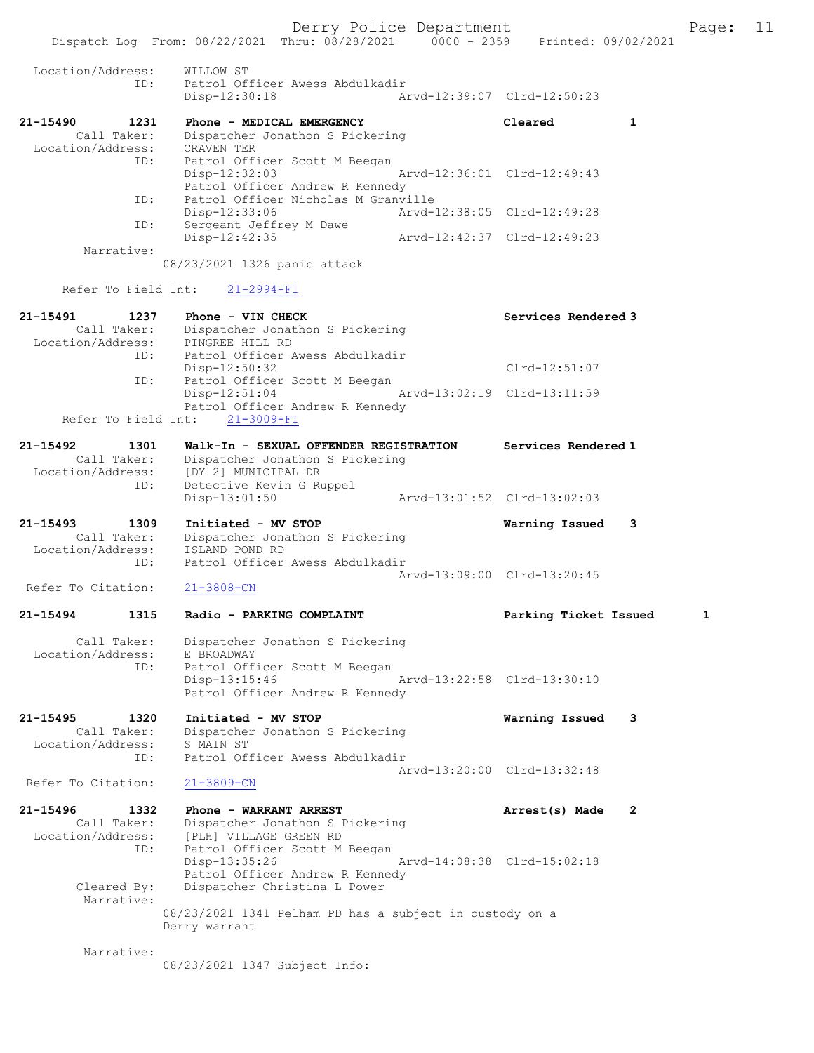```
Location/Address:    WILLOW ST
              ID:    Patrol Officer Awess Abdulkadir
                     Disp-12:30:18              Arvd-12:39:07  Clrd-12:50:23

21-15490        1231   Phone - MEDICAL EMERGENCY                  Cleared          1
       Call Taker:    Dispatcher Jonathon S Pickering
 Location/Address:    CRAVEN TER
              ID:    Patrol Officer Scott M Beegan
                     Disp-12:32:03              Arvd-12:36:01  Clrd-12:49:43
                     Patrol Officer Andrew R Kennedy
              ID:    Patrol Officer Nicholas M Granville
                     Disp-12:33:06              Arvd-12:38:05  Clrd-12:49:28
              ID:    Sergeant Jeffrey M Dawe
                     Disp-12:42:35              Arvd-12:42:37  Clrd-12:49:23
        Narrative:
                   08/23/2021 1326 panic attack

     Refer To Field Int:    21-2994-FI

21-15491        1237   Phone - VIN CHECK                          Services Rendered 3
       Call Taker:    Dispatcher Jonathon S Pickering
 Location/Address:    PINGREE HILL RD
              ID:    Patrol Officer Awess Abdulkadir
                     Disp-12:50:32                             Clrd-12:51:07
              ID:    Patrol Officer Scott M Beegan
                     Disp-12:51:04              Arvd-13:02:19  Clrd-13:11:59
                     Patrol Officer Andrew R Kennedy
     Refer To Field Int:    21-3009-FI

21-15492        1301   Walk-In - SEXUAL OFFENDER REGISTRATION     Services Rendered 1
       Call Taker:    Dispatcher Jonathon S Pickering
 Location/Address:    [DY 2] MUNICIPAL DR
              ID:    Detective Kevin G Ruppel
                     Disp-13:01:50              Arvd-13:01:52  Clrd-13:02:03

21-15493        1309   Initiated - MV STOP                        Warning Issued   3
       Call Taker:    Dispatcher Jonathon S Pickering
 Location/Address:    ISLAND POND RD
              ID:    Patrol Officer Awess Abdulkadir
                                                Arvd-13:09:00  Clrd-13:20:45
  Refer To Citation:    21-3808-CN

21-15494        1315   Radio - PARKING COMPLAINT                  Parking Ticket Issued      1

       Call Taker:    Dispatcher Jonathon S Pickering
 Location/Address:    E BROADWAY
              ID:    Patrol Officer Scott M Beegan
                     Disp-13:15:46              Arvd-13:22:58  Clrd-13:30:10
                     Patrol Officer Andrew R Kennedy

21-15495        1320   Initiated - MV STOP                        Warning Issued   3
       Call Taker:    Dispatcher Jonathon S Pickering
 Location/Address:    S MAIN ST
              ID:    Patrol Officer Awess Abdulkadir
                                                Arvd-13:20:00  Clrd-13:32:48
  Refer To Citation:    21-3809-CN

21-15496        1332   Phone - WARRANT ARREST                     Arrest(s) Made   2
       Call Taker:    Dispatcher Jonathon S Pickering
 Location/Address:    [PLH] VILLAGE GREEN RD
              ID:    Patrol Officer Scott M Beegan
                     Disp-13:35:26              Arvd-14:08:38  Clrd-15:02:18
                     Patrol Officer Andrew R Kennedy
       Cleared By:    Dispatcher Christina L Power
        Narrative:
                   08/23/2021 1341 Pelham PD has a subject in custody on a
                   Derry warrant

        Narrative:
                   08/23/2021 1347 Subject Info:
```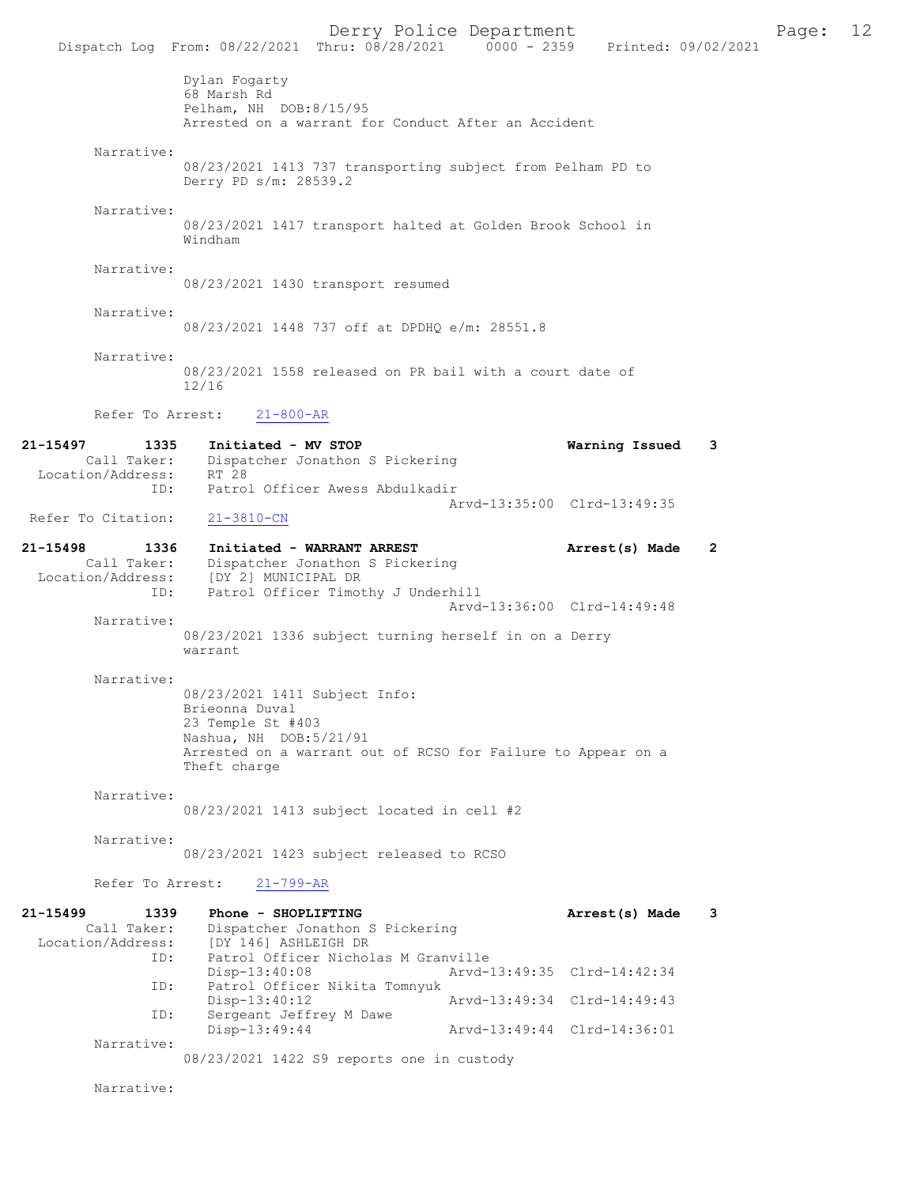Dylan Fogarty
68 Marsh Rd
Pelham, NH DOB:8/15/95
Arrested on a warrant for Conduct After an Accident

Narrative:
08/23/2021 1413 737 transporting subject from Pelham PD to Derry PD s/m: 28539.2

Narrative:
08/23/2021 1417 transport halted at Golden Brook School in Windham

Narrative:
08/23/2021 1430 transport resumed

Narrative:
08/23/2021 1448 737 off at DPDHQ e/m: 28551.8

Narrative:
08/23/2021 1558 released on PR bail with a court date of 12/16

Refer To Arrest: 21-800-AR

**21-15497 1335 Initiated - MV STOP — Warning Issued 3**
Call Taker: Dispatcher Jonathon S Pickering
Location/Address: RT 28
ID: Patrol Officer Awess Abdulkadir
Arvd-13:35:00 Clrd-13:49:35
Refer To Citation: 21-3810-CN

**21-15498 1336 Initiated - WARRANT ARREST — Arrest(s) Made 2**
Call Taker: Dispatcher Jonathon S Pickering
Location/Address: [DY 2] MUNICIPAL DR
ID: Patrol Officer Timothy J Underhill
Arvd-13:36:00 Clrd-14:49:48

Narrative:
08/23/2021 1336 subject turning herself in on a Derry warrant

Narrative:
08/23/2021 1411 Subject Info:
Brieonna Duval
23 Temple St #403
Nashua, NH DOB:5/21/91
Arrested on a warrant out of RCSO for Failure to Appear on a Theft charge

Narrative:
08/23/2021 1413 subject located in cell #2

Narrative:
08/23/2021 1423 subject released to RCSO

Refer To Arrest: 21-799-AR

**21-15499 1339 Phone - SHOPLIFTING — Arrest(s) Made 3**
Call Taker: Dispatcher Jonathon S Pickering
Location/Address: [DY 146] ASHLEIGH DR
ID: Patrol Officer Nicholas M Granville
Disp-13:40:08 Arvd-13:49:35 Clrd-14:42:34
ID: Patrol Officer Nikita Tomnyuk
Disp-13:40:12 Arvd-13:49:34 Clrd-14:49:43
ID: Sergeant Jeffrey M Dawe
Disp-13:49:44 Arvd-13:49:44 Clrd-14:36:01

Narrative:
08/23/2021 1422 S9 reports one in custody

Narrative: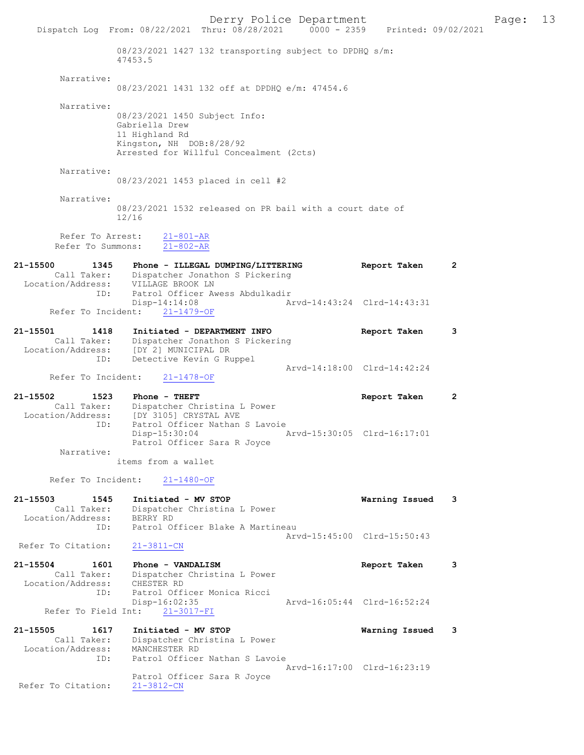08/23/2021 1427 132 transporting subject to DPDHQ s/m: 47453.5

Narrative:
08/23/2021 1431 132 off at DPDHQ e/m: 47454.6

Narrative:
08/23/2021 1450 Subject Info:
Gabriella Drew
11 Highland Rd
Kingston, NH DOB:8/28/92
Arrested for Willful Concealment (2cts)

Narrative:
08/23/2021 1453 placed in cell #2

Narrative:
08/23/2021 1532 released on PR bail with a court date of 12/16

Refer To Arrest: 21-801-AR
Refer To Summons: 21-802-AR

**21-15500 1345 Phone - ILLEGAL DUMPING/LITTERING** Report Taken 2
Call Taker: Dispatcher Jonathon S Pickering
Location/Address: VILLAGE BROOK LN
ID: Patrol Officer Awess Abdulkadir
Disp-14:14:08 Arvd-14:43:24 Clrd-14:43:31
Refer To Incident: 21-1479-OF

**21-15501 1418 Initiated - DEPARTMENT INFO** Report Taken 3
Call Taker: Dispatcher Jonathon S Pickering
Location/Address: [DY 2] MUNICIPAL DR
ID: Detective Kevin G Ruppel
Arvd-14:18:00 Clrd-14:42:24
Refer To Incident: 21-1478-OF

**21-15502 1523 Phone - THEFT** Report Taken 2
Call Taker: Dispatcher Christina L Power
Location/Address: [DY 3105] CRYSTAL AVE
ID: Patrol Officer Nathan S Lavoie
Disp-15:30:04 Arvd-15:30:05 Clrd-16:17:01
Patrol Officer Sara R Joyce
Narrative:
items from a wallet

Refer To Incident: 21-1480-OF

**21-15503 1545 Initiated - MV STOP** Warning Issued 3
Call Taker: Dispatcher Christina L Power
Location/Address: BERRY RD
ID: Patrol Officer Blake A Martineau
Arvd-15:45:00 Clrd-15:50:43
Refer To Citation: 21-3811-CN

**21-15504 1601 Phone - VANDALISM** Report Taken 3
Call Taker: Dispatcher Christina L Power
Location/Address: CHESTER RD
ID: Patrol Officer Monica Ricci
Disp-16:02:35 Arvd-16:05:44 Clrd-16:52:24
Refer To Field Int: 21-3017-FI

**21-15505 1617 Initiated - MV STOP** Warning Issued 3
Call Taker: Dispatcher Christina L Power
Location/Address: MANCHESTER RD
ID: Patrol Officer Nathan S Lavoie
Arvd-16:17:00 Clrd-16:23:19
Patrol Officer Sara R Joyce
Refer To Citation: 21-3812-CN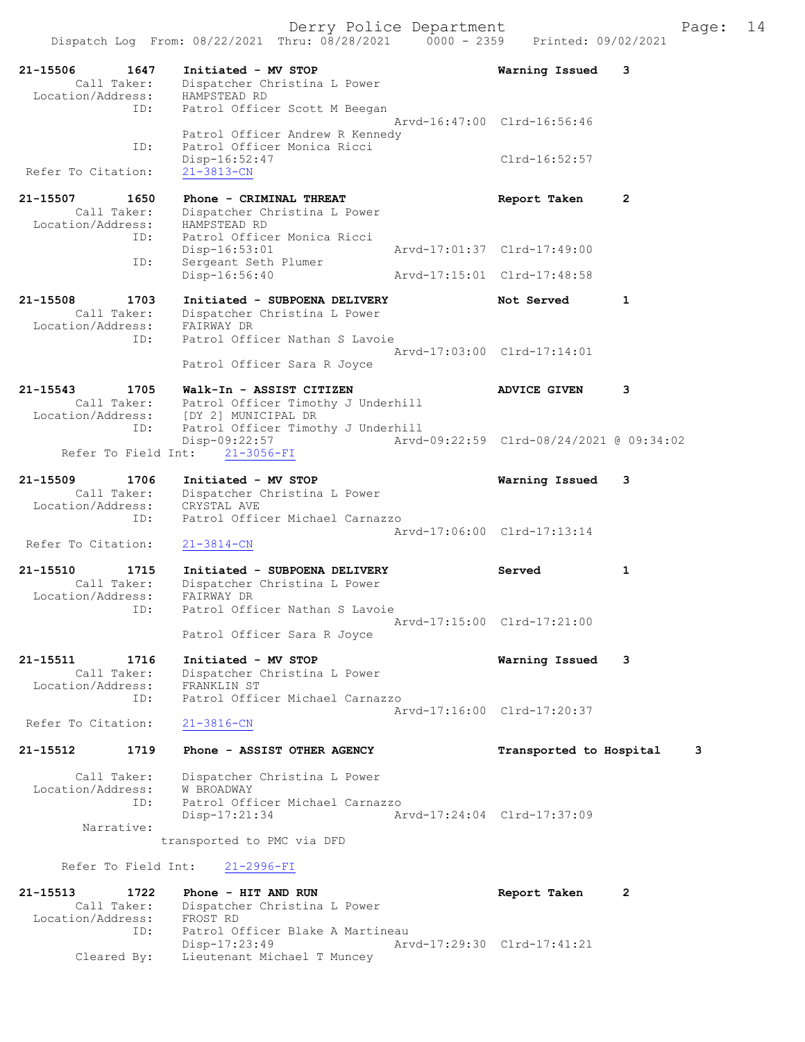Dispatch Log From: 08/22/2021 Thru: 08/28/2021 0000 - 2359 Printed: 09/02/2021

```
21-15506        1647    Initiated - MV STOP                         Warning Issued    3
        Call Taker:     Dispatcher Christina L Power
  Location/Address:     HAMPSTEAD RD
                ID:     Patrol Officer Scott M Beegan
                                                  Arvd-16:47:00  Clrd-16:56:46
                        Patrol Officer Andrew R Kennedy
                ID:     Patrol Officer Monica Ricci
                        Disp-16:52:47                            Clrd-16:52:57
 Refer To Citation:     21-3813-CN

21-15507        1650    Phone - CRIMINAL THREAT                     Report Taken      2
        Call Taker:     Dispatcher Christina L Power
  Location/Address:     HAMPSTEAD RD
                ID:     Patrol Officer Monica Ricci
                        Disp-16:53:01             Arvd-17:01:37  Clrd-17:49:00
                ID:     Sergeant Seth Plumer
                        Disp-16:56:40             Arvd-17:15:01  Clrd-17:48:58

21-15508        1703    Initiated - SUBPOENA DELIVERY               Not Served        1
        Call Taker:     Dispatcher Christina L Power
  Location/Address:     FAIRWAY DR
                ID:     Patrol Officer Nathan S Lavoie
                                                  Arvd-17:03:00  Clrd-17:14:01
                        Patrol Officer Sara R Joyce

21-15543        1705    Walk-In - ASSIST CITIZEN                    ADVICE GIVEN      3
        Call Taker:     Patrol Officer Timothy J Underhill
  Location/Address:     [DY 2] MUNICIPAL DR
                ID:     Patrol Officer Timothy J Underhill
                        Disp-09:22:57             Arvd-09:22:59  Clrd-08/24/2021 @ 09:34:02
    Refer To Field Int:     21-3056-FI

21-15509        1706    Initiated - MV STOP                         Warning Issued    3
        Call Taker:     Dispatcher Christina L Power
  Location/Address:     CRYSTAL AVE
                ID:     Patrol Officer Michael Carnazzo
                                                  Arvd-17:06:00  Clrd-17:13:14
 Refer To Citation:     21-3814-CN

21-15510        1715    Initiated - SUBPOENA DELIVERY               Served            1
        Call Taker:     Dispatcher Christina L Power
  Location/Address:     FAIRWAY DR
                ID:     Patrol Officer Nathan S Lavoie
                                                  Arvd-17:15:00  Clrd-17:21:00
                        Patrol Officer Sara R Joyce

21-15511        1716    Initiated - MV STOP                         Warning Issued    3
        Call Taker:     Dispatcher Christina L Power
  Location/Address:     FRANKLIN ST
                ID:     Patrol Officer Michael Carnazzo
                                                  Arvd-17:16:00  Clrd-17:20:37
 Refer To Citation:     21-3816-CN

21-15512        1719    Phone - ASSIST OTHER AGENCY                 Transported to Hospital     3

        Call Taker:     Dispatcher Christina L Power
  Location/Address:     W BROADWAY
                ID:     Patrol Officer Michael Carnazzo
                        Disp-17:21:34             Arvd-17:24:04  Clrd-17:37:09
         Narrative:
                      transported to PMC via DFD

    Refer To Field Int:     21-2996-FI

21-15513        1722    Phone - HIT AND RUN                         Report Taken      2
        Call Taker:     Dispatcher Christina L Power
  Location/Address:     FROST RD
                ID:     Patrol Officer Blake A Martineau
                        Disp-17:23:49             Arvd-17:29:30  Clrd-17:41:21
        Cleared By:     Lieutenant Michael T Muncey
```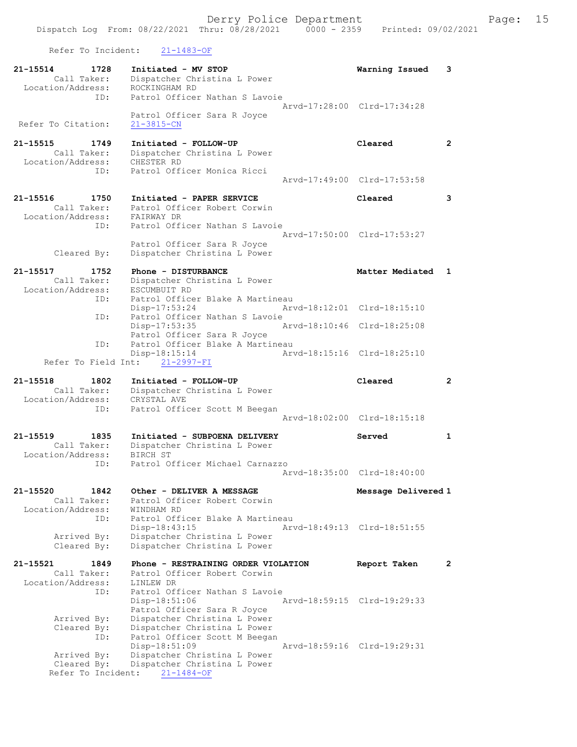Refer To Incident: 21-1483-OF

```
21-15514        1728    Initiated - MV STOP                             Warning Issued    3
        Call Taker:     Dispatcher Christina L Power
  Location/Address:     ROCKINGHAM RD
                ID:     Patrol Officer Nathan S Lavoie
                                                    Arvd-17:28:00  Clrd-17:34:28
                        Patrol Officer Sara R Joyce
 Refer To Citation:     21-3815-CN

21-15515        1749    Initiated - FOLLOW-UP                           Cleared           2
        Call Taker:     Dispatcher Christina L Power
  Location/Address:     CHESTER RD
                ID:     Patrol Officer Monica Ricci
                                                    Arvd-17:49:00  Clrd-17:53:58

21-15516        1750    Initiated - PAPER SERVICE                       Cleared           3
        Call Taker:     Patrol Officer Robert Corwin
  Location/Address:     FAIRWAY DR
                ID:     Patrol Officer Nathan S Lavoie
                                                    Arvd-17:50:00  Clrd-17:53:27
                        Patrol Officer Sara R Joyce
        Cleared By:     Dispatcher Christina L Power

21-15517        1752    Phone - DISTURBANCE                             Matter Mediated   1
        Call Taker:     Dispatcher Christina L Power
  Location/Address:     ESCUMBUIT RD
                ID:     Patrol Officer Blake A Martineau
                        Disp-17:53:24               Arvd-18:12:01  Clrd-18:15:10
                ID:     Patrol Officer Nathan S Lavoie
                        Disp-17:53:35               Arvd-18:10:46  Clrd-18:25:08
                        Patrol Officer Sara R Joyce
                ID:     Patrol Officer Blake A Martineau
                        Disp-18:15:14               Arvd-18:15:16  Clrd-18:25:10
   Refer To Field Int:  21-2997-FI

21-15518        1802    Initiated - FOLLOW-UP                           Cleared           2
        Call Taker:     Dispatcher Christina L Power
  Location/Address:     CRYSTAL AVE
                ID:     Patrol Officer Scott M Beegan
                                                    Arvd-18:02:00  Clrd-18:15:18

21-15519        1835    Initiated - SUBPOENA DELIVERY                   Served            1
        Call Taker:     Dispatcher Christina L Power
  Location/Address:     BIRCH ST
                ID:     Patrol Officer Michael Carnazzo
                                                    Arvd-18:35:00  Clrd-18:40:00

21-15520        1842    Other - DELIVER A MESSAGE                       Message Delivered 1
        Call Taker:     Patrol Officer Robert Corwin
  Location/Address:     WINDHAM RD
                ID:     Patrol Officer Blake A Martineau
                        Disp-18:43:15               Arvd-18:49:13  Clrd-18:51:55
        Arrived By:     Dispatcher Christina L Power
        Cleared By:     Dispatcher Christina L Power

21-15521        1849    Phone - RESTRAINING ORDER VIOLATION             Report Taken      2
        Call Taker:     Patrol Officer Robert Corwin
  Location/Address:     LINLEW DR
                ID:     Patrol Officer Nathan S Lavoie
                        Disp-18:51:06               Arvd-18:59:15  Clrd-19:29:33
                        Patrol Officer Sara R Joyce
        Arrived By:     Dispatcher Christina L Power
        Cleared By:     Dispatcher Christina L Power
                ID:     Patrol Officer Scott M Beegan
                        Disp-18:51:09               Arvd-18:59:16  Clrd-19:29:31
        Arrived By:     Dispatcher Christina L Power
        Cleared By:     Dispatcher Christina L Power
   Refer To Incident:   21-1484-OF
```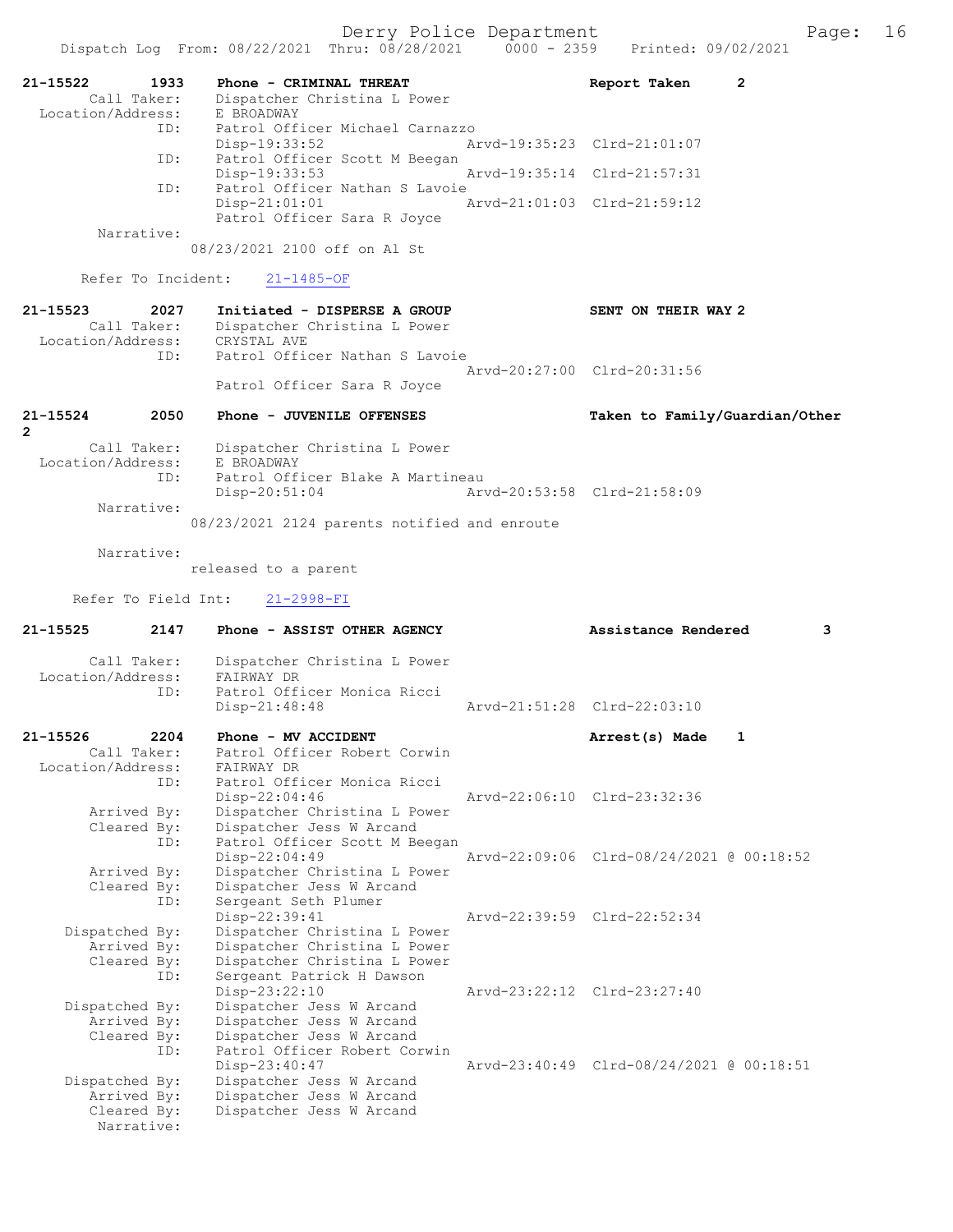21-15522 1933 Phone - CRIMINAL THREAT Report Taken 2
Call Taker: Dispatcher Christina L Power
Location/Address: E BROADWAY
ID: Patrol Officer Michael Carnazzo
Disp-19:33:52 Arvd-19:35:23 Clrd-21:01:07
ID: Patrol Officer Scott M Beegan
Disp-19:33:53 Arvd-19:35:14 Clrd-21:57:31
ID: Patrol Officer Nathan S Lavoie
Disp-21:01:01 Arvd-21:01:03 Clrd-21:59:12
Patrol Officer Sara R Joyce
Narrative:
08/23/2021 2100 off on Al St

Refer To Incident: 21-1485-OF

21-15523 2027 Initiated - DISPERSE A GROUP SENT ON THEIR WAY 2
Call Taker: Dispatcher Christina L Power
Location/Address: CRYSTAL AVE
ID: Patrol Officer Nathan S Lavoie
Arvd-20:27:00 Clrd-20:31:56
Patrol Officer Sara R Joyce

21-15524 2050 Phone - JUVENILE OFFENSES Taken to Family/Guardian/Other 2
Call Taker: Dispatcher Christina L Power
Location/Address: E BROADWAY
ID: Patrol Officer Blake A Martineau
Disp-20:51:04 Arvd-20:53:58 Clrd-21:58:09
Narrative:
08/23/2021 2124 parents notified and enroute

Narrative:
released to a parent

Refer To Field Int: 21-2998-FI

21-15525 2147 Phone - ASSIST OTHER AGENCY Assistance Rendered 3
Call Taker: Dispatcher Christina L Power
Location/Address: FAIRWAY DR
ID: Patrol Officer Monica Ricci
Disp-21:48:48 Arvd-21:51:28 Clrd-22:03:10

21-15526 2204 Phone - MV ACCIDENT Arrest(s) Made 1
Call Taker: Patrol Officer Robert Corwin
Location/Address: FAIRWAY DR
ID: Patrol Officer Monica Ricci
Disp-22:04:46 Arvd-22:06:10 Clrd-23:32:36
Arrived By: Dispatcher Christina L Power
Cleared By: Dispatcher Jess W Arcand
ID: Patrol Officer Scott M Beegan
Disp-22:04:49 Arvd-22:09:06 Clrd-08/24/2021 @ 00:18:52
Arrived By: Dispatcher Christina L Power
Cleared By: Dispatcher Jess W Arcand
ID: Sergeant Seth Plumer
Disp-22:39:41 Arvd-22:39:59 Clrd-22:52:34
Dispatched By: Dispatcher Christina L Power
Arrived By: Dispatcher Christina L Power
Cleared By: Dispatcher Christina L Power
ID: Sergeant Patrick H Dawson
Disp-23:22:10 Arvd-23:22:12 Clrd-23:27:40
Dispatched By: Dispatcher Jess W Arcand
Arrived By: Dispatcher Jess W Arcand
Cleared By: Dispatcher Jess W Arcand
ID: Patrol Officer Robert Corwin
Disp-23:40:47 Arvd-23:40:49 Clrd-08/24/2021 @ 00:18:51
Dispatched By: Dispatcher Jess W Arcand
Arrived By: Dispatcher Jess W Arcand
Cleared By: Dispatcher Jess W Arcand
Narrative: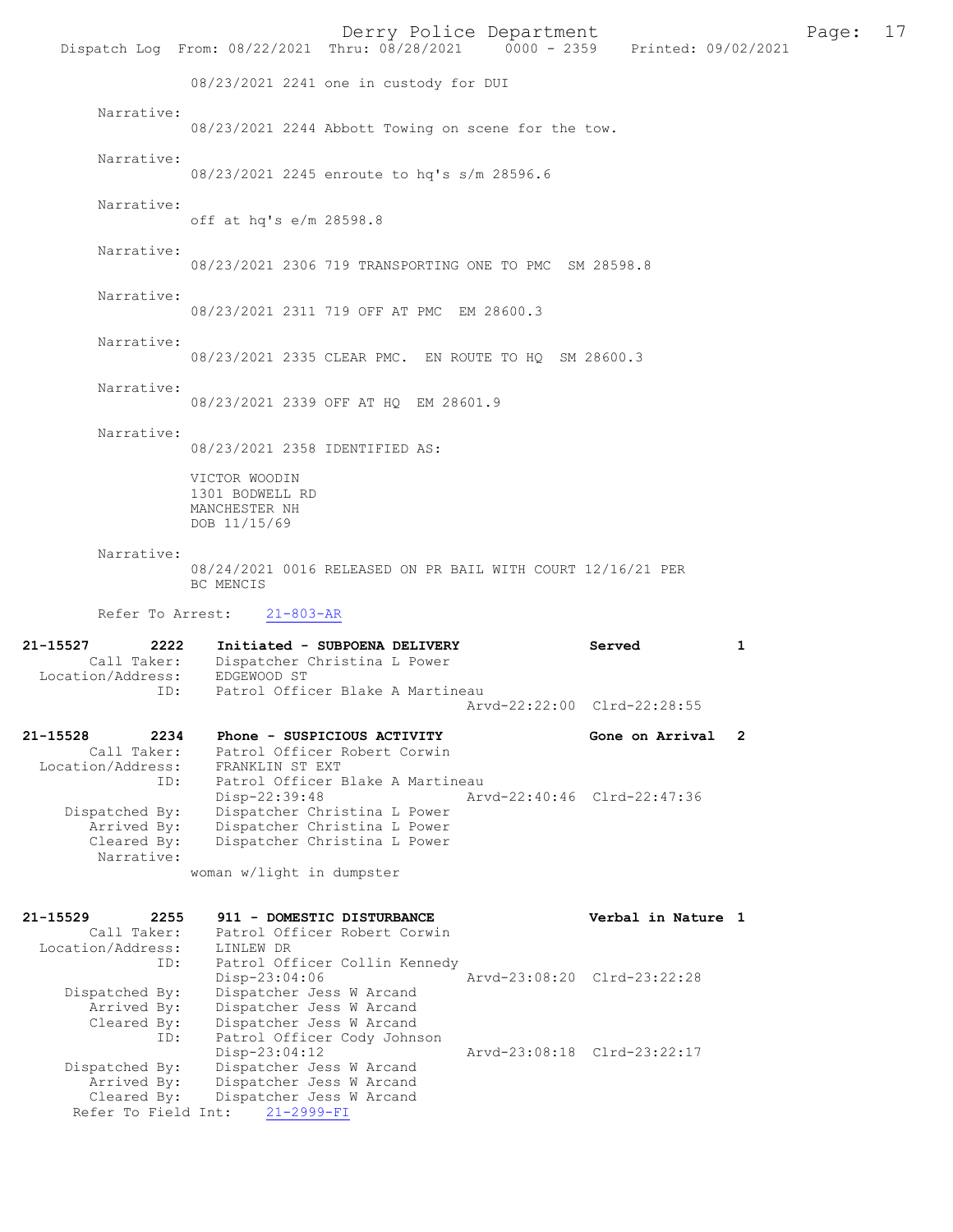08/23/2021 2241 one in custody for DUI

Narrative:
08/23/2021 2244 Abbott Towing on scene for the tow.

Narrative:
08/23/2021 2245 enroute to hq's s/m 28596.6

Narrative:
off at hq's e/m 28598.8

Narrative:
08/23/2021 2306 719 TRANSPORTING ONE TO PMC SM 28598.8

Narrative:
08/23/2021 2311 719 OFF AT PMC EM 28600.3

Narrative:
08/23/2021 2335 CLEAR PMC. EN ROUTE TO HQ SM 28600.3

Narrative:
08/23/2021 2339 OFF AT HQ EM 28601.9

Narrative:
08/23/2021 2358 IDENTIFIED AS:

VICTOR WOODIN
1301 BODWELL RD
MANCHESTER NH
DOB 11/15/69

Narrative:
08/24/2021 0016 RELEASED ON PR BAIL WITH COURT 12/16/21 PER BC MENCIS

Refer To Arrest: 21-803-AR

**21-15527 2222 Initiated - SUBPOENA DELIVERY — Served — 1**

Call Taker: Dispatcher Christina L Power
Location/Address: EDGEWOOD ST
ID: Patrol Officer Blake A Martineau
Arvd-22:22:00 Clrd-22:28:55

**21-15528 2234 Phone - SUSPICIOUS ACTIVITY — Gone on Arrival — 2**

Call Taker: Patrol Officer Robert Corwin
Location/Address: FRANKLIN ST EXT
ID: Patrol Officer Blake A Martineau
Disp-22:39:48 Arvd-22:40:46 Clrd-22:47:36
Dispatched By: Dispatcher Christina L Power
Arrived By: Dispatcher Christina L Power
Cleared By: Dispatcher Christina L Power
Narrative:
woman w/light in dumpster

**21-15529 2255 911 - DOMESTIC DISTURBANCE — Verbal in Nature — 1**

Call Taker: Patrol Officer Robert Corwin
Location/Address: LINLEW DR
ID: Patrol Officer Collin Kennedy
Disp-23:04:06 Arvd-23:08:20 Clrd-23:22:28
Dispatched By: Dispatcher Jess W Arcand
Arrived By: Dispatcher Jess W Arcand
Cleared By: Dispatcher Jess W Arcand
ID: Patrol Officer Cody Johnson
Disp-23:04:12 Arvd-23:08:18 Clrd-23:22:17
Dispatched By: Dispatcher Jess W Arcand
Arrived By: Dispatcher Jess W Arcand
Cleared By: Dispatcher Jess W Arcand
Refer To Field Int: 21-2999-FI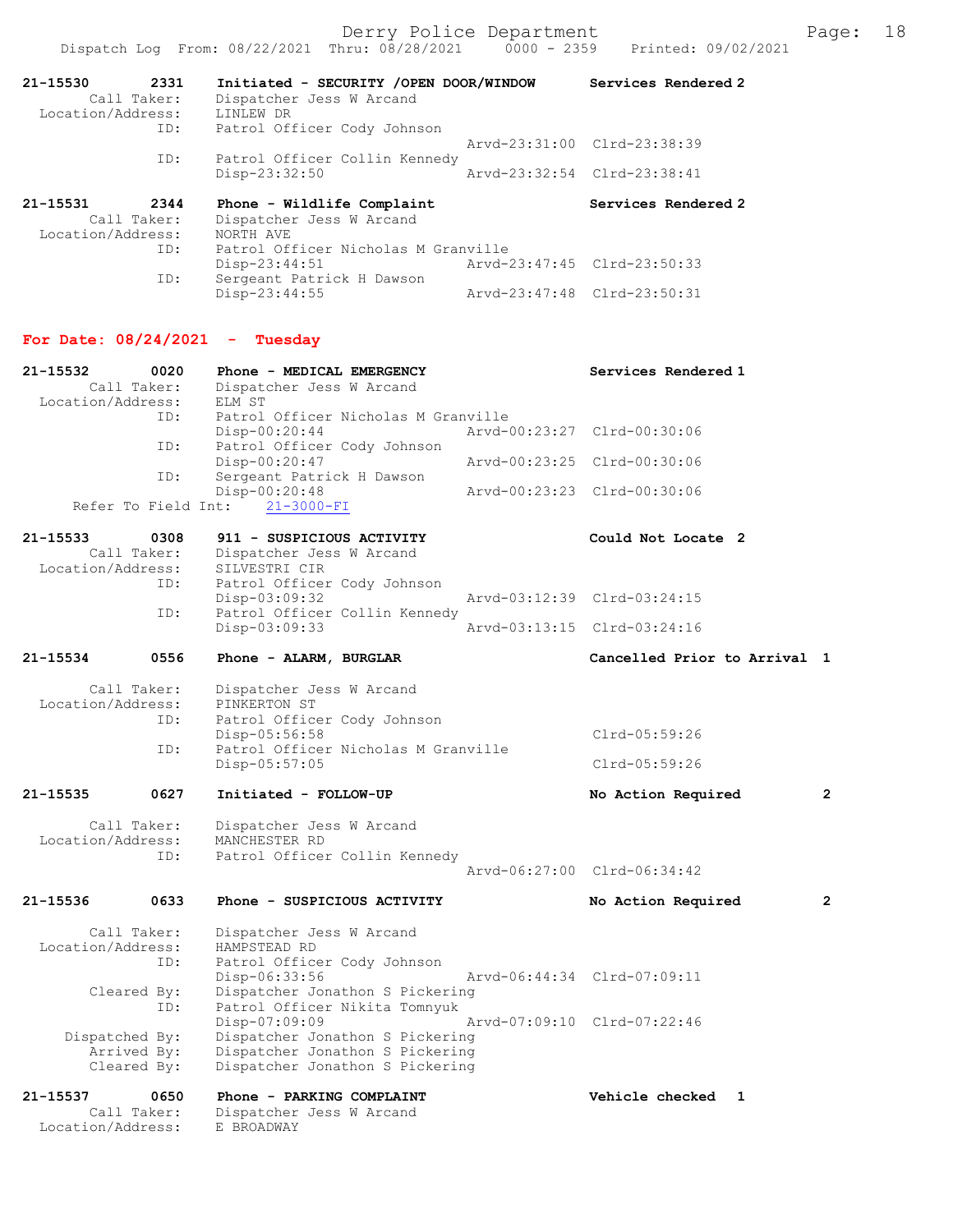21-15530 2331 Initiated - SECURITY /OPEN DOOR/WINDOW Services Rendered 2
Call Taker: Dispatcher Jess W Arcand
Location/Address: LINLEW DR
ID: Patrol Officer Cody Johnson
Arvd-23:31:00 Clrd-23:38:39
ID: Patrol Officer Collin Kennedy
Disp-23:32:50 Arvd-23:32:54 Clrd-23:38:41

21-15531 2344 Phone - Wildlife Complaint Services Rendered 2
Call Taker: Dispatcher Jess W Arcand
Location/Address: NORTH AVE
ID: Patrol Officer Nicholas M Granville
Disp-23:44:51 Arvd-23:47:45 Clrd-23:50:33
ID: Sergeant Patrick H Dawson
Disp-23:44:55 Arvd-23:47:48 Clrd-23:50:31

**For Date: 08/24/2021 - Tuesday**

21-15532 0020 Phone - MEDICAL EMERGENCY Services Rendered 1
Call Taker: Dispatcher Jess W Arcand
Location/Address: ELM ST
ID: Patrol Officer Nicholas M Granville
Disp-00:20:44 Arvd-00:23:27 Clrd-00:30:06
ID: Patrol Officer Cody Johnson
Disp-00:20:47 Arvd-00:23:25 Clrd-00:30:06
ID: Sergeant Patrick H Dawson
Disp-00:20:48 Arvd-00:23:23 Clrd-00:30:06
Refer To Field Int: 21-3000-FI

21-15533 0308 911 - SUSPICIOUS ACTIVITY Could Not Locate 2
Call Taker: Dispatcher Jess W Arcand
Location/Address: SILVESTRI CIR
ID: Patrol Officer Cody Johnson
Disp-03:09:32 Arvd-03:12:39 Clrd-03:24:15
ID: Patrol Officer Collin Kennedy
Disp-03:09:33 Arvd-03:13:15 Clrd-03:24:16

21-15534 0556 Phone - ALARM, BURGLAR Cancelled Prior to Arrival 1
Call Taker: Dispatcher Jess W Arcand
Location/Address: PINKERTON ST
ID: Patrol Officer Cody Johnson
Disp-05:56:58 Clrd-05:59:26
ID: Patrol Officer Nicholas M Granville
Disp-05:57:05 Clrd-05:59:26

21-15535 0627 Initiated - FOLLOW-UP No Action Required 2
Call Taker: Dispatcher Jess W Arcand
Location/Address: MANCHESTER RD
ID: Patrol Officer Collin Kennedy
Arvd-06:27:00 Clrd-06:34:42

21-15536 0633 Phone - SUSPICIOUS ACTIVITY No Action Required 2
Call Taker: Dispatcher Jess W Arcand
Location/Address: HAMPSTEAD RD
ID: Patrol Officer Cody Johnson
Disp-06:33:56 Arvd-06:44:34 Clrd-07:09:11
Cleared By: Dispatcher Jonathon S Pickering
ID: Patrol Officer Nikita Tomnyuk
Disp-07:09:09 Arvd-07:09:10 Clrd-07:22:46
Dispatched By: Dispatcher Jonathon S Pickering
Arrived By: Dispatcher Jonathon S Pickering
Cleared By: Dispatcher Jonathon S Pickering

21-15537 0650 Phone - PARKING COMPLAINT Vehicle checked 1
Call Taker: Dispatcher Jess W Arcand
Location/Address: E BROADWAY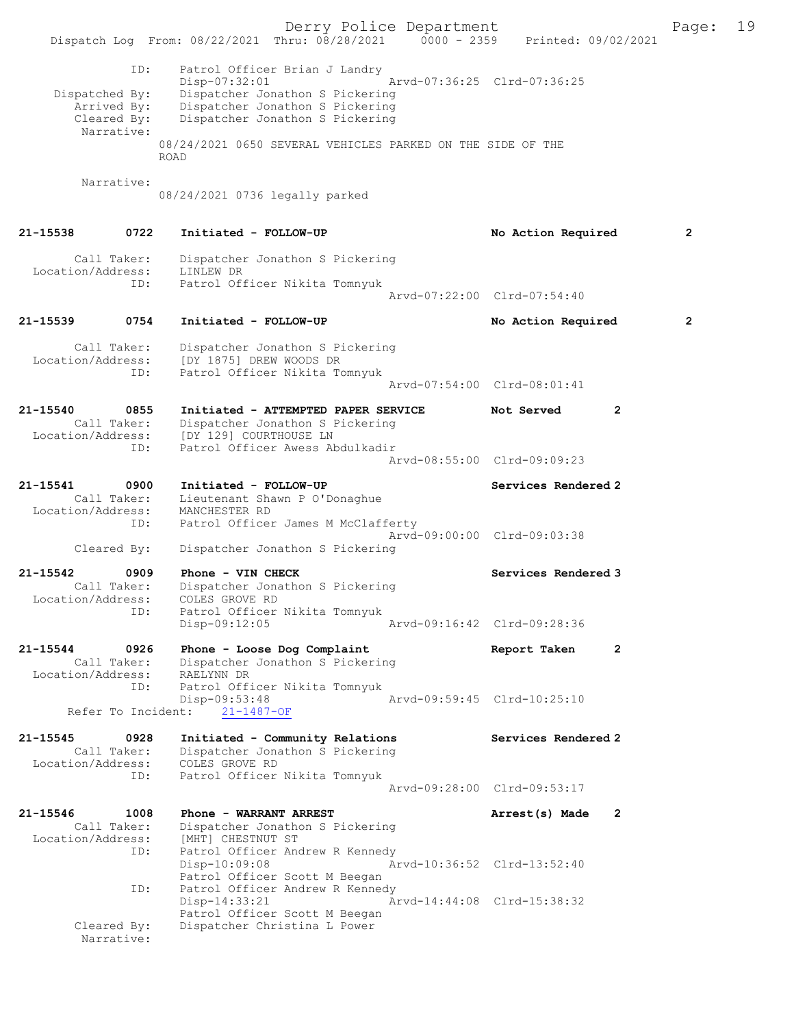```
            ID:    Patrol Officer Brian J Landry
                   Disp-07:32:01              Arvd-07:36:25  Clrd-07:36:25
 Dispatched By:    Dispatcher Jonathon S Pickering
    Arrived By:    Dispatcher Jonathon S Pickering
    Cleared By:    Dispatcher Jonathon S Pickering
     Narrative:
               08/24/2021 0650 SEVERAL VEHICLES PARKED ON THE SIDE OF THE
               ROAD

     Narrative:
               08/24/2021 0736 legally parked


21-15538      0722    Initiated - FOLLOW-UP                    No Action Required      2

       Call Taker:    Dispatcher Jonathon S Pickering
 Location/Address:    LINLEW DR
              ID:     Patrol Officer Nikita Tomnyuk
                                                 Arvd-07:22:00  Clrd-07:54:40

21-15539      0754    Initiated - FOLLOW-UP                    No Action Required      2

       Call Taker:    Dispatcher Jonathon S Pickering
 Location/Address:    [DY 1875] DREW WOODS DR
              ID:     Patrol Officer Nikita Tomnyuk
                                                 Arvd-07:54:00  Clrd-08:01:41

21-15540      0855    Initiated - ATTEMPTED PAPER SERVICE      Not Served          2
       Call Taker:    Dispatcher Jonathon S Pickering
 Location/Address:    [DY 129] COURTHOUSE LN
              ID:     Patrol Officer Awess Abdulkadir
                                                 Arvd-08:55:00  Clrd-09:09:23

21-15541      0900    Initiated - FOLLOW-UP                    Services Rendered 2
       Call Taker:    Lieutenant Shawn P O'Donaghue
 Location/Address:    MANCHESTER RD
              ID:     Patrol Officer James M McClafferty
                                                 Arvd-09:00:00  Clrd-09:03:38
       Cleared By:    Dispatcher Jonathon S Pickering

21-15542      0909    Phone - VIN CHECK                        Services Rendered 3
       Call Taker:    Dispatcher Jonathon S Pickering
 Location/Address:    COLES GROVE RD
              ID:     Patrol Officer Nikita Tomnyuk
                      Disp-09:12:05              Arvd-09:16:42  Clrd-09:28:36

21-15544      0926    Phone - Loose Dog Complaint              Report Taken        2
       Call Taker:    Dispatcher Jonathon S Pickering
 Location/Address:    RAELYNN DR
              ID:     Patrol Officer Nikita Tomnyuk
                      Disp-09:53:48              Arvd-09:59:45  Clrd-10:25:10
   Refer To Incident:    21-1487-OF

21-15545      0928    Initiated - Community Relations          Services Rendered 2
       Call Taker:    Dispatcher Jonathon S Pickering
 Location/Address:    COLES GROVE RD
              ID:     Patrol Officer Nikita Tomnyuk
                                                 Arvd-09:28:00  Clrd-09:53:17

21-15546      1008    Phone - WARRANT ARREST                   Arrest(s) Made    2
       Call Taker:    Dispatcher Jonathon S Pickering
 Location/Address:    [MHT] CHESTNUT ST
              ID:     Patrol Officer Andrew R Kennedy
                      Disp-10:09:08              Arvd-10:36:52  Clrd-13:52:40
                      Patrol Officer Scott M Beegan
              ID:     Patrol Officer Andrew R Kennedy
                      Disp-14:33:21              Arvd-14:44:08  Clrd-15:38:32
                      Patrol Officer Scott M Beegan
       Cleared By:    Dispatcher Christina L Power
        Narrative:
```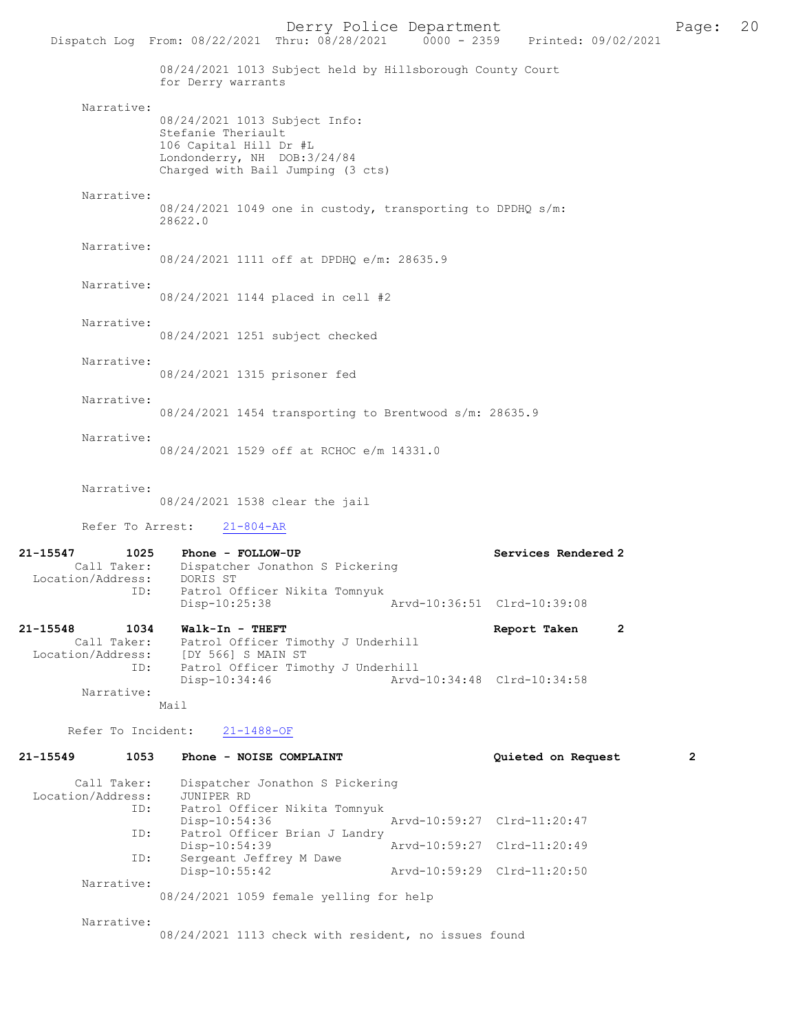08/24/2021 1013 Subject held by Hillsborough County Court for Derry warrants

Narrative:
08/24/2021 1013 Subject Info:
Stefanie Theriault
106 Capital Hill Dr #L
Londonderry, NH DOB:3/24/84
Charged with Bail Jumping (3 cts)

Narrative:
08/24/2021 1049 one in custody, transporting to DPDHQ s/m: 28622.0

Narrative:
08/24/2021 1111 off at DPDHQ e/m: 28635.9

Narrative:
08/24/2021 1144 placed in cell #2

Narrative:
08/24/2021 1251 subject checked

Narrative:
08/24/2021 1315 prisoner fed

Narrative:
08/24/2021 1454 transporting to Brentwood s/m: 28635.9

Narrative:
08/24/2021 1529 off at RCHOC e/m 14331.0

Narrative:
08/24/2021 1538 clear the jail

Refer To Arrest: 21-804-AR

**21-15547 1025 Phone - FOLLOW-UP** — Services Rendered 2
Call Taker: Dispatcher Jonathon S Pickering
Location/Address: DORIS ST
ID: Patrol Officer Nikita Tomnyuk
Disp-10:25:38 Arvd-10:36:51 Clrd-10:39:08

**21-15548 1034 Walk-In - THEFT** — Report Taken 2
Call Taker: Patrol Officer Timothy J Underhill
Location/Address: [DY 566] S MAIN ST
ID: Patrol Officer Timothy J Underhill
Disp-10:34:46 Arvd-10:34:48 Clrd-10:34:58
Narrative:
Mail

Refer To Incident: 21-1488-OF

**21-15549 1053 Phone - NOISE COMPLAINT** — Quieted on Request 2
Call Taker: Dispatcher Jonathon S Pickering
Location/Address: JUNIPER RD
ID: Patrol Officer Nikita Tomnyuk
Disp-10:54:36 Arvd-10:59:27 Clrd-11:20:47
ID: Patrol Officer Brian J Landry
Disp-10:54:39 Arvd-10:59:27 Clrd-11:20:49
ID: Sergeant Jeffrey M Dawe
Disp-10:55:42 Arvd-10:59:29 Clrd-11:20:50
Narrative:
08/24/2021 1059 female yelling for help

Narrative:
08/24/2021 1113 check with resident, no issues found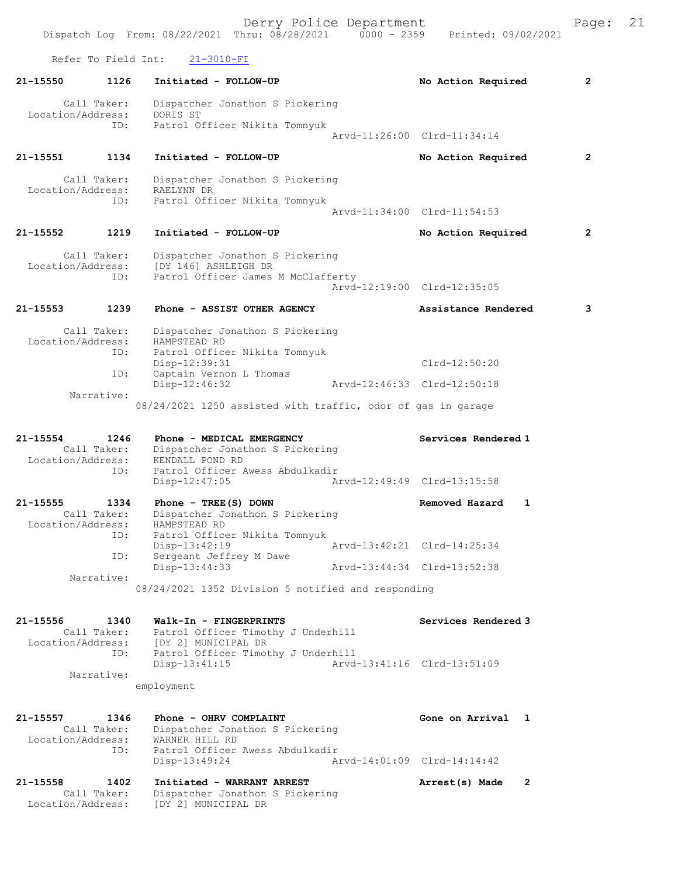Refer To Field Int: 21-3010-FI

```
21-15550        1126    Initiated - FOLLOW-UP                      No Action Required        2

       Call Taker:      Dispatcher Jonathon S Pickering
  Location/Address:     DORIS ST
               ID:      Patrol Officer Nikita Tomnyuk
                                                   Arvd-11:26:00  Clrd-11:34:14

21-15551        1134    Initiated - FOLLOW-UP                      No Action Required        2

       Call Taker:      Dispatcher Jonathon S Pickering
  Location/Address:     RAELYNN DR
               ID:      Patrol Officer Nikita Tomnyuk
                                                   Arvd-11:34:00  Clrd-11:54:53

21-15552        1219    Initiated - FOLLOW-UP                      No Action Required        2

       Call Taker:      Dispatcher Jonathon S Pickering
  Location/Address:     [DY 146] ASHLEIGH DR
               ID:      Patrol Officer James M McClafferty
                                                   Arvd-12:19:00  Clrd-12:35:05

21-15553        1239    Phone - ASSIST OTHER AGENCY                Assistance Rendered       3

       Call Taker:      Dispatcher Jonathon S Pickering
  Location/Address:     HAMPSTEAD RD
               ID:      Patrol Officer Nikita Tomnyuk
                        Disp-12:39:31                              Clrd-12:50:20
               ID:      Captain Vernon L Thomas
                        Disp-12:46:32              Arvd-12:46:33  Clrd-12:50:18
        Narrative:
                08/24/2021 1250 assisted with traffic, odor of gas in garage

21-15554        1246    Phone - MEDICAL EMERGENCY                  Services Rendered 1
       Call Taker:      Dispatcher Jonathon S Pickering
  Location/Address:     KENDALL POND RD
               ID:      Patrol Officer Awess Abdulkadir
                        Disp-12:47:05              Arvd-12:49:49  Clrd-13:15:58

21-15555        1334    Phone - TREE(S) DOWN                       Removed Hazard     1
       Call Taker:      Dispatcher Jonathon S Pickering
  Location/Address:     HAMPSTEAD RD
               ID:      Patrol Officer Nikita Tomnyuk
                        Disp-13:42:19              Arvd-13:42:21  Clrd-14:25:34
               ID:      Sergeant Jeffrey M Dawe
                        Disp-13:44:33              Arvd-13:44:34  Clrd-13:52:38
        Narrative:
                08/24/2021 1352 Division 5 notified and responding

21-15556        1340    Walk-In - FINGERPRINTS                     Services Rendered 3
       Call Taker:      Patrol Officer Timothy J Underhill
  Location/Address:     [DY 2] MUNICIPAL DR
               ID:      Patrol Officer Timothy J Underhill
                        Disp-13:41:15              Arvd-13:41:16  Clrd-13:51:09
        Narrative:
                employment

21-15557        1346    Phone - OHRV COMPLAINT                     Gone on Arrival    1
       Call Taker:      Dispatcher Jonathon S Pickering
  Location/Address:     WARNER HILL RD
               ID:      Patrol Officer Awess Abdulkadir
                        Disp-13:49:24              Arvd-14:01:09  Clrd-14:14:42

21-15558        1402    Initiated - WARRANT ARREST                 Arrest(s) Made     2
       Call Taker:      Dispatcher Jonathon S Pickering
  Location/Address:     [DY 2] MUNICIPAL DR
```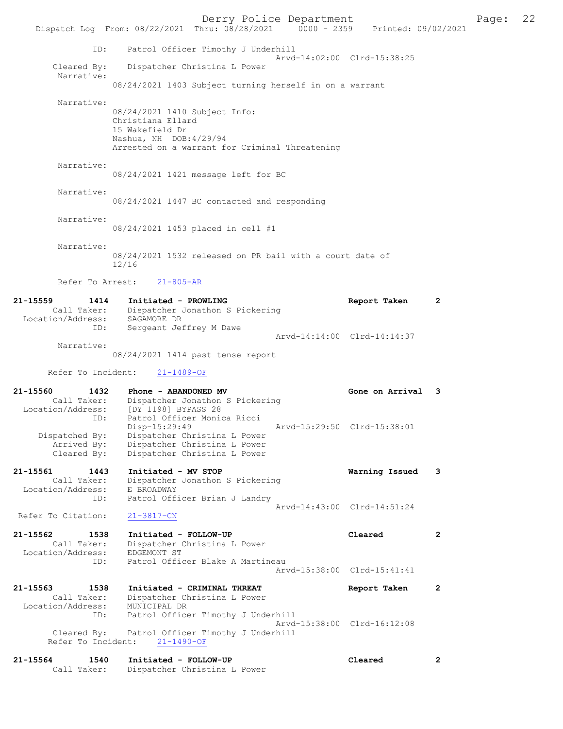```
            ID:     Patrol Officer Timothy J Underhill
                                            Arvd-14:02:00  Clrd-15:38:25
       Cleared By:  Dispatcher Christina L Power
        Narrative:
               08/24/2021 1403 Subject turning herself in on a warrant

        Narrative:
               08/24/2021 1410 Subject Info:
               Christiana Ellard
               15 Wakefield Dr
               Nashua, NH  DOB:4/29/94
               Arrested on a warrant for Criminal Threatening

        Narrative:
               08/24/2021 1421 message left for BC

        Narrative:
               08/24/2021 1447 BC contacted and responding

        Narrative:
               08/24/2021 1453 placed in cell #1

        Narrative:
               08/24/2021 1532 released on PR bail with a court date of
               12/16

        Refer To Arrest:    21-805-AR

21-15559        1414    Initiated - PROWLING                       Report Taken      2
        Call Taker:     Dispatcher Jonathon S Pickering
  Location/Address:     SAGAMORE DR
               ID:      Sergeant Jeffrey M Dawe
                                            Arvd-14:14:00  Clrd-14:14:37
        Narrative:
               08/24/2021 1414 past tense report

      Refer To Incident:    21-1489-OF

21-15560        1432    Phone - ABANDONED MV                       Gone on Arrival   3
        Call Taker:     Dispatcher Jonathon S Pickering
  Location/Address:     [DY 1198] BYPASS 28
               ID:      Patrol Officer Monica Ricci
                        Disp-15:29:49       Arvd-15:29:50  Clrd-15:38:01
    Dispatched By:      Dispatcher Christina L Power
       Arrived By:      Dispatcher Christina L Power
       Cleared By:      Dispatcher Christina L Power

21-15561        1443    Initiated - MV STOP                        Warning Issued    3
        Call Taker:     Dispatcher Jonathon S Pickering
  Location/Address:     E BROADWAY
               ID:      Patrol Officer Brian J Landry
                                            Arvd-14:43:00  Clrd-14:51:24
 Refer To Citation:     21-3817-CN

21-15562        1538    Initiated - FOLLOW-UP                      Cleared           2
        Call Taker:     Dispatcher Christina L Power
  Location/Address:     EDGEMONT ST
               ID:      Patrol Officer Blake A Martineau
                                            Arvd-15:38:00  Clrd-15:41:41

21-15563        1538    Initiated - CRIMINAL THREAT                Report Taken      2
        Call Taker:     Dispatcher Christina L Power
  Location/Address:     MUNICIPAL DR
               ID:      Patrol Officer Timothy J Underhill
                                            Arvd-15:38:00  Clrd-16:12:08
       Cleared By:      Patrol Officer Timothy J Underhill
      Refer To Incident:    21-1490-OF

21-15564        1540    Initiated - FOLLOW-UP                      Cleared           2
        Call Taker:     Dispatcher Christina L Power
```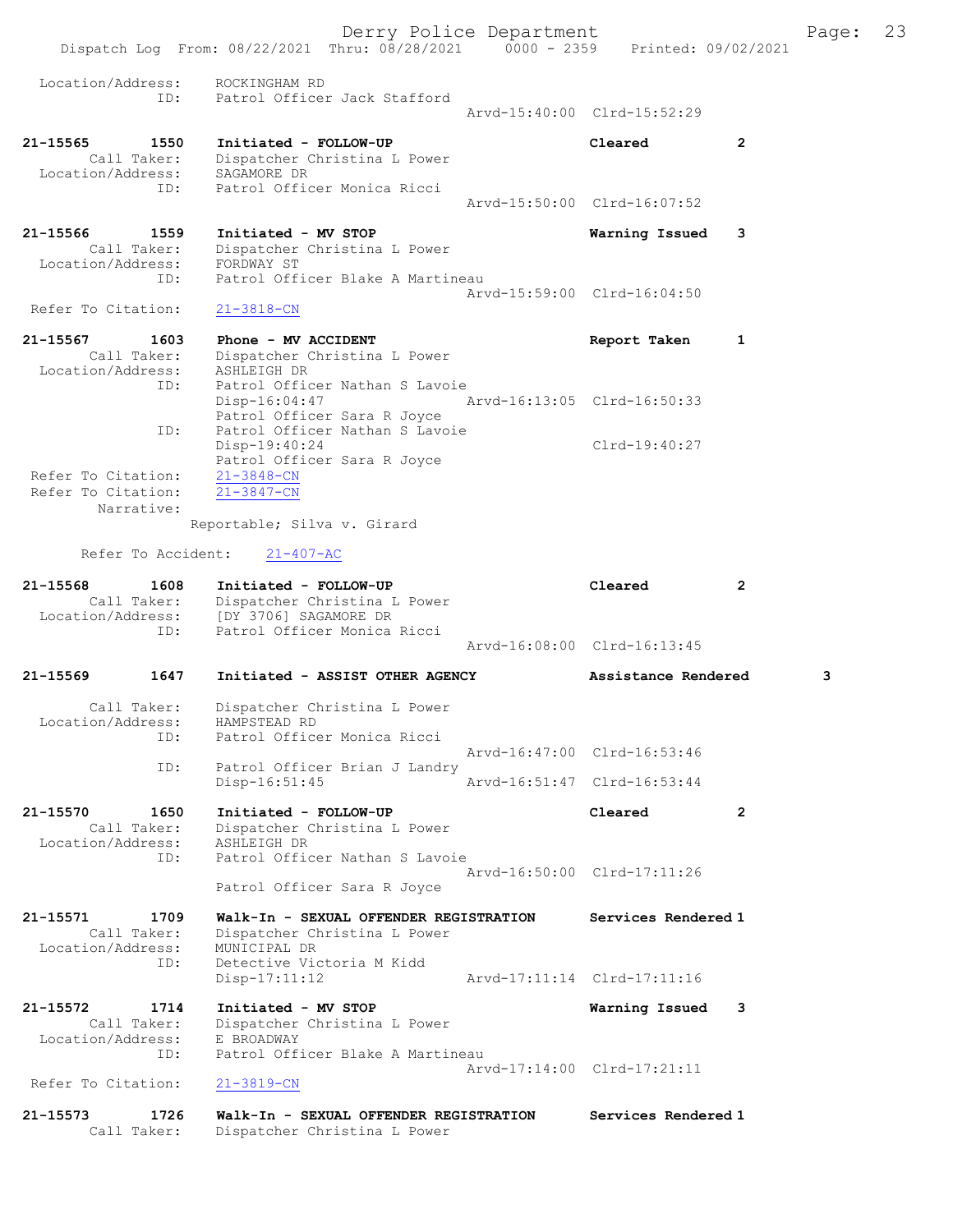```
 Location/Address:    ROCKINGHAM RD
               ID:    Patrol Officer Jack Stafford
                                             Arvd-15:40:00  Clrd-15:52:29

21-15565       1550   Initiated - FOLLOW-UP                   Cleared           2
       Call Taker:    Dispatcher Christina L Power
 Location/Address:    SAGAMORE DR
               ID:    Patrol Officer Monica Ricci
                                             Arvd-15:50:00  Clrd-16:07:52

21-15566       1559   Initiated - MV STOP                     Warning Issued    3
       Call Taker:    Dispatcher Christina L Power
 Location/Address:    FORDWAY ST
               ID:    Patrol Officer Blake A Martineau
                                             Arvd-15:59:00  Clrd-16:04:50
 Refer To Citation:   21-3818-CN

21-15567       1603   Phone - MV ACCIDENT                     Report Taken      1
       Call Taker:    Dispatcher Christina L Power
 Location/Address:    ASHLEIGH DR
               ID:    Patrol Officer Nathan S Lavoie
                      Disp-16:04:47          Arvd-16:13:05  Clrd-16:50:33
                      Patrol Officer Sara R Joyce
               ID:    Patrol Officer Nathan S Lavoie
                      Disp-19:40:24                         Clrd-19:40:27
                      Patrol Officer Sara R Joyce
 Refer To Citation:   21-3848-CN
 Refer To Citation:   21-3847-CN
        Narrative:
                    Reportable; Silva v. Girard

      Refer To Accident:    21-407-AC

21-15568       1608   Initiated - FOLLOW-UP                   Cleared           2
       Call Taker:    Dispatcher Christina L Power
 Location/Address:    [DY 3706] SAGAMORE DR
               ID:    Patrol Officer Monica Ricci
                                             Arvd-16:08:00  Clrd-16:13:45

21-15569       1647   Initiated - ASSIST OTHER AGENCY         Assistance Rendered        3

       Call Taker:    Dispatcher Christina L Power
 Location/Address:    HAMPSTEAD RD
               ID:    Patrol Officer Monica Ricci
                                             Arvd-16:47:00  Clrd-16:53:46
               ID:    Patrol Officer Brian J Landry
                      Disp-16:51:45          Arvd-16:51:47  Clrd-16:53:44

21-15570       1650   Initiated - FOLLOW-UP                   Cleared           2
       Call Taker:    Dispatcher Christina L Power
 Location/Address:    ASHLEIGH DR
               ID:    Patrol Officer Nathan S Lavoie
                                             Arvd-16:50:00  Clrd-17:11:26
                      Patrol Officer Sara R Joyce

21-15571       1709   Walk-In - SEXUAL OFFENDER REGISTRATION  Services Rendered 1
       Call Taker:    Dispatcher Christina L Power
 Location/Address:    MUNICIPAL DR
               ID:    Detective Victoria M Kidd
                      Disp-17:11:12          Arvd-17:11:14  Clrd-17:11:16

21-15572       1714   Initiated - MV STOP                     Warning Issued    3
       Call Taker:    Dispatcher Christina L Power
 Location/Address:    E BROADWAY
               ID:    Patrol Officer Blake A Martineau
                                             Arvd-17:14:00  Clrd-17:21:11
 Refer To Citation:   21-3819-CN

21-15573       1726   Walk-In - SEXUAL OFFENDER REGISTRATION  Services Rendered 1
       Call Taker:    Dispatcher Christina L Power
```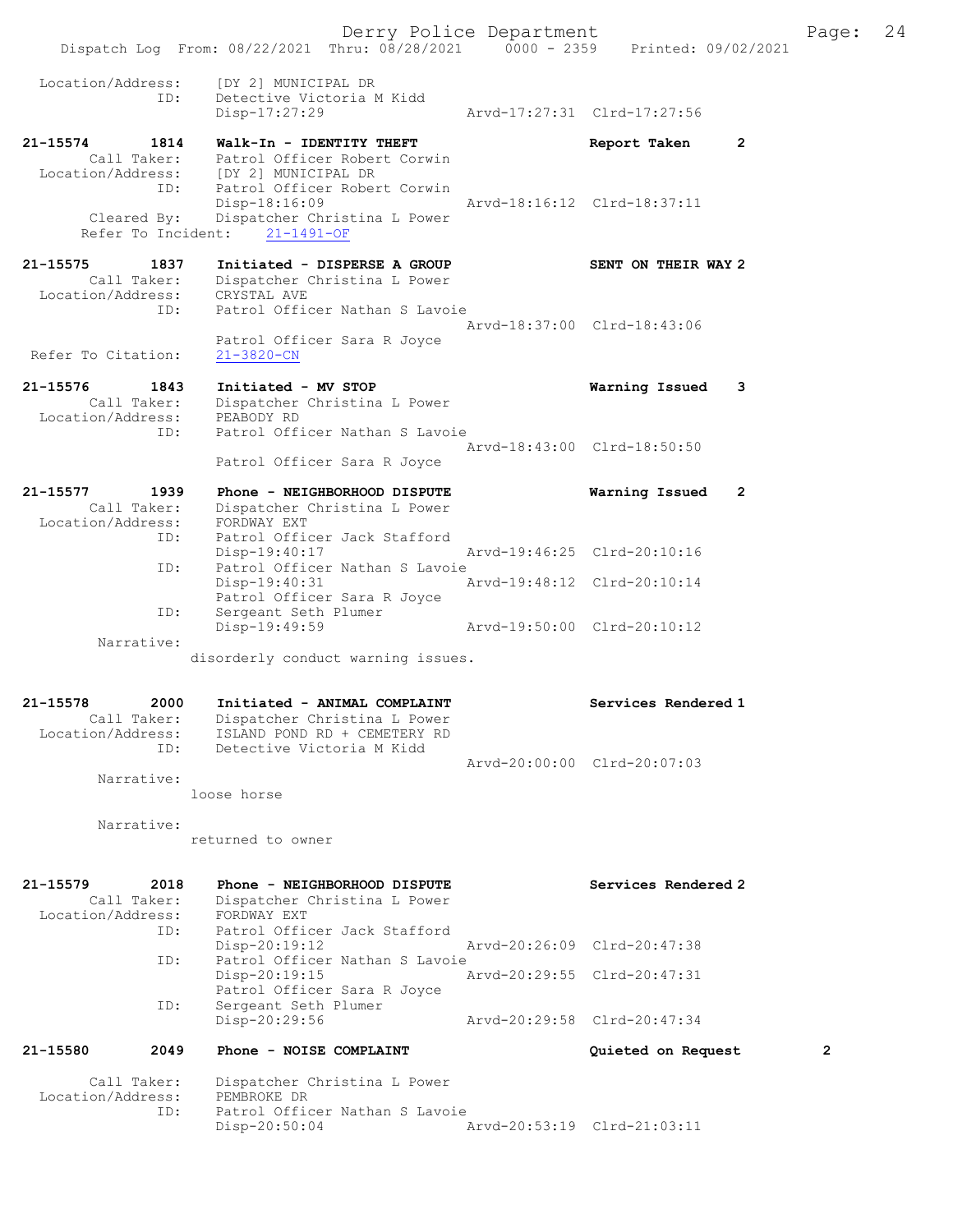```
 Location/Address:    [DY 2] MUNICIPAL DR
               ID:    Detective Victoria M Kidd
                      Disp-17:27:29              Arvd-17:27:31  Clrd-17:27:56

21-15574        1814    Walk-In - IDENTITY THEFT                 Report Taken       2
        Call Taker:    Patrol Officer Robert Corwin
  Location/Address:    [DY 2] MUNICIPAL DR
               ID:    Patrol Officer Robert Corwin
                      Disp-18:16:09              Arvd-18:16:12  Clrd-18:37:11
        Cleared By:    Dispatcher Christina L Power
    Refer To Incident:    21-1491-OF

21-15575        1837    Initiated - DISPERSE A GROUP             SENT ON THEIR WAY 2
        Call Taker:    Dispatcher Christina L Power
  Location/Address:    CRYSTAL AVE
               ID:    Patrol Officer Nathan S Lavoie
                                                 Arvd-18:37:00  Clrd-18:43:06
                      Patrol Officer Sara R Joyce
  Refer To Citation:    21-3820-CN

21-15576        1843    Initiated - MV STOP                      Warning Issued     3
        Call Taker:    Dispatcher Christina L Power
  Location/Address:    PEABODY RD
               ID:    Patrol Officer Nathan S Lavoie
                                                 Arvd-18:43:00  Clrd-18:50:50
                      Patrol Officer Sara R Joyce

21-15577        1939    Phone - NEIGHBORHOOD DISPUTE             Warning Issued     2
        Call Taker:    Dispatcher Christina L Power
  Location/Address:    FORDWAY EXT
               ID:    Patrol Officer Jack Stafford
                      Disp-19:40:17              Arvd-19:46:25  Clrd-20:10:16
               ID:    Patrol Officer Nathan S Lavoie
                      Disp-19:40:31              Arvd-19:48:12  Clrd-20:10:14
                      Patrol Officer Sara R Joyce
               ID:    Sergeant Seth Plumer
                      Disp-19:49:59              Arvd-19:50:00  Clrd-20:10:12
         Narrative:
                    disorderly conduct warning issues.

21-15578        2000    Initiated - ANIMAL COMPLAINT             Services Rendered 1
        Call Taker:    Dispatcher Christina L Power
  Location/Address:    ISLAND POND RD + CEMETERY RD
               ID:    Detective Victoria M Kidd
                                                 Arvd-20:00:00  Clrd-20:07:03
         Narrative:
                    loose horse

         Narrative:
                    returned to owner

21-15579        2018    Phone - NEIGHBORHOOD DISPUTE             Services Rendered 2
        Call Taker:    Dispatcher Christina L Power
  Location/Address:    FORDWAY EXT
               ID:    Patrol Officer Jack Stafford
                      Disp-20:19:12              Arvd-20:26:09  Clrd-20:47:38
               ID:    Patrol Officer Nathan S Lavoie
                      Disp-20:19:15              Arvd-20:29:55  Clrd-20:47:31
                      Patrol Officer Sara R Joyce
               ID:    Sergeant Seth Plumer
                      Disp-20:29:56              Arvd-20:29:58  Clrd-20:47:34

21-15580        2049    Phone - NOISE COMPLAINT                  Quieted on Request          2

        Call Taker:    Dispatcher Christina L Power
  Location/Address:    PEMBROKE DR
               ID:    Patrol Officer Nathan S Lavoie
                      Disp-20:50:04              Arvd-20:53:19  Clrd-21:03:11
```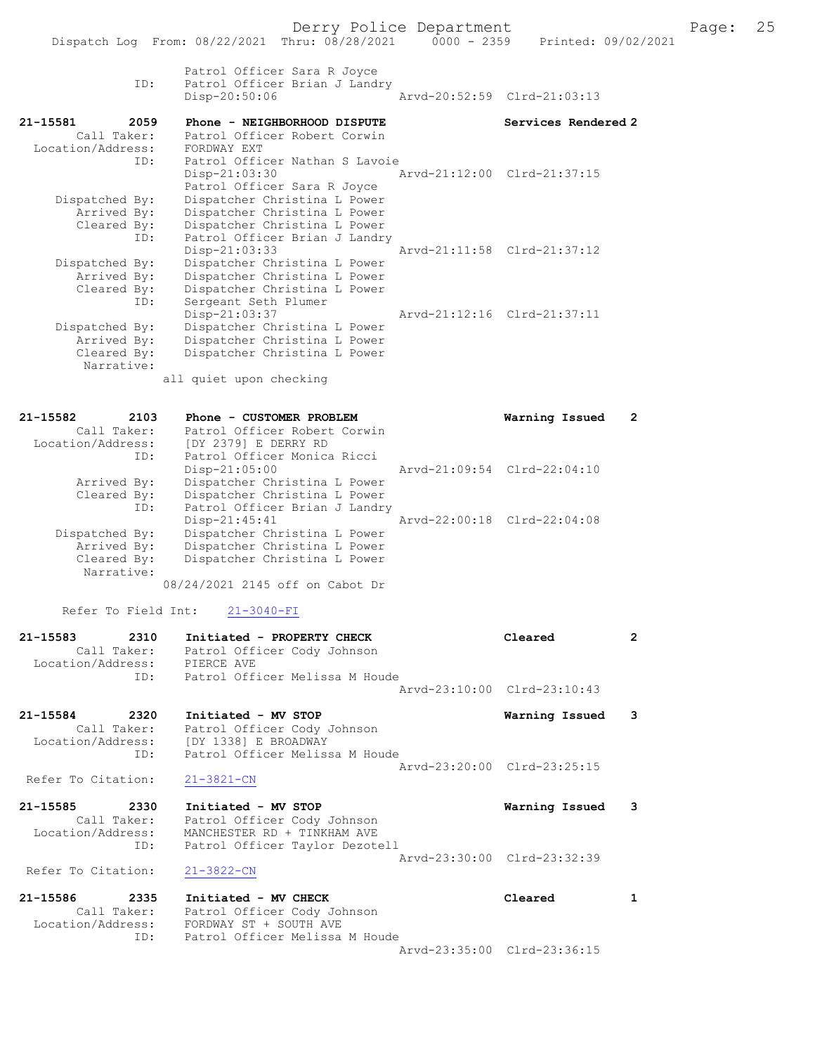```
                Patrol Officer Sara R Joyce
            ID: Patrol Officer Brian J Landry
                Disp-20:50:06                Arvd-20:52:59  Clrd-21:03:13

21-15581        2059    Phone - NEIGHBORHOOD DISPUTE            Services Rendered 2
       Call Taker:      Patrol Officer Robert Corwin
  Location/Address:     FORDWAY EXT
                ID:     Patrol Officer Nathan S Lavoie
                        Disp-21:03:30                Arvd-21:12:00  Clrd-21:37:15
                        Patrol Officer Sara R Joyce
     Dispatched By:     Dispatcher Christina L Power
        Arrived By:     Dispatcher Christina L Power
        Cleared By:     Dispatcher Christina L Power
                ID:     Patrol Officer Brian J Landry
                        Disp-21:03:33                Arvd-21:11:58  Clrd-21:37:12
     Dispatched By:     Dispatcher Christina L Power
        Arrived By:     Dispatcher Christina L Power
        Cleared By:     Dispatcher Christina L Power
                ID:     Sergeant Seth Plumer
                        Disp-21:03:37                Arvd-21:12:16  Clrd-21:37:11
     Dispatched By:     Dispatcher Christina L Power
        Arrived By:     Dispatcher Christina L Power
        Cleared By:     Dispatcher Christina L Power
         Narrative:
                    all quiet upon checking

21-15582        2103    Phone - CUSTOMER PROBLEM                Warning Issued    2
       Call Taker:      Patrol Officer Robert Corwin
  Location/Address:     [DY 2379] E DERRY RD
                ID:     Patrol Officer Monica Ricci
                        Disp-21:05:00                Arvd-21:09:54  Clrd-22:04:10
        Arrived By:     Dispatcher Christina L Power
        Cleared By:     Dispatcher Christina L Power
                ID:     Patrol Officer Brian J Landry
                        Disp-21:45:41                Arvd-22:00:18  Clrd-22:04:08
     Dispatched By:     Dispatcher Christina L Power
        Arrived By:     Dispatcher Christina L Power
        Cleared By:     Dispatcher Christina L Power
         Narrative:
                    08/24/2021 2145 off on Cabot Dr

      Refer To Field Int:     21-3040-FI

21-15583        2310    Initiated - PROPERTY CHECK              Cleared           2
       Call Taker:      Patrol Officer Cody Johnson
  Location/Address:     PIERCE AVE
                ID:     Patrol Officer Melissa M Houde
                                                     Arvd-23:10:00  Clrd-23:10:43

21-15584        2320    Initiated - MV STOP                     Warning Issued    3
       Call Taker:      Patrol Officer Cody Johnson
  Location/Address:     [DY 1338] E BROADWAY
                ID:     Patrol Officer Melissa M Houde
                                                     Arvd-23:20:00  Clrd-23:25:15
 Refer To Citation:     21-3821-CN

21-15585        2330    Initiated - MV STOP                     Warning Issued    3
       Call Taker:      Patrol Officer Cody Johnson
  Location/Address:     MANCHESTER RD + TINKHAM AVE
                ID:     Patrol Officer Taylor Dezotell
                                                     Arvd-23:30:00  Clrd-23:32:39
 Refer To Citation:     21-3822-CN

21-15586        2335    Initiated - MV CHECK                    Cleared           1
       Call Taker:      Patrol Officer Cody Johnson
  Location/Address:     FORDWAY ST + SOUTH AVE
                ID:     Patrol Officer Melissa M Houde
                                                     Arvd-23:35:00  Clrd-23:36:15
```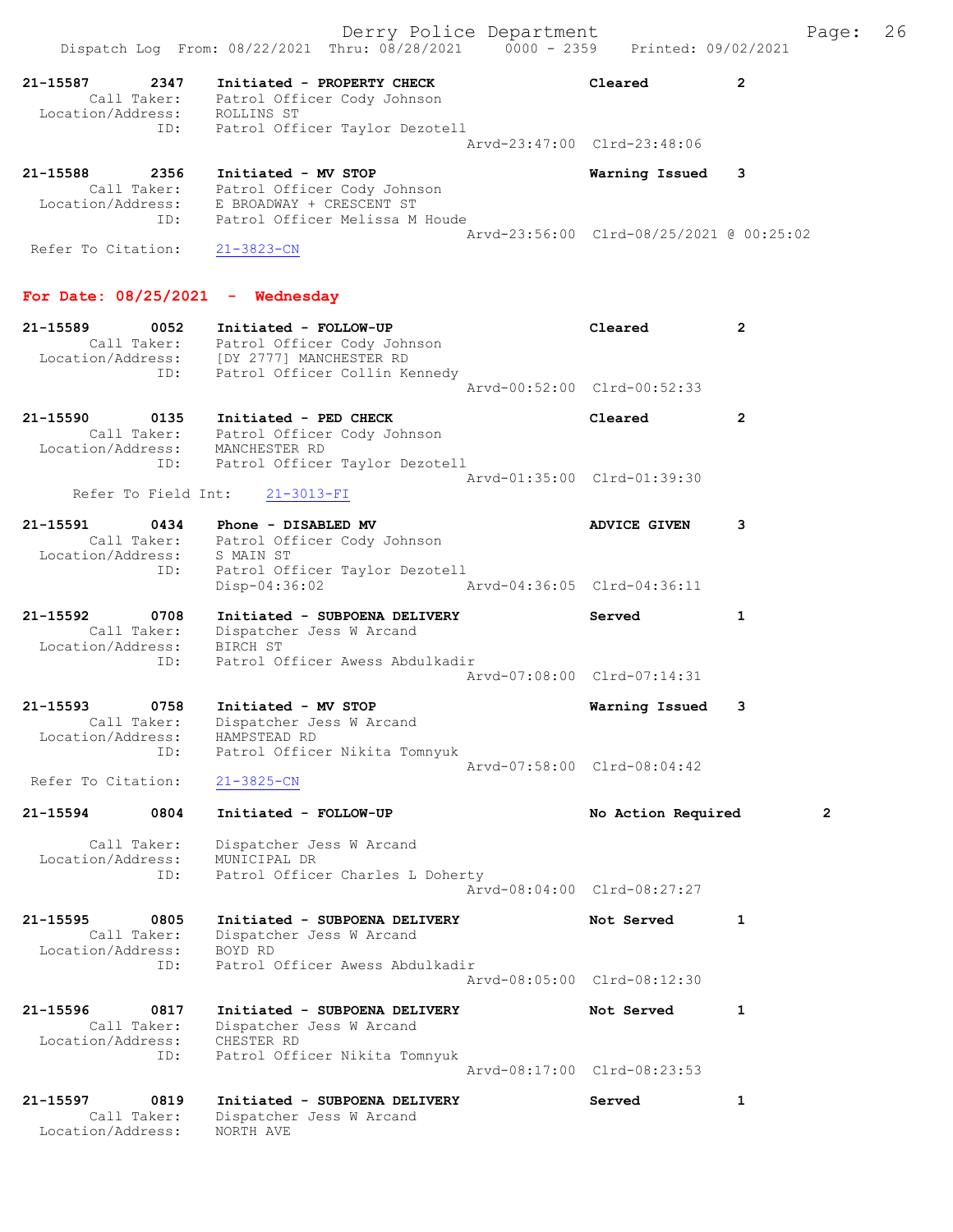```
21-15587        2347    Initiated - PROPERTY CHECK                  Cleared            2
        Call Taker:     Patrol Officer Cody Johnson
  Location/Address:     ROLLINS ST
                ID:     Patrol Officer Taylor Dezotell
                                                   Arvd-23:47:00  Clrd-23:48:06

21-15588        2356    Initiated - MV STOP                         Warning Issued     3
        Call Taker:     Patrol Officer Cody Johnson
  Location/Address:     E BROADWAY + CRESCENT ST
                ID:     Patrol Officer Melissa M Houde
                                                   Arvd-23:56:00  Clrd-08/25/2021 @ 00:25:02
 Refer To Citation:     21-3823-CN
```

## For Date: 08/25/2021 - Wednesday

```
21-15589        0052    Initiated - FOLLOW-UP                       Cleared            2
        Call Taker:     Patrol Officer Cody Johnson
  Location/Address:     [DY 2777] MANCHESTER RD
                ID:     Patrol Officer Collin Kennedy
                                                   Arvd-00:52:00  Clrd-00:52:33

21-15590        0135    Initiated - PED CHECK                       Cleared            2
        Call Taker:     Patrol Officer Cody Johnson
  Location/Address:     MANCHESTER RD
                ID:     Patrol Officer Taylor Dezotell
                                                   Arvd-01:35:00  Clrd-01:39:30
    Refer To Field Int:     21-3013-FI

21-15591        0434    Phone - DISABLED MV                         ADVICE GIVEN       3
        Call Taker:     Patrol Officer Cody Johnson
  Location/Address:     S MAIN ST
                ID:     Patrol Officer Taylor Dezotell
                        Disp-04:36:02              Arvd-04:36:05  Clrd-04:36:11

21-15592        0708    Initiated - SUBPOENA DELIVERY               Served             1
        Call Taker:     Dispatcher Jess W Arcand
  Location/Address:     BIRCH ST
                ID:     Patrol Officer Awess Abdulkadir
                                                   Arvd-07:08:00  Clrd-07:14:31

21-15593        0758    Initiated - MV STOP                         Warning Issued     3
        Call Taker:     Dispatcher Jess W Arcand
  Location/Address:     HAMPSTEAD RD
                ID:     Patrol Officer Nikita Tomnyuk
                                                   Arvd-07:58:00  Clrd-08:04:42
 Refer To Citation:     21-3825-CN

21-15594        0804    Initiated - FOLLOW-UP                       No Action Required         2

        Call Taker:     Dispatcher Jess W Arcand
  Location/Address:     MUNICIPAL DR
                ID:     Patrol Officer Charles L Doherty
                                                   Arvd-08:04:00  Clrd-08:27:27

21-15595        0805    Initiated - SUBPOENA DELIVERY               Not Served         1
        Call Taker:     Dispatcher Jess W Arcand
  Location/Address:     BOYD RD
                ID:     Patrol Officer Awess Abdulkadir
                                                   Arvd-08:05:00  Clrd-08:12:30

21-15596        0817    Initiated - SUBPOENA DELIVERY               Not Served         1
        Call Taker:     Dispatcher Jess W Arcand
  Location/Address:     CHESTER RD
                ID:     Patrol Officer Nikita Tomnyuk
                                                   Arvd-08:17:00  Clrd-08:23:53

21-15597        0819    Initiated - SUBPOENA DELIVERY               Served             1
        Call Taker:     Dispatcher Jess W Arcand
  Location/Address:     NORTH AVE
```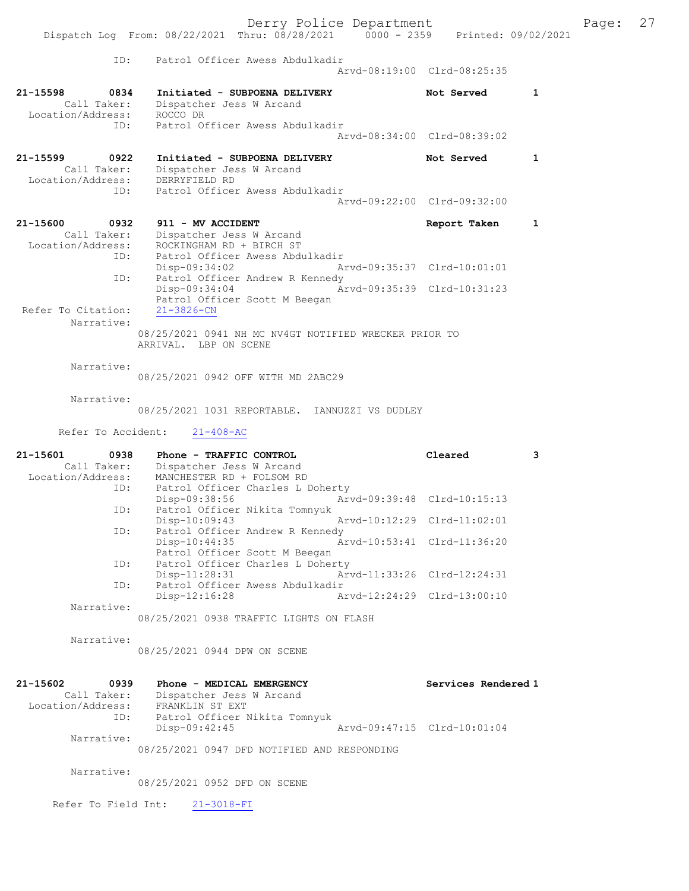```
 ID:    Patrol Officer Awess Abdulkadir
                                            Arvd-08:19:00  Clrd-08:25:35

21-15598      0834    Initiated - SUBPOENA DELIVERY              Not Served       1
        Call Taker:    Dispatcher Jess W Arcand
  Location/Address:    ROCCO DR
               ID:    Patrol Officer Awess Abdulkadir
                                            Arvd-08:34:00  Clrd-08:39:02

21-15599      0922    Initiated - SUBPOENA DELIVERY              Not Served       1
        Call Taker:    Dispatcher Jess W Arcand
  Location/Address:    DERRYFIELD RD
               ID:    Patrol Officer Awess Abdulkadir
                                            Arvd-09:22:00  Clrd-09:32:00

21-15600      0932    911 - MV ACCIDENT                          Report Taken     1
        Call Taker:    Dispatcher Jess W Arcand
  Location/Address:    ROCKINGHAM RD + BIRCH ST
               ID:    Patrol Officer Awess Abdulkadir
                      Disp-09:34:02         Arvd-09:35:37  Clrd-10:01:01
               ID:    Patrol Officer Andrew R Kennedy
                      Disp-09:34:04         Arvd-09:35:39  Clrd-10:31:23
                      Patrol Officer Scott M Beegan
 Refer To Citation:    21-3826-CN
         Narrative:
                 08/25/2021 0941 NH MC NV4GT NOTIFIED WRECKER PRIOR TO
                 ARRIVAL.  LBP ON SCENE

         Narrative:
                 08/25/2021 0942 OFF WITH MD 2ABC29

         Narrative:
                 08/25/2021 1031 REPORTABLE.  IANNUZZI VS DUDLEY

       Refer To Accident:    21-408-AC

21-15601      0938    Phone - TRAFFIC CONTROL                    Cleared          3
        Call Taker:    Dispatcher Jess W Arcand
  Location/Address:    MANCHESTER RD + FOLSOM RD
               ID:    Patrol Officer Charles L Doherty
                      Disp-09:38:56         Arvd-09:39:48  Clrd-10:15:13
               ID:    Patrol Officer Nikita Tomnyuk
                      Disp-10:09:43         Arvd-10:12:29  Clrd-11:02:01
               ID:    Patrol Officer Andrew R Kennedy
                      Disp-10:44:35         Arvd-10:53:41  Clrd-11:36:20
                      Patrol Officer Scott M Beegan
               ID:    Patrol Officer Charles L Doherty
                      Disp-11:28:31         Arvd-11:33:26  Clrd-12:24:31
               ID:    Patrol Officer Awess Abdulkadir
                      Disp-12:16:28         Arvd-12:24:29  Clrd-13:00:10
         Narrative:
                 08/25/2021 0938 TRAFFIC LIGHTS ON FLASH

         Narrative:
                 08/25/2021 0944 DPW ON SCENE

21-15602      0939    Phone - MEDICAL EMERGENCY                  Services Rendered 1
        Call Taker:    Dispatcher Jess W Arcand
  Location/Address:    FRANKLIN ST EXT
               ID:    Patrol Officer Nikita Tomnyuk
                      Disp-09:42:45         Arvd-09:47:15  Clrd-10:01:04
         Narrative:
                 08/25/2021 0947 DFD NOTIFIED AND RESPONDING

         Narrative:
                 08/25/2021 0952 DFD ON SCENE

    Refer To Field Int:    21-3018-FI
```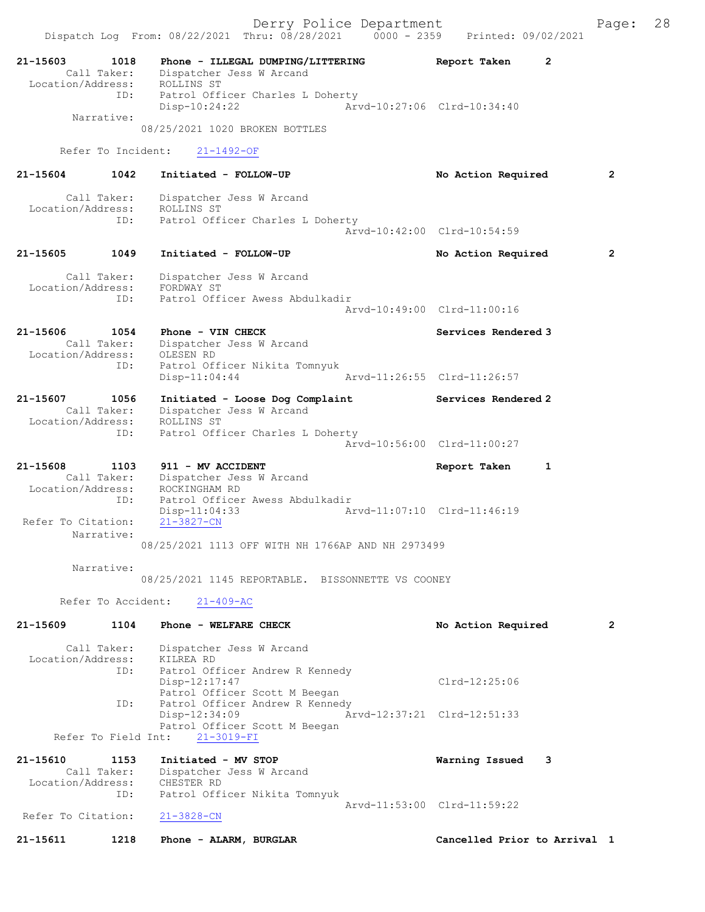Dispatch Log From: 08/22/2021 Thru: 08/28/2021 0000 - 2359 Printed: 09/02/2021

```
21-15603        1018    Phone - ILLEGAL DUMPING/LITTERING          Report Taken      2
        Call Taker:     Dispatcher Jess W Arcand
  Location/Address:     ROLLINS ST
               ID:      Patrol Officer Charles L Doherty
                        Disp-10:24:22                   Arvd-10:27:06  Clrd-10:34:40
         Narrative:
                   08/25/2021 1020 BROKEN BOTTLES

       Refer To Incident:    21-1492-OF

21-15604        1042    Initiated - FOLLOW-UP                      No Action Required         2

        Call Taker:     Dispatcher Jess W Arcand
  Location/Address:     ROLLINS ST
               ID:      Patrol Officer Charles L Doherty
                                                        Arvd-10:42:00  Clrd-10:54:59

21-15605        1049    Initiated - FOLLOW-UP                      No Action Required         2

        Call Taker:     Dispatcher Jess W Arcand
  Location/Address:     FORDWAY ST
               ID:      Patrol Officer Awess Abdulkadir
                                                        Arvd-10:49:00  Clrd-11:00:16

21-15606        1054    Phone - VIN CHECK                          Services Rendered 3
        Call Taker:     Dispatcher Jess W Arcand
  Location/Address:     OLESEN RD
               ID:      Patrol Officer Nikita Tomnyuk
                        Disp-11:04:44                   Arvd-11:26:55  Clrd-11:26:57

21-15607        1056    Initiated - Loose Dog Complaint            Services Rendered 2
        Call Taker:     Dispatcher Jess W Arcand
  Location/Address:     ROLLINS ST
               ID:      Patrol Officer Charles L Doherty
                                                        Arvd-10:56:00  Clrd-11:00:27

21-15608        1103    911 - MV ACCIDENT                          Report Taken      1
        Call Taker:     Dispatcher Jess W Arcand
  Location/Address:     ROCKINGHAM RD
               ID:      Patrol Officer Awess Abdulkadir
                        Disp-11:04:33                   Arvd-11:07:10  Clrd-11:46:19
 Refer To Citation:     21-3827-CN
         Narrative:
                   08/25/2021 1113 OFF WITH NH 1766AP AND NH 2973499

         Narrative:
                   08/25/2021 1145 REPORTABLE.  BISSONNETTE VS COONEY

       Refer To Accident:    21-409-AC

21-15609        1104    Phone - WELFARE CHECK                      No Action Required         2

        Call Taker:     Dispatcher Jess W Arcand
  Location/Address:     KILREA RD
               ID:      Patrol Officer Andrew R Kennedy
                        Disp-12:17:47                                  Clrd-12:25:06
                        Patrol Officer Scott M Beegan
               ID:      Patrol Officer Andrew R Kennedy
                        Disp-12:34:09                   Arvd-12:37:21  Clrd-12:51:33
                        Patrol Officer Scott M Beegan
      Refer To Field Int:    21-3019-FI

21-15610        1153    Initiated - MV STOP                        Warning Issued    3
        Call Taker:     Dispatcher Jess W Arcand
  Location/Address:     CHESTER RD
               ID:      Patrol Officer Nikita Tomnyuk
                                                        Arvd-11:53:00  Clrd-11:59:22
 Refer To Citation:     21-3828-CN

21-15611        1218    Phone - ALARM, BURGLAR                     Cancelled Prior to Arrival  1
```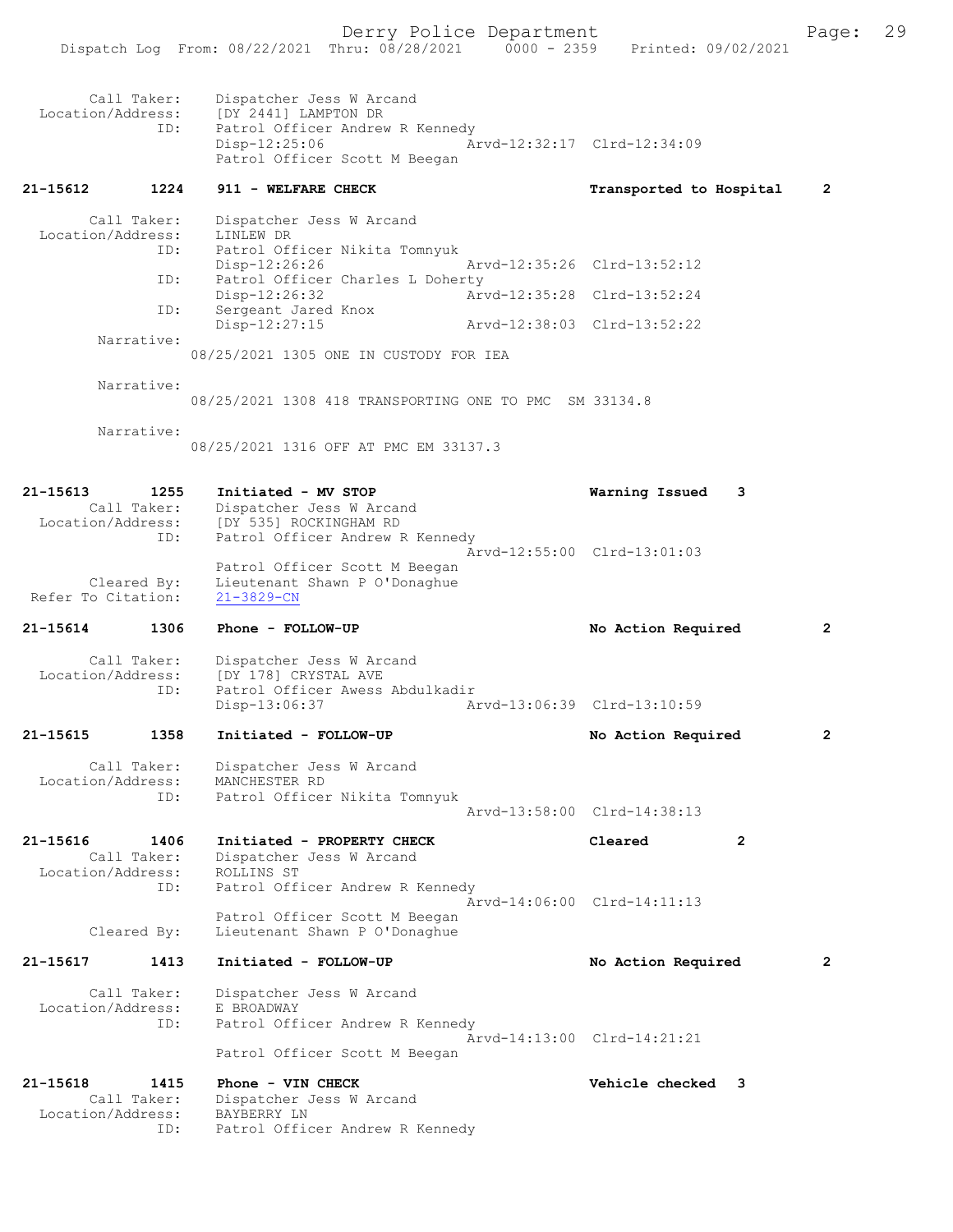```
 Call Taker:    Dispatcher Jess W Arcand
 Location/Address:    [DY 2441] LAMPTON DR
 ID:    Patrol Officer Andrew R Kennedy
        Disp-12:25:06                Arvd-12:32:17  Clrd-12:34:09
        Patrol Officer Scott M Beegan
```

**21-15612    1224    911 - WELFARE CHECK    Transported to Hospital    2**

```
 Call Taker:    Dispatcher Jess W Arcand
 Location/Address:    LINLEW DR
 ID:    Patrol Officer Nikita Tomnyuk
        Disp-12:26:26                Arvd-12:35:26  Clrd-13:52:12
 ID:    Patrol Officer Charles L Doherty
        Disp-12:26:32                Arvd-12:35:28  Clrd-13:52:24
 ID:    Sergeant Jared Knox
        Disp-12:27:15                Arvd-12:38:03  Clrd-13:52:22
 Narrative:
        08/25/2021 1305 ONE IN CUSTODY FOR IEA

 Narrative:
        08/25/2021 1308 418 TRANSPORTING ONE TO PMC  SM 33134.8

 Narrative:
        08/25/2021 1316 OFF AT PMC EM 33137.3
```

**21-15613    1255    Initiated - MV STOP    Warning Issued    3**

```
 Call Taker:    Dispatcher Jess W Arcand
 Location/Address:    [DY 535] ROCKINGHAM RD
 ID:    Patrol Officer Andrew R Kennedy
                                     Arvd-12:55:00  Clrd-13:01:03
        Patrol Officer Scott M Beegan
 Cleared By:    Lieutenant Shawn P O'Donaghue
 Refer To Citation:    21-3829-CN
```

**21-15614    1306    Phone - FOLLOW-UP    No Action Required    2**

```
 Call Taker:    Dispatcher Jess W Arcand
 Location/Address:    [DY 178] CRYSTAL AVE
 ID:    Patrol Officer Awess Abdulkadir
        Disp-13:06:37                Arvd-13:06:39  Clrd-13:10:59
```

**21-15615    1358    Initiated - FOLLOW-UP    No Action Required    2**

```
 Call Taker:    Dispatcher Jess W Arcand
 Location/Address:    MANCHESTER RD
 ID:    Patrol Officer Nikita Tomnyuk
                                     Arvd-13:58:00  Clrd-14:38:13
```

**21-15616    1406    Initiated - PROPERTY CHECK    Cleared    2**

```
 Call Taker:    Dispatcher Jess W Arcand
 Location/Address:    ROLLINS ST
 ID:    Patrol Officer Andrew R Kennedy
                                     Arvd-14:06:00  Clrd-14:11:13
        Patrol Officer Scott M Beegan
 Cleared By:    Lieutenant Shawn P O'Donaghue
```

**21-15617    1413    Initiated - FOLLOW-UP    No Action Required    2**

```
 Call Taker:    Dispatcher Jess W Arcand
 Location/Address:    E BROADWAY
 ID:    Patrol Officer Andrew R Kennedy
                                     Arvd-14:13:00  Clrd-14:21:21
        Patrol Officer Scott M Beegan
```

**21-15618    1415    Phone - VIN CHECK    Vehicle checked    3**

```
 Call Taker:    Dispatcher Jess W Arcand
 Location/Address:    BAYBERRY LN
 ID:    Patrol Officer Andrew R Kennedy
```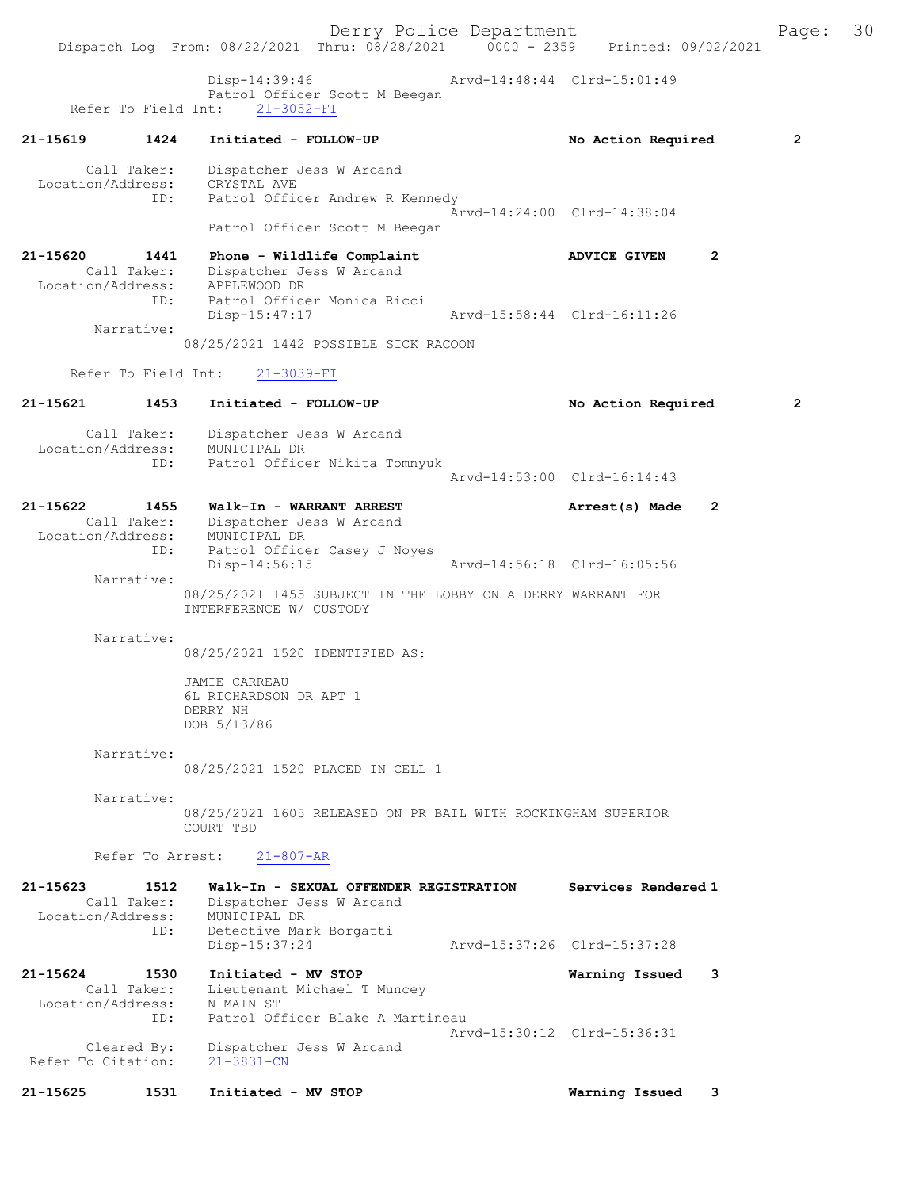```
                Disp-14:39:46                 Arvd-14:48:44  Clrd-15:01:49
                Patrol Officer Scott M Beegan
    Refer To Field Int:    21-3052-FI

21-15619        1424    Initiated - FOLLOW-UP                  No Action Required        2

        Call Taker:     Dispatcher Jess W Arcand
  Location/Address:     CRYSTAL AVE
                ID:     Patrol Officer Andrew R Kennedy
                                              Arvd-14:24:00  Clrd-14:38:04
                        Patrol Officer Scott M Beegan

21-15620        1441    Phone - Wildlife Complaint             ADVICE GIVEN       2
        Call Taker:     Dispatcher Jess W Arcand
  Location/Address:     APPLEWOOD DR
                ID:     Patrol Officer Monica Ricci
                        Disp-15:47:17                 Arvd-15:58:44  Clrd-16:11:26
        Narrative:
                    08/25/2021 1442 POSSIBLE SICK RACOON

    Refer To Field Int:    21-3039-FI

21-15621        1453    Initiated - FOLLOW-UP                  No Action Required        2

        Call Taker:     Dispatcher Jess W Arcand
  Location/Address:     MUNICIPAL DR
                ID:     Patrol Officer Nikita Tomnyuk
                                              Arvd-14:53:00  Clrd-16:14:43

21-15622        1455    Walk-In - WARRANT ARREST               Arrest(s) Made     2
        Call Taker:     Dispatcher Jess W Arcand
  Location/Address:     MUNICIPAL DR
                ID:     Patrol Officer Casey J Noyes
                        Disp-14:56:15                 Arvd-14:56:18  Clrd-16:05:56
        Narrative:
                    08/25/2021 1455 SUBJECT IN THE LOBBY ON A DERRY WARRANT FOR
                    INTERFERENCE W/ CUSTODY

        Narrative:
                    08/25/2021 1520 IDENTIFIED AS:

                    JAMIE CARREAU
                    6L RICHARDSON DR APT 1
                    DERRY NH
                    DOB 5/13/86

        Narrative:
                    08/25/2021 1520 PLACED IN CELL 1

        Narrative:
                    08/25/2021 1605 RELEASED ON PR BAIL WITH ROCKINGHAM SUPERIOR
                    COURT TBD

        Refer To Arrest:    21-807-AR

21-15623        1512    Walk-In - SEXUAL OFFENDER REGISTRATION     Services Rendered 1
        Call Taker:     Dispatcher Jess W Arcand
  Location/Address:     MUNICIPAL DR
                ID:     Detective Mark Borgatti
                        Disp-15:37:24                 Arvd-15:37:26  Clrd-15:37:28

21-15624        1530    Initiated - MV STOP                    Warning Issued     3
        Call Taker:     Lieutenant Michael T Muncey
  Location/Address:     N MAIN ST
                ID:     Patrol Officer Blake A Martineau
                                              Arvd-15:30:12  Clrd-15:36:31
        Cleared By:     Dispatcher Jess W Arcand
 Refer To Citation:     21-3831-CN

21-15625        1531    Initiated - MV STOP                    Warning Issued     3
```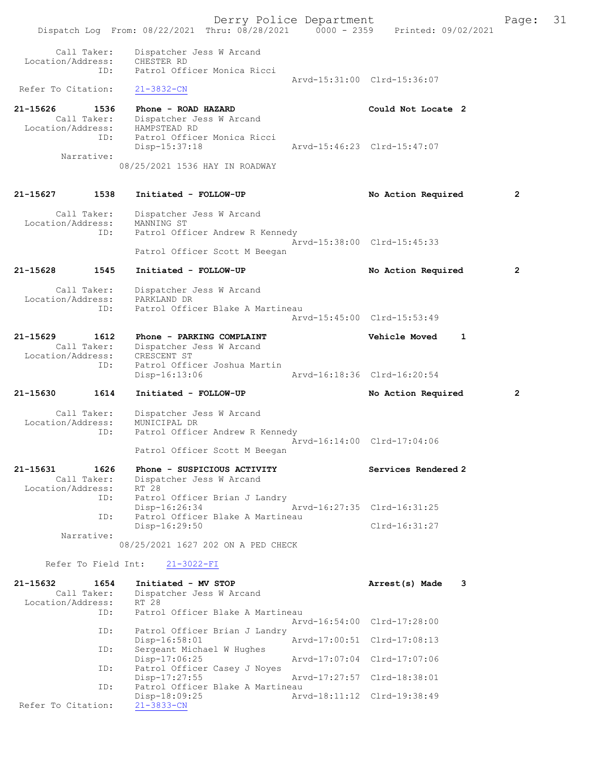Call Taker: Dispatcher Jess W Arcand
Location/Address: CHESTER RD
ID: Patrol Officer Monica Ricci
Arvd-15:31:00 Clrd-15:36:07
Refer To Citation: 21-3832-CN

**21-15626 1536 Phone - ROAD HAZARD** Could Not Locate 2
Call Taker: Dispatcher Jess W Arcand
Location/Address: HAMPSTEAD RD
ID: Patrol Officer Monica Ricci
Disp-15:37:18 Arvd-15:46:23 Clrd-15:47:07
Narrative:
08/25/2021 1536 HAY IN ROADWAY

**21-15627 1538 Initiated - FOLLOW-UP** No Action Required 2
Call Taker: Dispatcher Jess W Arcand
Location/Address: MANNING ST
ID: Patrol Officer Andrew R Kennedy
Arvd-15:38:00 Clrd-15:45:33
Patrol Officer Scott M Beegan

**21-15628 1545 Initiated - FOLLOW-UP** No Action Required 2
Call Taker: Dispatcher Jess W Arcand
Location/Address: PARKLAND DR
ID: Patrol Officer Blake A Martineau
Arvd-15:45:00 Clrd-15:53:49

**21-15629 1612 Phone - PARKING COMPLAINT** Vehicle Moved 1
Call Taker: Dispatcher Jess W Arcand
Location/Address: CRESCENT ST
ID: Patrol Officer Joshua Martin
Disp-16:13:06 Arvd-16:18:36 Clrd-16:20:54

**21-15630 1614 Initiated - FOLLOW-UP** No Action Required 2
Call Taker: Dispatcher Jess W Arcand
Location/Address: MUNICIPAL DR
ID: Patrol Officer Andrew R Kennedy
Arvd-16:14:00 Clrd-17:04:06
Patrol Officer Scott M Beegan

**21-15631 1626 Phone - SUSPICIOUS ACTIVITY** Services Rendered 2
Call Taker: Dispatcher Jess W Arcand
Location/Address: RT 28
ID: Patrol Officer Brian J Landry
Disp-16:26:34 Arvd-16:27:35 Clrd-16:31:25
ID: Patrol Officer Blake A Martineau
Disp-16:29:50 Clrd-16:31:27
Narrative:
08/25/2021 1627 202 ON A PED CHECK

Refer To Field Int: 21-3022-FI

**21-15632 1654 Initiated - MV STOP** Arrest(s) Made 3
Call Taker: Dispatcher Jess W Arcand
Location/Address: RT 28
ID: Patrol Officer Blake A Martineau
Arvd-16:54:00 Clrd-17:28:00
ID: Patrol Officer Brian J Landry
Disp-16:58:01 Arvd-17:00:51 Clrd-17:08:13
ID: Sergeant Michael W Hughes
Disp-17:06:25 Arvd-17:07:04 Clrd-17:07:06
ID: Patrol Officer Casey J Noyes
Disp-17:27:55 Arvd-17:27:57 Clrd-18:38:01
ID: Patrol Officer Blake A Martineau
Disp-18:09:25 Arvd-18:11:12 Clrd-19:38:49
Refer To Citation: 21-3833-CN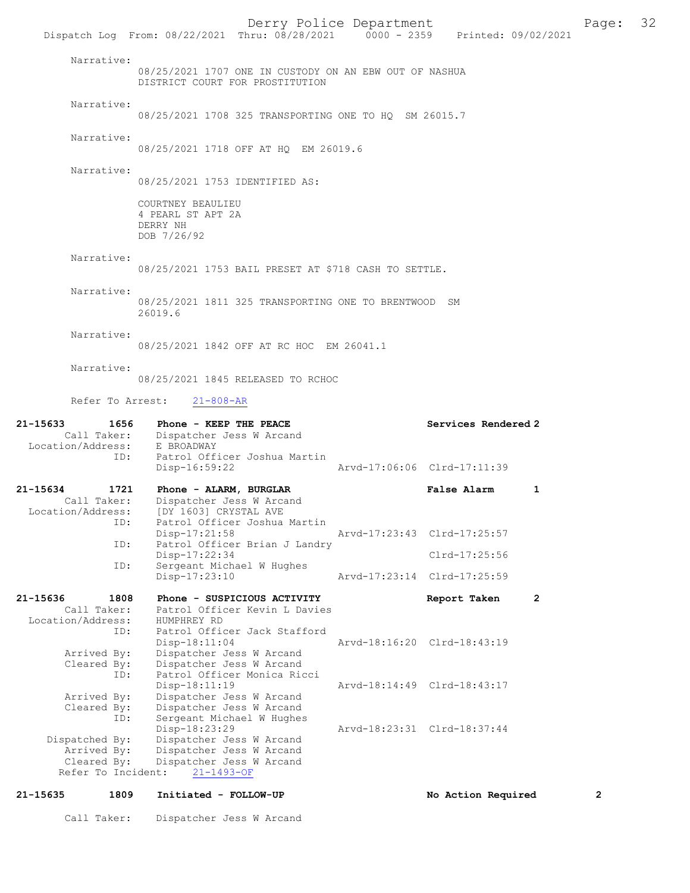Narrative:
08/25/2021 1707 ONE IN CUSTODY ON AN EBW OUT OF NASHUA DISTRICT COURT FOR PROSTITUTION

Narrative:
08/25/2021 1708 325 TRANSPORTING ONE TO HQ SM 26015.7

Narrative:
08/25/2021 1718 OFF AT HQ EM 26019.6

Narrative:
08/25/2021 1753 IDENTIFIED AS:

COURTNEY BEAULIEU
4 PEARL ST APT 2A
DERRY NH
DOB 7/26/92

Narrative:
08/25/2021 1753 BAIL PRESET AT $718 CASH TO SETTLE.

Narrative:
08/25/2021 1811 325 TRANSPORTING ONE TO BRENTWOOD SM 26019.6

Narrative:
08/25/2021 1842 OFF AT RC HOC EM 26041.1

Narrative:
08/25/2021 1845 RELEASED TO RCHOC

Refer To Arrest: 21-808-AR

**21-15633 1656 Phone - KEEP THE PEACE — Services Rendered 2**
Call Taker: Dispatcher Jess W Arcand
Location/Address: E BROADWAY
ID: Patrol Officer Joshua Martin
Disp-16:59:22 Arvd-17:06:06 Clrd-17:11:39

**21-15634 1721 Phone - ALARM, BURGLAR — False Alarm 1**
Call Taker: Dispatcher Jess W Arcand
Location/Address: [DY 1603] CRYSTAL AVE
ID: Patrol Officer Joshua Martin
Disp-17:21:58 Arvd-17:23:43 Clrd-17:25:57
ID: Patrol Officer Brian J Landry
Disp-17:22:34 Clrd-17:25:56
ID: Sergeant Michael W Hughes
Disp-17:23:10 Arvd-17:23:14 Clrd-17:25:59

**21-15636 1808 Phone - SUSPICIOUS ACTIVITY — Report Taken 2**
Call Taker: Patrol Officer Kevin L Davies
Location/Address: HUMPHREY RD
ID: Patrol Officer Jack Stafford
Disp-18:11:04 Arvd-18:16:20 Clrd-18:43:19
Arrived By: Dispatcher Jess W Arcand
Cleared By: Dispatcher Jess W Arcand
ID: Patrol Officer Monica Ricci
Disp-18:11:19 Arvd-18:14:49 Clrd-18:43:17
Arrived By: Dispatcher Jess W Arcand
Cleared By: Dispatcher Jess W Arcand
ID: Sergeant Michael W Hughes
Disp-18:23:29 Arvd-18:23:31 Clrd-18:37:44
Dispatched By: Dispatcher Jess W Arcand
Arrived By: Dispatcher Jess W Arcand
Cleared By: Dispatcher Jess W Arcand
Refer To Incident: 21-1493-OF

**21-15635 1809 Initiated - FOLLOW-UP — No Action Required 2**

Call Taker: Dispatcher Jess W Arcand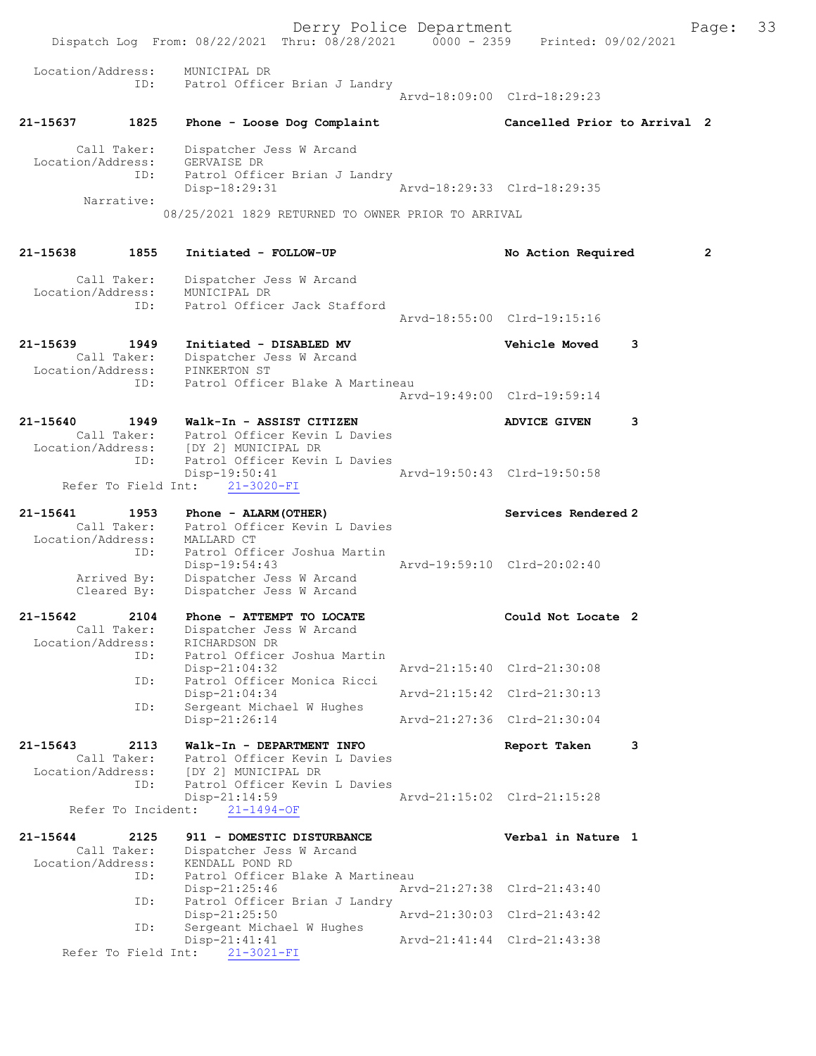```
 Location/Address:    MUNICIPAL DR
               ID:    Patrol Officer Brian J Landry
                                           Arvd-18:09:00  Clrd-18:29:23

21-15637        1825    Phone - Loose Dog Complaint            Cancelled Prior to Arrival  2

       Call Taker:    Dispatcher Jess W Arcand
 Location/Address:    GERVAISE DR
               ID:    Patrol Officer Brian J Landry
                      Disp-18:29:31            Arvd-18:29:33  Clrd-18:29:35
        Narrative:
                 08/25/2021 1829 RETURNED TO OWNER PRIOR TO ARRIVAL


21-15638        1855    Initiated - FOLLOW-UP                  No Action Required          2

       Call Taker:    Dispatcher Jess W Arcand
 Location/Address:    MUNICIPAL DR
               ID:    Patrol Officer Jack Stafford
                                           Arvd-18:55:00  Clrd-19:15:16

21-15639        1949    Initiated - DISABLED MV                Vehicle Moved         3
       Call Taker:    Dispatcher Jess W Arcand
 Location/Address:    PINKERTON ST
               ID:    Patrol Officer Blake A Martineau
                                           Arvd-19:49:00  Clrd-19:59:14

21-15640        1949    Walk-In - ASSIST CITIZEN               ADVICE GIVEN          3
       Call Taker:    Patrol Officer Kevin L Davies
 Location/Address:    [DY 2] MUNICIPAL DR
               ID:    Patrol Officer Kevin L Davies
                      Disp-19:50:41            Arvd-19:50:43  Clrd-19:50:58
    Refer To Field Int:    21-3020-FI

21-15641        1953    Phone - ALARM(OTHER)                   Services Rendered 2
       Call Taker:    Patrol Officer Kevin L Davies
 Location/Address:    MALLARD CT
               ID:    Patrol Officer Joshua Martin
                      Disp-19:54:43            Arvd-19:59:10  Clrd-20:02:40
       Arrived By:    Dispatcher Jess W Arcand
       Cleared By:    Dispatcher Jess W Arcand

21-15642        2104    Phone - ATTEMPT TO LOCATE              Could Not Locate  2
       Call Taker:    Dispatcher Jess W Arcand
 Location/Address:    RICHARDSON DR
               ID:    Patrol Officer Joshua Martin
                      Disp-21:04:32            Arvd-21:15:40  Clrd-21:30:08
               ID:    Patrol Officer Monica Ricci
                      Disp-21:04:34            Arvd-21:15:42  Clrd-21:30:13
               ID:    Sergeant Michael W Hughes
                      Disp-21:26:14            Arvd-21:27:36  Clrd-21:30:04

21-15643        2113    Walk-In - DEPARTMENT INFO              Report Taken          3
       Call Taker:    Patrol Officer Kevin L Davies
 Location/Address:    [DY 2] MUNICIPAL DR
               ID:    Patrol Officer Kevin L Davies
                      Disp-21:14:59            Arvd-21:15:02  Clrd-21:15:28
     Refer To Incident:    21-1494-OF

21-15644        2125    911 - DOMESTIC DISTURBANCE             Verbal in Nature 1
       Call Taker:    Dispatcher Jess W Arcand
 Location/Address:    KENDALL POND RD
               ID:    Patrol Officer Blake A Martineau
                      Disp-21:25:46            Arvd-21:27:38  Clrd-21:43:40
               ID:    Patrol Officer Brian J Landry
                      Disp-21:25:50            Arvd-21:30:03  Clrd-21:43:42
               ID:    Sergeant Michael W Hughes
                      Disp-21:41:41            Arvd-21:41:44  Clrd-21:43:38
    Refer To Field Int:    21-3021-FI
```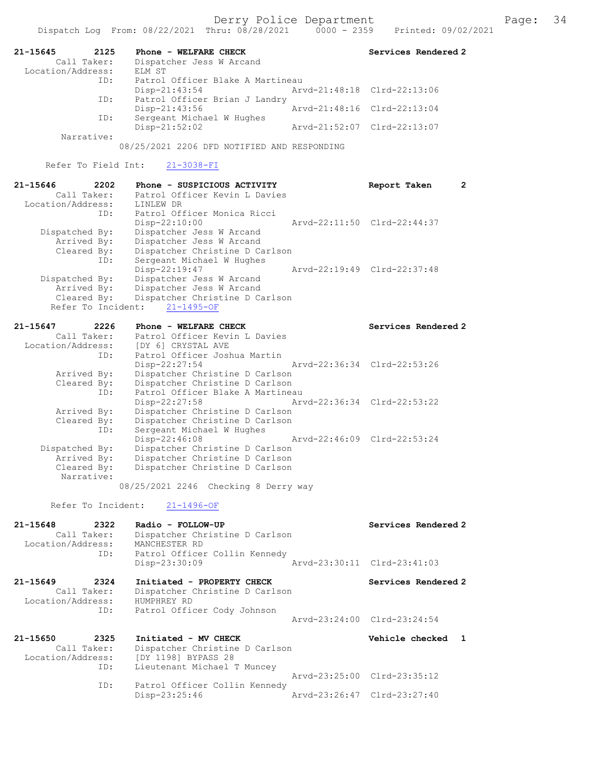Derry Police Department

Dispatch Log From: 08/22/2021 Thru: 08/28/2021 0000 - 2359 Printed: 09/02/2021

```
21-15645        2125    Phone - WELFARE CHECK                         Services Rendered 2
        Call Taker:     Dispatcher Jess W Arcand
  Location/Address:     ELM ST
                ID:     Patrol Officer Blake A Martineau
                        Disp-21:43:54               Arvd-21:48:18  Clrd-22:13:06
                ID:     Patrol Officer Brian J Landry
                        Disp-21:43:56               Arvd-21:48:16  Clrd-22:13:04
                ID:     Sergeant Michael W Hughes
                        Disp-21:52:02               Arvd-21:52:07  Clrd-22:13:07
         Narrative:
                      08/25/2021 2206 DFD NOTIFIED AND RESPONDING

      Refer To Field Int:     21-3038-FI

21-15646        2202    Phone - SUSPICIOUS ACTIVITY                   Report Taken     2
        Call Taker:     Patrol Officer Kevin L Davies
  Location/Address:     LINLEW DR
                ID:     Patrol Officer Monica Ricci
                        Disp-22:10:00               Arvd-22:11:50  Clrd-22:44:37
     Dispatched By:     Dispatcher Jess W Arcand
        Arrived By:     Dispatcher Jess W Arcand
        Cleared By:     Dispatcher Christine D Carlson
                ID:     Sergeant Michael W Hughes
                        Disp-22:19:47               Arvd-22:19:49  Clrd-22:37:48
     Dispatched By:     Dispatcher Jess W Arcand
        Arrived By:     Dispatcher Jess W Arcand
        Cleared By:     Dispatcher Christine D Carlson
       Refer To Incident:     21-1495-OF

21-15647        2226    Phone - WELFARE CHECK                         Services Rendered 2
        Call Taker:     Patrol Officer Kevin L Davies
  Location/Address:     [DY 6] CRYSTAL AVE
                ID:     Patrol Officer Joshua Martin
                        Disp-22:27:54               Arvd-22:36:34  Clrd-22:53:26
        Arrived By:     Dispatcher Christine D Carlson
        Cleared By:     Dispatcher Christine D Carlson
                ID:     Patrol Officer Blake A Martineau
                        Disp-22:27:58               Arvd-22:36:34  Clrd-22:53:22
        Arrived By:     Dispatcher Christine D Carlson
        Cleared By:     Dispatcher Christine D Carlson
                ID:     Sergeant Michael W Hughes
                        Disp-22:46:08               Arvd-22:46:09  Clrd-22:53:24
     Dispatched By:     Dispatcher Christine D Carlson
        Arrived By:     Dispatcher Christine D Carlson
        Cleared By:     Dispatcher Christine D Carlson
         Narrative:
                      08/25/2021 2246  Checking 8 Derry way

       Refer To Incident:     21-1496-OF

21-15648        2322    Radio - FOLLOW-UP                             Services Rendered 2
        Call Taker:     Dispatcher Christine D Carlson
  Location/Address:     MANCHESTER RD
                ID:     Patrol Officer Collin Kennedy
                        Disp-23:30:09               Arvd-23:30:11  Clrd-23:41:03

21-15649        2324    Initiated - PROPERTY CHECK                    Services Rendered 2
        Call Taker:     Dispatcher Christine D Carlson
  Location/Address:     HUMPHREY RD
                ID:     Patrol Officer Cody Johnson
                                                    Arvd-23:24:00  Clrd-23:24:54

21-15650        2325    Initiated - MV CHECK                          Vehicle checked  1
        Call Taker:     Dispatcher Christine D Carlson
  Location/Address:     [DY 1198] BYPASS 28
                ID:     Lieutenant Michael T Muncey
                                                    Arvd-23:25:00  Clrd-23:35:12
                ID:     Patrol Officer Collin Kennedy
                        Disp-23:25:46               Arvd-23:26:47  Clrd-23:27:40
```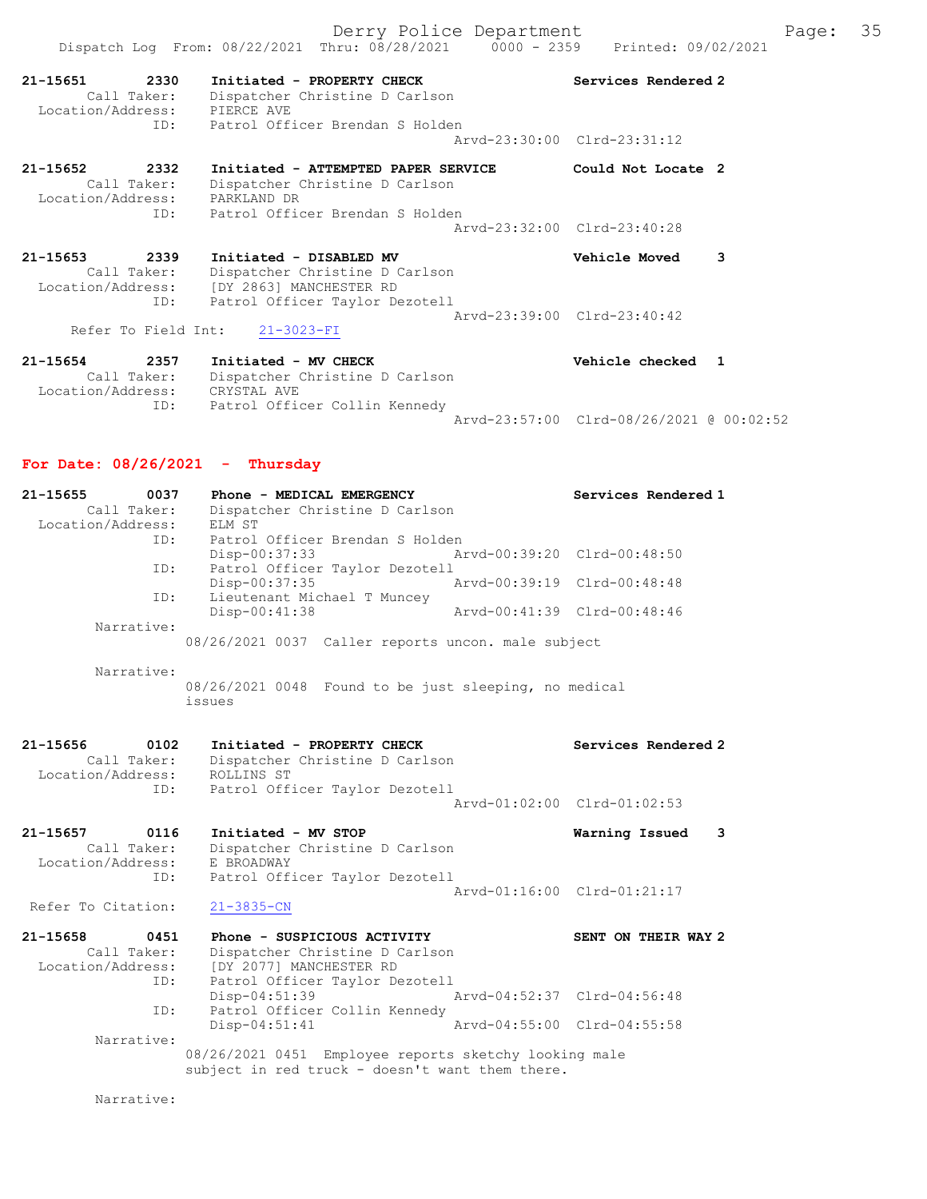```
21-15651        2330    Initiated - PROPERTY CHECK                  Services Rendered 2
        Call Taker:     Dispatcher Christine D Carlson
  Location/Address:     PIERCE AVE
                ID:     Patrol Officer Brendan S Holden
                                                    Arvd-23:30:00  Clrd-23:31:12

21-15652        2332    Initiated - ATTEMPTED PAPER SERVICE         Could Not Locate  2
        Call Taker:     Dispatcher Christine D Carlson
  Location/Address:     PARKLAND DR
                ID:     Patrol Officer Brendan S Holden
                                                    Arvd-23:32:00  Clrd-23:40:28

21-15653        2339    Initiated - DISABLED MV                     Vehicle Moved     3
        Call Taker:     Dispatcher Christine D Carlson
  Location/Address:     [DY 2863] MANCHESTER RD
                ID:     Patrol Officer Taylor Dezotell
                                                    Arvd-23:39:00  Clrd-23:40:42
     Refer To Field Int:     21-3023-FI

21-15654        2357    Initiated - MV CHECK                        Vehicle checked   1
        Call Taker:     Dispatcher Christine D Carlson
  Location/Address:     CRYSTAL AVE
                ID:     Patrol Officer Collin Kennedy
                                                    Arvd-23:57:00  Clrd-08/26/2021 @ 00:02:52
```

**For Date: 08/26/2021 - Thursday**

```
21-15655        0037    Phone - MEDICAL EMERGENCY                   Services Rendered 1
        Call Taker:     Dispatcher Christine D Carlson
  Location/Address:     ELM ST
                ID:     Patrol Officer Brendan S Holden
                        Disp-00:37:33               Arvd-00:39:20  Clrd-00:48:50
                ID:     Patrol Officer Taylor Dezotell
                        Disp-00:37:35               Arvd-00:39:19  Clrd-00:48:48
                ID:     Lieutenant Michael T Muncey
                        Disp-00:41:38               Arvd-00:41:39  Clrd-00:48:46
         Narrative:
                      08/26/2021 0037  Caller reports uncon. male subject

         Narrative:
                      08/26/2021 0048  Found to be just sleeping, no medical
                      issues

21-15656        0102    Initiated - PROPERTY CHECK                  Services Rendered 2
        Call Taker:     Dispatcher Christine D Carlson
  Location/Address:     ROLLINS ST
                ID:     Patrol Officer Taylor Dezotell
                                                    Arvd-01:02:00  Clrd-01:02:53

21-15657        0116    Initiated - MV STOP                         Warning Issued    3
        Call Taker:     Dispatcher Christine D Carlson
  Location/Address:     E BROADWAY
                ID:     Patrol Officer Taylor Dezotell
                                                    Arvd-01:16:00  Clrd-01:21:17
 Refer To Citation:     21-3835-CN

21-15658        0451    Phone - SUSPICIOUS ACTIVITY                 SENT ON THEIR WAY 2
        Call Taker:     Dispatcher Christine D Carlson
  Location/Address:     [DY 2077] MANCHESTER RD
                ID:     Patrol Officer Taylor Dezotell
                        Disp-04:51:39               Arvd-04:52:37  Clrd-04:56:48
                ID:     Patrol Officer Collin Kennedy
                        Disp-04:51:41               Arvd-04:55:00  Clrd-04:55:58
         Narrative:
                      08/26/2021 0451  Employee reports sketchy looking male
                      subject in red truck - doesn't want them there.

         Narrative:
```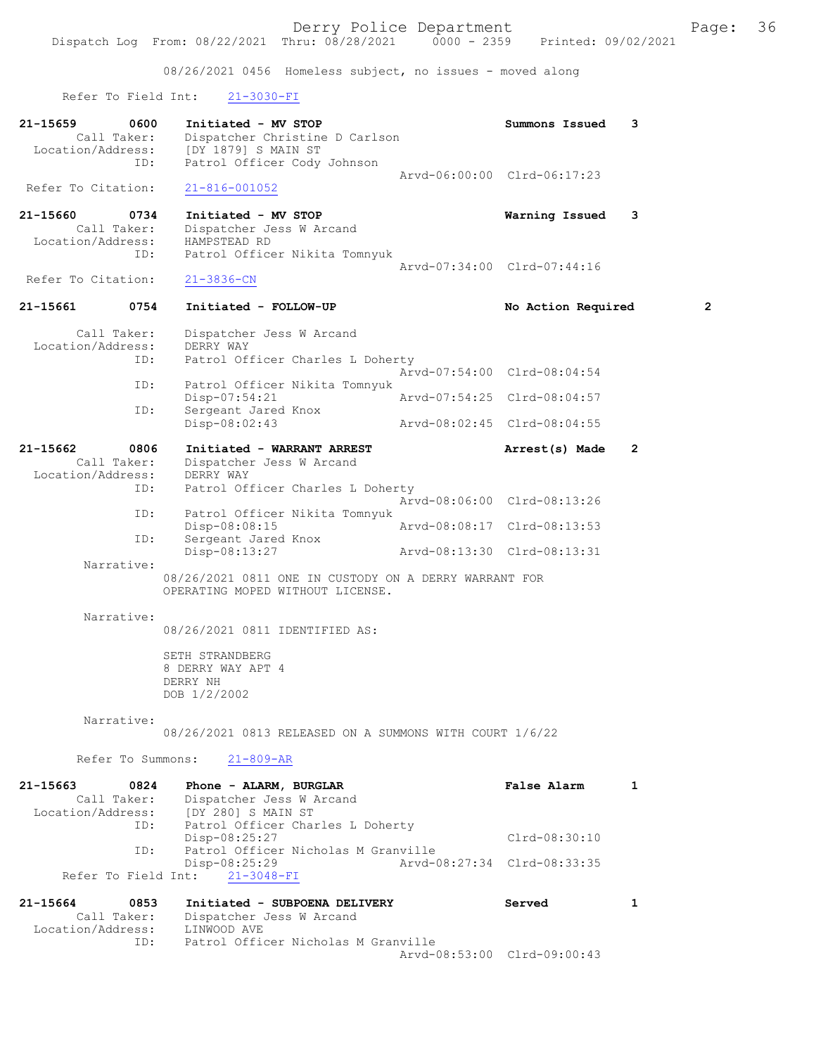08/26/2021 0456 Homeless subject, no issues - moved along

Refer To Field Int: 21-3030-FI

**21-15659 0600 Initiated - MV STOP** — **Summons Issued 3**
Call Taker: Dispatcher Christine D Carlson
Location/Address: [DY 1879] S MAIN ST
ID: Patrol Officer Cody Johnson
Arvd-06:00:00 Clrd-06:17:23
Refer To Citation: 21-816-001052

**21-15660 0734 Initiated - MV STOP** — **Warning Issued 3**
Call Taker: Dispatcher Jess W Arcand
Location/Address: HAMPSTEAD RD
ID: Patrol Officer Nikita Tomnyuk
Arvd-07:34:00 Clrd-07:44:16
Refer To Citation: 21-3836-CN

**21-15661 0754 Initiated - FOLLOW-UP** — **No Action Required 2**
Call Taker: Dispatcher Jess W Arcand
Location/Address: DERRY WAY
ID: Patrol Officer Charles L Doherty
Arvd-07:54:00 Clrd-08:04:54
ID: Patrol Officer Nikita Tomnyuk
Disp-07:54:21 Arvd-07:54:25 Clrd-08:04:57
ID: Sergeant Jared Knox
Disp-08:02:43 Arvd-08:02:45 Clrd-08:04:55

**21-15662 0806 Initiated - WARRANT ARREST** — **Arrest(s) Made 2**
Call Taker: Dispatcher Jess W Arcand
Location/Address: DERRY WAY
ID: Patrol Officer Charles L Doherty
Arvd-08:06:00 Clrd-08:13:26
ID: Patrol Officer Nikita Tomnyuk
Disp-08:08:15 Arvd-08:08:17 Clrd-08:13:53
ID: Sergeant Jared Knox
Disp-08:13:27 Arvd-08:13:30 Clrd-08:13:31
Narrative:
08/26/2021 0811 ONE IN CUSTODY ON A DERRY WARRANT FOR OPERATING MOPED WITHOUT LICENSE.

Narrative:
08/26/2021 0811 IDENTIFIED AS:

SETH STRANDBERG
8 DERRY WAY APT 4
DERRY NH
DOB 1/2/2002

Narrative:
08/26/2021 0813 RELEASED ON A SUMMONS WITH COURT 1/6/22

Refer To Summons: 21-809-AR

**21-15663 0824 Phone - ALARM, BURGLAR** — **False Alarm 1**
Call Taker: Dispatcher Jess W Arcand
Location/Address: [DY 280] S MAIN ST
ID: Patrol Officer Charles L Doherty
Disp-08:25:27 Clrd-08:30:10
ID: Patrol Officer Nicholas M Granville
Disp-08:25:29 Arvd-08:27:34 Clrd-08:33:35
Refer To Field Int: 21-3048-FI

**21-15664 0853 Initiated - SUBPOENA DELIVERY** — **Served 1**
Call Taker: Dispatcher Jess W Arcand
Location/Address: LINWOOD AVE
ID: Patrol Officer Nicholas M Granville
Arvd-08:53:00 Clrd-09:00:43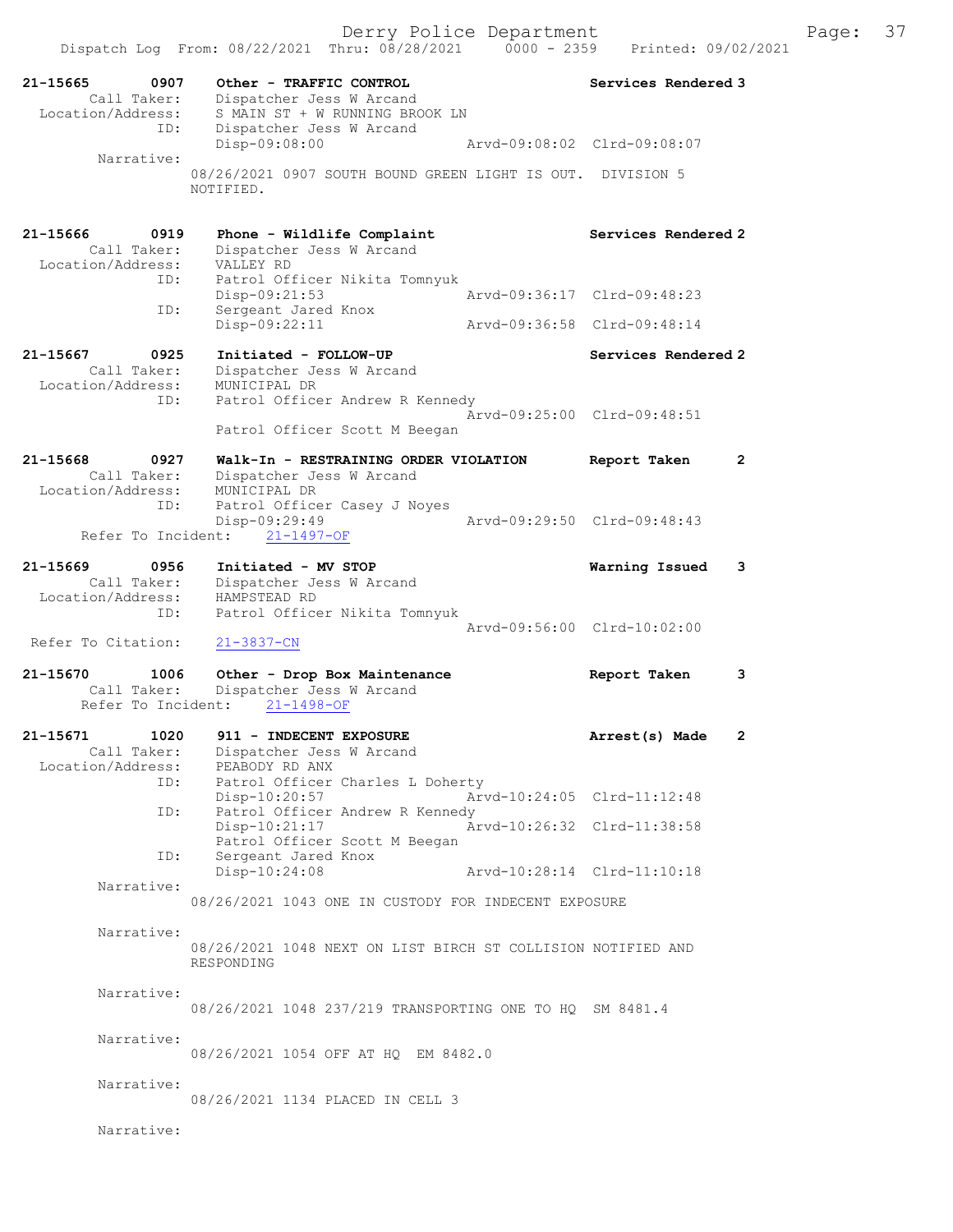21-15665 0907 Other - TRAFFIC CONTROL Services Rendered 3
Call Taker: Dispatcher Jess W Arcand
Location/Address: S MAIN ST + W RUNNING BROOK LN
ID: Dispatcher Jess W Arcand
Disp-09:08:00 Arvd-09:08:02 Clrd-09:08:07
Narrative:
08/26/2021 0907 SOUTH BOUND GREEN LIGHT IS OUT. DIVISION 5 NOTIFIED.

21-15666 0919 Phone - Wildlife Complaint Services Rendered 2
Call Taker: Dispatcher Jess W Arcand
Location/Address: VALLEY RD
ID: Patrol Officer Nikita Tomnyuk
Disp-09:21:53 Arvd-09:36:17 Clrd-09:48:23
ID: Sergeant Jared Knox
Disp-09:22:11 Arvd-09:36:58 Clrd-09:48:14

21-15667 0925 Initiated - FOLLOW-UP Services Rendered 2
Call Taker: Dispatcher Jess W Arcand
Location/Address: MUNICIPAL DR
ID: Patrol Officer Andrew R Kennedy
Arvd-09:25:00 Clrd-09:48:51
Patrol Officer Scott M Beegan

21-15668 0927 Walk-In - RESTRAINING ORDER VIOLATION Report Taken 2
Call Taker: Dispatcher Jess W Arcand
Location/Address: MUNICIPAL DR
ID: Patrol Officer Casey J Noyes
Disp-09:29:49 Arvd-09:29:50 Clrd-09:48:43
Refer To Incident: 21-1497-OF

21-15669 0956 Initiated - MV STOP Warning Issued 3
Call Taker: Dispatcher Jess W Arcand
Location/Address: HAMPSTEAD RD
ID: Patrol Officer Nikita Tomnyuk
Arvd-09:56:00 Clrd-10:02:00
Refer To Citation: 21-3837-CN

21-15670 1006 Other - Drop Box Maintenance Report Taken 3
Call Taker: Dispatcher Jess W Arcand
Refer To Incident: 21-1498-OF

21-15671 1020 911 - INDECENT EXPOSURE Arrest(s) Made 2
Call Taker: Dispatcher Jess W Arcand
Location/Address: PEABODY RD ANX
ID: Patrol Officer Charles L Doherty
Disp-10:20:57 Arvd-10:24:05 Clrd-11:12:48
ID: Patrol Officer Andrew R Kennedy
Disp-10:21:17 Arvd-10:26:32 Clrd-11:38:58
Patrol Officer Scott M Beegan
ID: Sergeant Jared Knox
Disp-10:24:08 Arvd-10:28:14 Clrd-11:10:18
Narrative:
08/26/2021 1043 ONE IN CUSTODY FOR INDECENT EXPOSURE

Narrative:
08/26/2021 1048 NEXT ON LIST BIRCH ST COLLISION NOTIFIED AND RESPONDING

Narrative:
08/26/2021 1048 237/219 TRANSPORTING ONE TO HQ SM 8481.4

Narrative:
08/26/2021 1054 OFF AT HQ EM 8482.0

Narrative:
08/26/2021 1134 PLACED IN CELL 3

Narrative: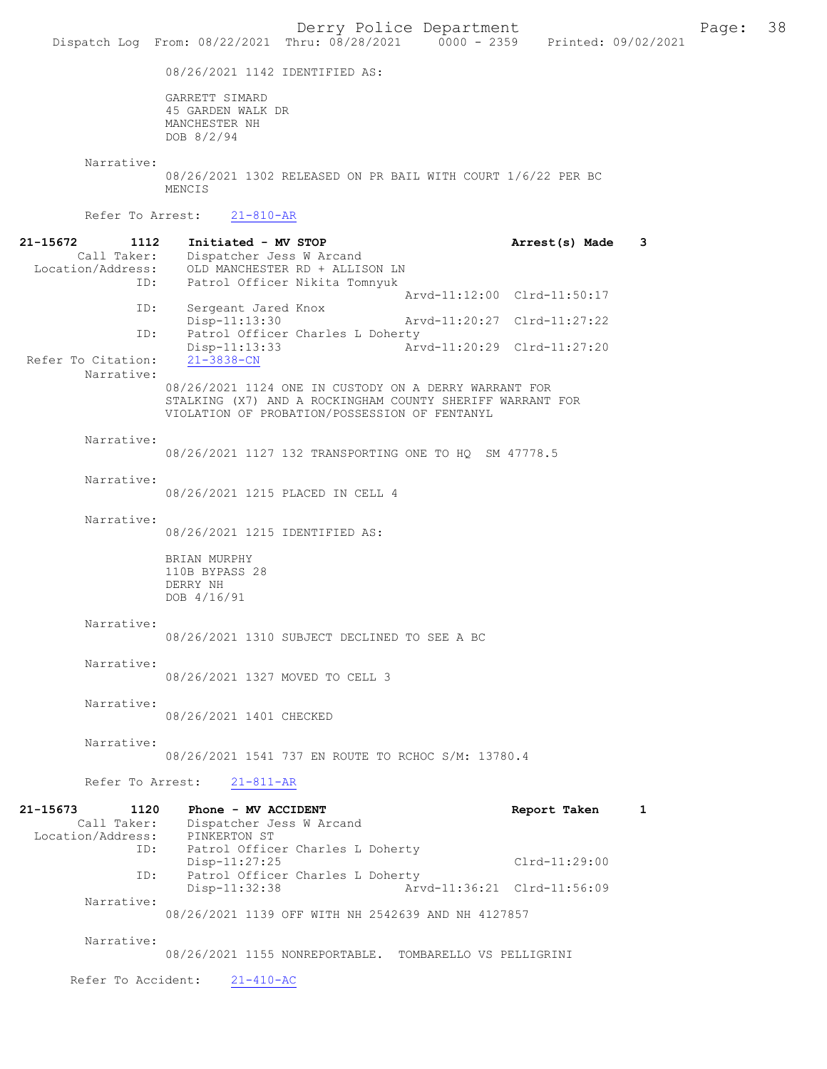08/26/2021 1142 IDENTIFIED AS:

GARRETT SIMARD
45 GARDEN WALK DR
MANCHESTER NH
DOB 8/2/94

Narrative:
08/26/2021 1302 RELEASED ON PR BAIL WITH COURT 1/6/22 PER BC MENCIS

Refer To Arrest: 21-810-AR

**21-15672 1112 Initiated - MV STOP** — Arrest(s) Made 3

Call Taker: Dispatcher Jess W Arcand
Location/Address: OLD MANCHESTER RD + ALLISON LN
ID: Patrol Officer Nikita Tomnyuk
Arvd-11:12:00 Clrd-11:50:17
ID: Sergeant Jared Knox
Disp-11:13:30 Arvd-11:20:27 Clrd-11:27:22
ID: Patrol Officer Charles L Doherty
Disp-11:13:33 Arvd-11:20:29 Clrd-11:27:20
Refer To Citation: 21-3838-CN

Narrative:
08/26/2021 1124 ONE IN CUSTODY ON A DERRY WARRANT FOR STALKING (X7) AND A ROCKINGHAM COUNTY SHERIFF WARRANT FOR VIOLATION OF PROBATION/POSSESSION OF FENTANYL

Narrative:
08/26/2021 1127 132 TRANSPORTING ONE TO HQ SM 47778.5

Narrative:
08/26/2021 1215 PLACED IN CELL 4

Narrative:
08/26/2021 1215 IDENTIFIED AS:

BRIAN MURPHY
110B BYPASS 28
DERRY NH
DOB 4/16/91

Narrative:
08/26/2021 1310 SUBJECT DECLINED TO SEE A BC

Narrative:
08/26/2021 1327 MOVED TO CELL 3

Narrative:
08/26/2021 1401 CHECKED

Narrative:
08/26/2021 1541 737 EN ROUTE TO RCHOC S/M: 13780.4

Refer To Arrest: 21-811-AR

**21-15673 1120 Phone - MV ACCIDENT** — Report Taken 1

Call Taker: Dispatcher Jess W Arcand
Location/Address: PINKERTON ST
ID: Patrol Officer Charles L Doherty
Disp-11:27:25 Clrd-11:29:00
ID: Patrol Officer Charles L Doherty
Disp-11:32:38 Arvd-11:36:21 Clrd-11:56:09

Narrative:
08/26/2021 1139 OFF WITH NH 2542639 AND NH 4127857

Narrative:
08/26/2021 1155 NONREPORTABLE. TOMBARELLO VS PELLIGRINI

Refer To Accident: 21-410-AC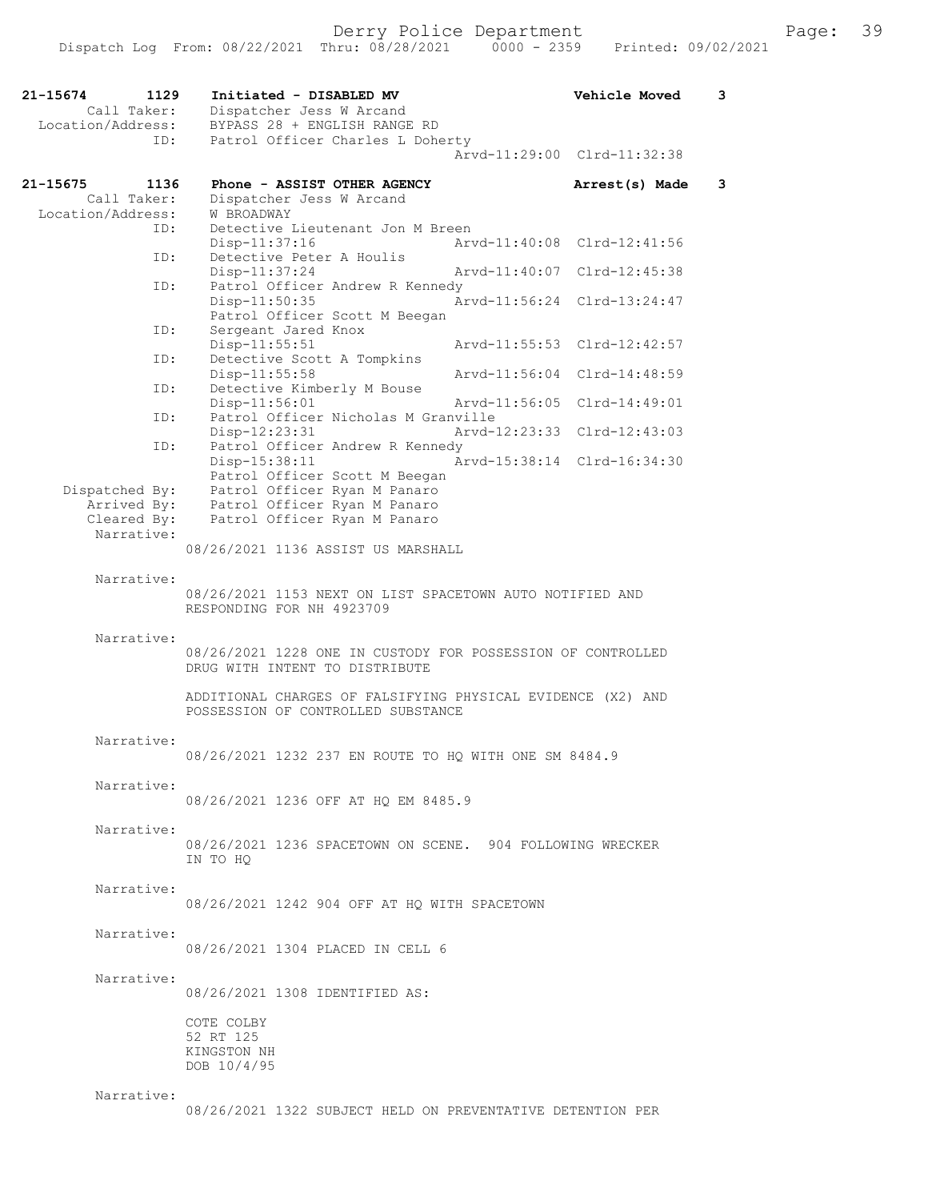Derry Police Department

Dispatch Log From: 08/22/2021 Thru: 08/28/2021 0000 - 2359 Printed: 09/02/2021

```
21-15674        1129    Initiated - DISABLED MV                      Vehicle Moved     3
        Call Taker:     Dispatcher Jess W Arcand
  Location/Address:     BYPASS 28 + ENGLISH RANGE RD
                ID:     Patrol Officer Charles L Doherty
                                                   Arvd-11:29:00  Clrd-11:32:38

21-15675        1136    Phone - ASSIST OTHER AGENCY                  Arrest(s) Made    3
        Call Taker:     Dispatcher Jess W Arcand
  Location/Address:     W BROADWAY
                ID:     Detective Lieutenant Jon M Breen
                        Disp-11:37:16              Arvd-11:40:08  Clrd-12:41:56
                ID:     Detective Peter A Houlis
                        Disp-11:37:24              Arvd-11:40:07  Clrd-12:45:38
                ID:     Patrol Officer Andrew R Kennedy
                        Disp-11:50:35              Arvd-11:56:24  Clrd-13:24:47
                        Patrol Officer Scott M Beegan
                ID:     Sergeant Jared Knox
                        Disp-11:55:51              Arvd-11:55:53  Clrd-12:42:57
                ID:     Detective Scott A Tompkins
                        Disp-11:55:58              Arvd-11:56:04  Clrd-14:48:59
                ID:     Detective Kimberly M Bouse
                        Disp-11:56:01              Arvd-11:56:05  Clrd-14:49:01
                ID:     Patrol Officer Nicholas M Granville
                        Disp-12:23:31              Arvd-12:23:33  Clrd-12:43:03
                ID:     Patrol Officer Andrew R Kennedy
                        Disp-15:38:11              Arvd-15:38:14  Clrd-16:34:30
                        Patrol Officer Scott M Beegan
     Dispatched By:     Patrol Officer Ryan M Panaro
        Arrived By:     Patrol Officer Ryan M Panaro
        Cleared By:     Patrol Officer Ryan M Panaro
        Narrative:
                        08/26/2021 1136 ASSIST US MARSHALL

        Narrative:
                        08/26/2021 1153 NEXT ON LIST SPACETOWN AUTO NOTIFIED AND
                        RESPONDING FOR NH 4923709

        Narrative:
                        08/26/2021 1228 ONE IN CUSTODY FOR POSSESSION OF CONTROLLED
                        DRUG WITH INTENT TO DISTRIBUTE

                        ADDITIONAL CHARGES OF FALSIFYING PHYSICAL EVIDENCE (X2) AND
                        POSSESSION OF CONTROLLED SUBSTANCE

        Narrative:
                        08/26/2021 1232 237 EN ROUTE TO HQ WITH ONE SM 8484.9

        Narrative:
                        08/26/2021 1236 OFF AT HQ EM 8485.9

        Narrative:
                        08/26/2021 1236 SPACETOWN ON SCENE.  904 FOLLOWING WRECKER
                        IN TO HQ

        Narrative:
                        08/26/2021 1242 904 OFF AT HQ WITH SPACETOWN

        Narrative:
                        08/26/2021 1304 PLACED IN CELL 6

        Narrative:
                        08/26/2021 1308 IDENTIFIED AS:

                        COTE COLBY
                        52 RT 125
                        KINGSTON NH
                        DOB 10/4/95

        Narrative:
                        08/26/2021 1322 SUBJECT HELD ON PREVENTATIVE DETENTION PER
```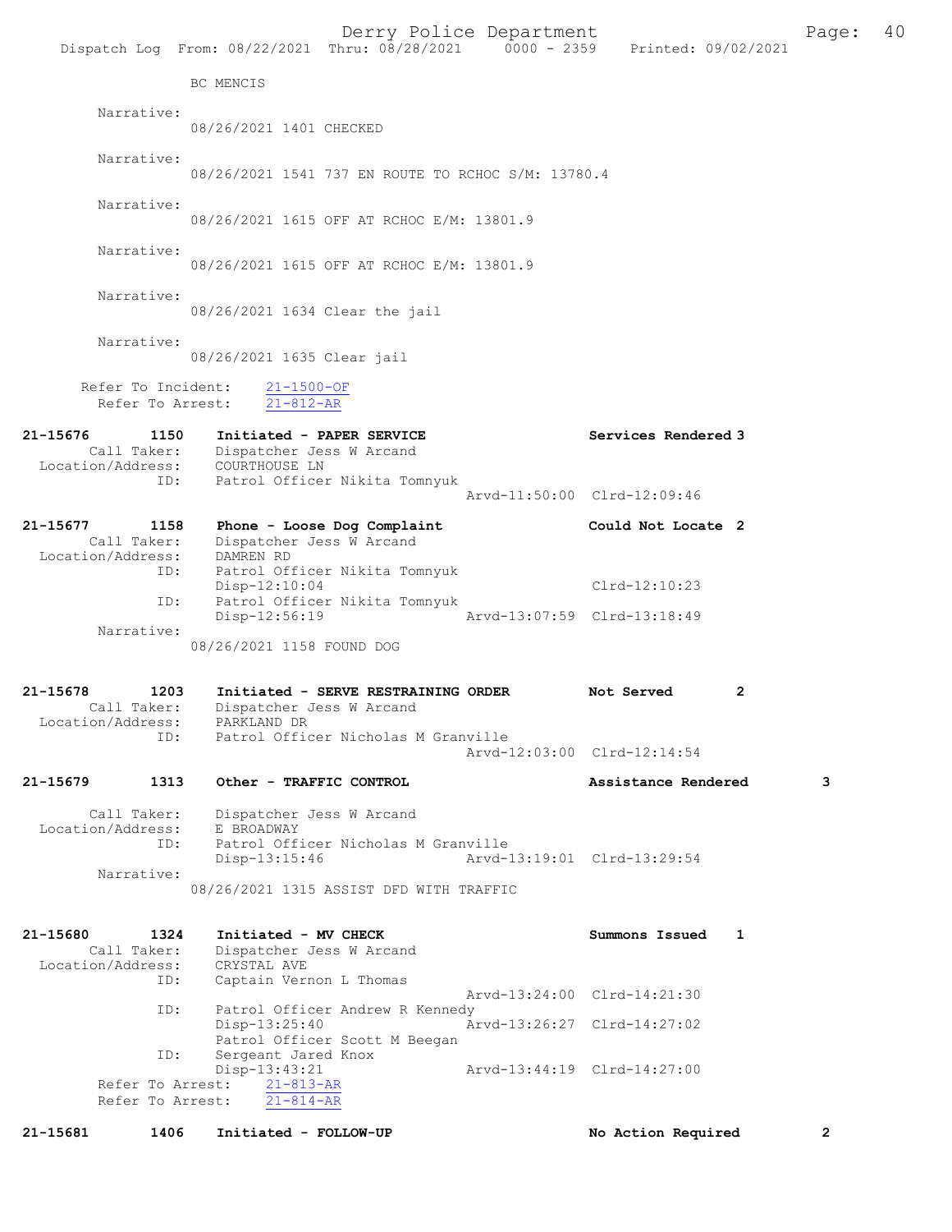BC MENCIS

Narrative:
08/26/2021 1401 CHECKED

Narrative:
08/26/2021 1541 737 EN ROUTE TO RCHOC S/M: 13780.4

Narrative:
08/26/2021 1615 OFF AT RCHOC E/M: 13801.9

Narrative:
08/26/2021 1615 OFF AT RCHOC E/M: 13801.9

Narrative:
08/26/2021 1634 Clear the jail

Narrative:
08/26/2021 1635 Clear jail

Refer To Incident: 21-1500-OF
Refer To Arrest: 21-812-AR

**21-15676 1150 Initiated - PAPER SERVICE** — **Services Rendered 3**
Call Taker: Dispatcher Jess W Arcand
Location/Address: COURTHOUSE LN
ID: Patrol Officer Nikita Tomnyuk
Arvd-11:50:00 Clrd-12:09:46

**21-15677 1158 Phone - Loose Dog Complaint** — **Could Not Locate 2**
Call Taker: Dispatcher Jess W Arcand
Location/Address: DAMREN RD
ID: Patrol Officer Nikita Tomnyuk
Disp-12:10:04 Clrd-12:10:23
ID: Patrol Officer Nikita Tomnyuk
Disp-12:56:19 Arvd-13:07:59 Clrd-13:18:49
Narrative:
08/26/2021 1158 FOUND DOG

**21-15678 1203 Initiated - SERVE RESTRAINING ORDER** — **Not Served 2**
Call Taker: Dispatcher Jess W Arcand
Location/Address: PARKLAND DR
ID: Patrol Officer Nicholas M Granville
Arvd-12:03:00 Clrd-12:14:54

**21-15679 1313 Other - TRAFFIC CONTROL** — **Assistance Rendered 3**
Call Taker: Dispatcher Jess W Arcand
Location/Address: E BROADWAY
ID: Patrol Officer Nicholas M Granville
Disp-13:15:46 Arvd-13:19:01 Clrd-13:29:54
Narrative:
08/26/2021 1315 ASSIST DFD WITH TRAFFIC

**21-15680 1324 Initiated - MV CHECK** — **Summons Issued 1**
Call Taker: Dispatcher Jess W Arcand
Location/Address: CRYSTAL AVE
ID: Captain Vernon L Thomas
Arvd-13:24:00 Clrd-14:21:30
ID: Patrol Officer Andrew R Kennedy
Disp-13:25:40 Arvd-13:26:27 Clrd-14:27:02
Patrol Officer Scott M Beegan
ID: Sergeant Jared Knox
Disp-13:43:21 Arvd-13:44:19 Clrd-14:27:00
Refer To Arrest: 21-813-AR
Refer To Arrest: 21-814-AR

**21-15681 1406 Initiated - FOLLOW-UP** — **No Action Required 2**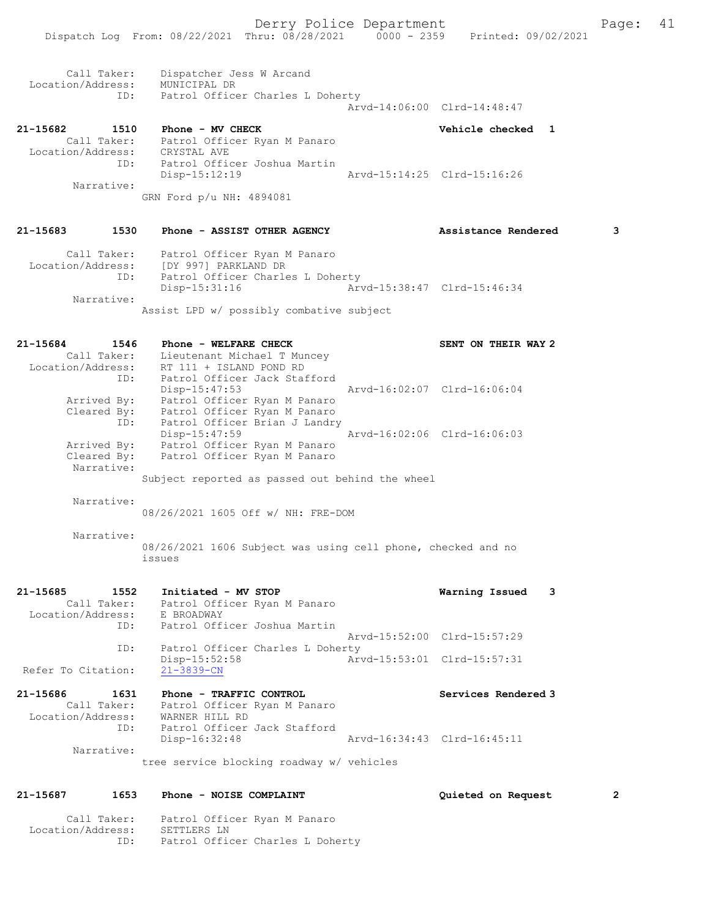```
        Call Taker:    Dispatcher Jess W Arcand
  Location/Address:    MUNICIPAL DR
                ID:    Patrol Officer Charles L Doherty
                                                   Arvd-14:06:00  Clrd-14:48:47

21-15682        1510    Phone - MV CHECK                          Vehicle checked  1
        Call Taker:    Patrol Officer Ryan M Panaro
  Location/Address:    CRYSTAL AVE
                ID:    Patrol Officer Joshua Martin
                       Disp-15:12:19               Arvd-15:14:25  Clrd-15:16:26
         Narrative:
                       GRN Ford p/u NH: 4894081


21-15683        1530    Phone - ASSIST OTHER AGENCY               Assistance Rendered        3

        Call Taker:    Patrol Officer Ryan M Panaro
  Location/Address:    [DY 997] PARKLAND DR
                ID:    Patrol Officer Charles L Doherty
                       Disp-15:31:16               Arvd-15:38:47  Clrd-15:46:34
         Narrative:
                       Assist LPD w/ possibly combative subject


21-15684        1546    Phone - WELFARE CHECK                     SENT ON THEIR WAY 2
        Call Taker:    Lieutenant Michael T Muncey
  Location/Address:    RT 111 + ISLAND POND RD
                ID:    Patrol Officer Jack Stafford
                       Disp-15:47:53               Arvd-16:02:07  Clrd-16:06:04
       Arrived By:    Patrol Officer Ryan M Panaro
       Cleared By:    Patrol Officer Ryan M Panaro
                ID:    Patrol Officer Brian J Landry
                       Disp-15:47:59               Arvd-16:02:06  Clrd-16:06:03
       Arrived By:    Patrol Officer Ryan M Panaro
       Cleared By:    Patrol Officer Ryan M Panaro
         Narrative:
                       Subject reported as passed out behind the wheel

         Narrative:
                       08/26/2021 1605 Off w/ NH: FRE-DOM

         Narrative:
                       08/26/2021 1606 Subject was using cell phone, checked and no
                       issues


21-15685        1552    Initiated - MV STOP                       Warning Issued   3
        Call Taker:    Patrol Officer Ryan M Panaro
  Location/Address:    E BROADWAY
                ID:    Patrol Officer Joshua Martin
                                                   Arvd-15:52:00  Clrd-15:57:29
                ID:    Patrol Officer Charles L Doherty
                       Disp-15:52:58               Arvd-15:53:01  Clrd-15:57:31
 Refer To Citation:    21-3839-CN

21-15686        1631    Phone - TRAFFIC CONTROL                   Services Rendered 3
        Call Taker:    Patrol Officer Ryan M Panaro
  Location/Address:    WARNER HILL RD
                ID:    Patrol Officer Jack Stafford
                       Disp-16:32:48               Arvd-16:34:43  Clrd-16:45:11
         Narrative:
                       tree service blocking roadway w/ vehicles


21-15687        1653    Phone - NOISE COMPLAINT                   Quieted on Request         2

        Call Taker:    Patrol Officer Ryan M Panaro
  Location/Address:    SETTLERS LN
                ID:    Patrol Officer Charles L Doherty
```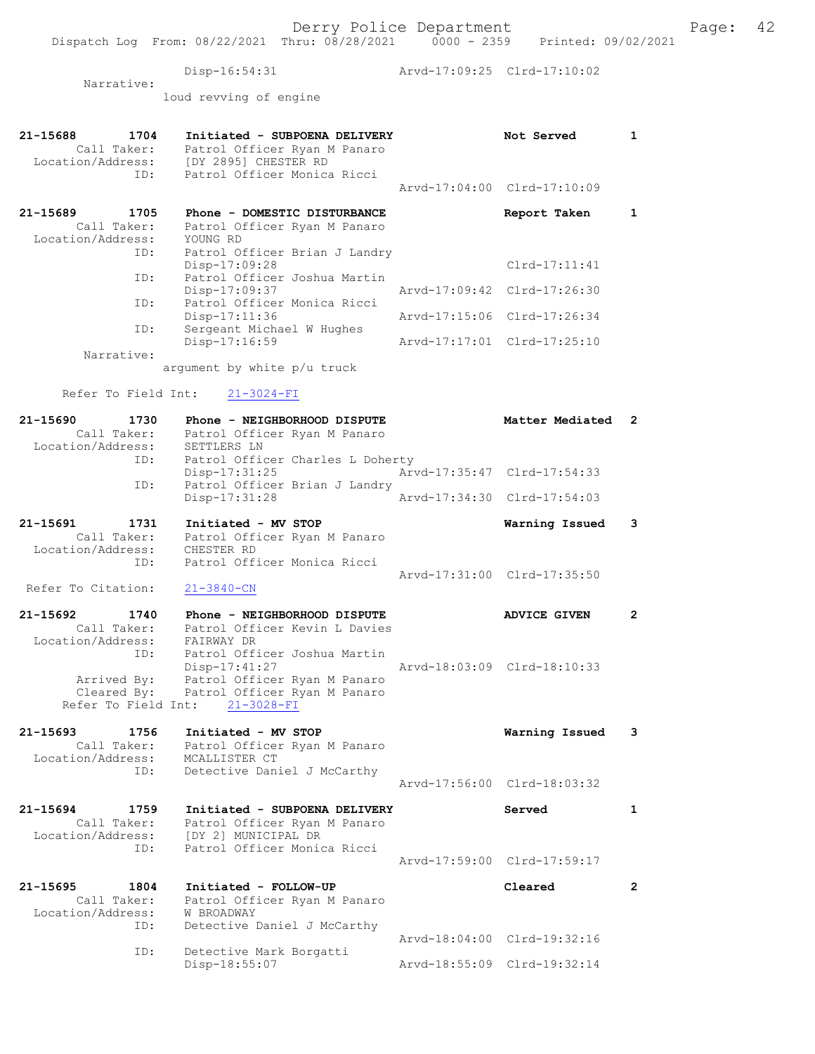```
                Disp-16:54:31                Arvd-17:09:25  Clrd-17:10:02
        Narrative:
              loud revving of engine


21-15688        1704    Initiated - SUBPOENA DELIVERY              Not Served        1
        Call Taker:     Patrol Officer Ryan M Panaro
  Location/Address:     [DY 2895] CHESTER RD
               ID:      Patrol Officer Monica Ricci
                                                     Arvd-17:04:00  Clrd-17:10:09

21-15689        1705    Phone - DOMESTIC DISTURBANCE               Report Taken      1
        Call Taker:     Patrol Officer Ryan M Panaro
  Location/Address:     YOUNG RD
               ID:      Patrol Officer Brian J Landry
                        Disp-17:09:28                               Clrd-17:11:41
               ID:      Patrol Officer Joshua Martin
                        Disp-17:09:37                Arvd-17:09:42  Clrd-17:26:30
               ID:      Patrol Officer Monica Ricci
                        Disp-17:11:36                Arvd-17:15:06  Clrd-17:26:34
               ID:      Sergeant Michael W Hughes
                        Disp-17:16:59                Arvd-17:17:01  Clrd-17:25:10
        Narrative:
              argument by white p/u truck

     Refer To Field Int:     21-3024-FI

21-15690        1730    Phone - NEIGHBORHOOD DISPUTE               Matter Mediated   2
        Call Taker:     Patrol Officer Ryan M Panaro
  Location/Address:     SETTLERS LN
               ID:      Patrol Officer Charles L Doherty
                        Disp-17:31:25                Arvd-17:35:47  Clrd-17:54:33
               ID:      Patrol Officer Brian J Landry
                        Disp-17:31:28                Arvd-17:34:30  Clrd-17:54:03

21-15691        1731    Initiated - MV STOP                        Warning Issued    3
        Call Taker:     Patrol Officer Ryan M Panaro
  Location/Address:     CHESTER RD
               ID:      Patrol Officer Monica Ricci
                                                     Arvd-17:31:00  Clrd-17:35:50
   Refer To Citation:    21-3840-CN

21-15692        1740    Phone - NEIGHBORHOOD DISPUTE               ADVICE GIVEN      2
        Call Taker:     Patrol Officer Kevin L Davies
  Location/Address:     FAIRWAY DR
               ID:      Patrol Officer Joshua Martin
                        Disp-17:41:27                Arvd-18:03:09  Clrd-18:10:33
        Arrived By:     Patrol Officer Ryan M Panaro
        Cleared By:     Patrol Officer Ryan M Panaro
     Refer To Field Int:     21-3028-FI

21-15693        1756    Initiated - MV STOP                        Warning Issued    3
        Call Taker:     Patrol Officer Ryan M Panaro
  Location/Address:     MCALLISTER CT
               ID:      Detective Daniel J McCarthy
                                                     Arvd-17:56:00  Clrd-18:03:32

21-15694        1759    Initiated - SUBPOENA DELIVERY              Served            1
        Call Taker:     Patrol Officer Ryan M Panaro
  Location/Address:     [DY 2] MUNICIPAL DR
               ID:      Patrol Officer Monica Ricci
                                                     Arvd-17:59:00  Clrd-17:59:17

21-15695        1804    Initiated - FOLLOW-UP                      Cleared           2
        Call Taker:     Patrol Officer Ryan M Panaro
  Location/Address:     W BROADWAY
               ID:      Detective Daniel J McCarthy
                                                     Arvd-18:04:00  Clrd-19:32:16
               ID:      Detective Mark Borgatti
                        Disp-18:55:07                Arvd-18:55:09  Clrd-19:32:14
```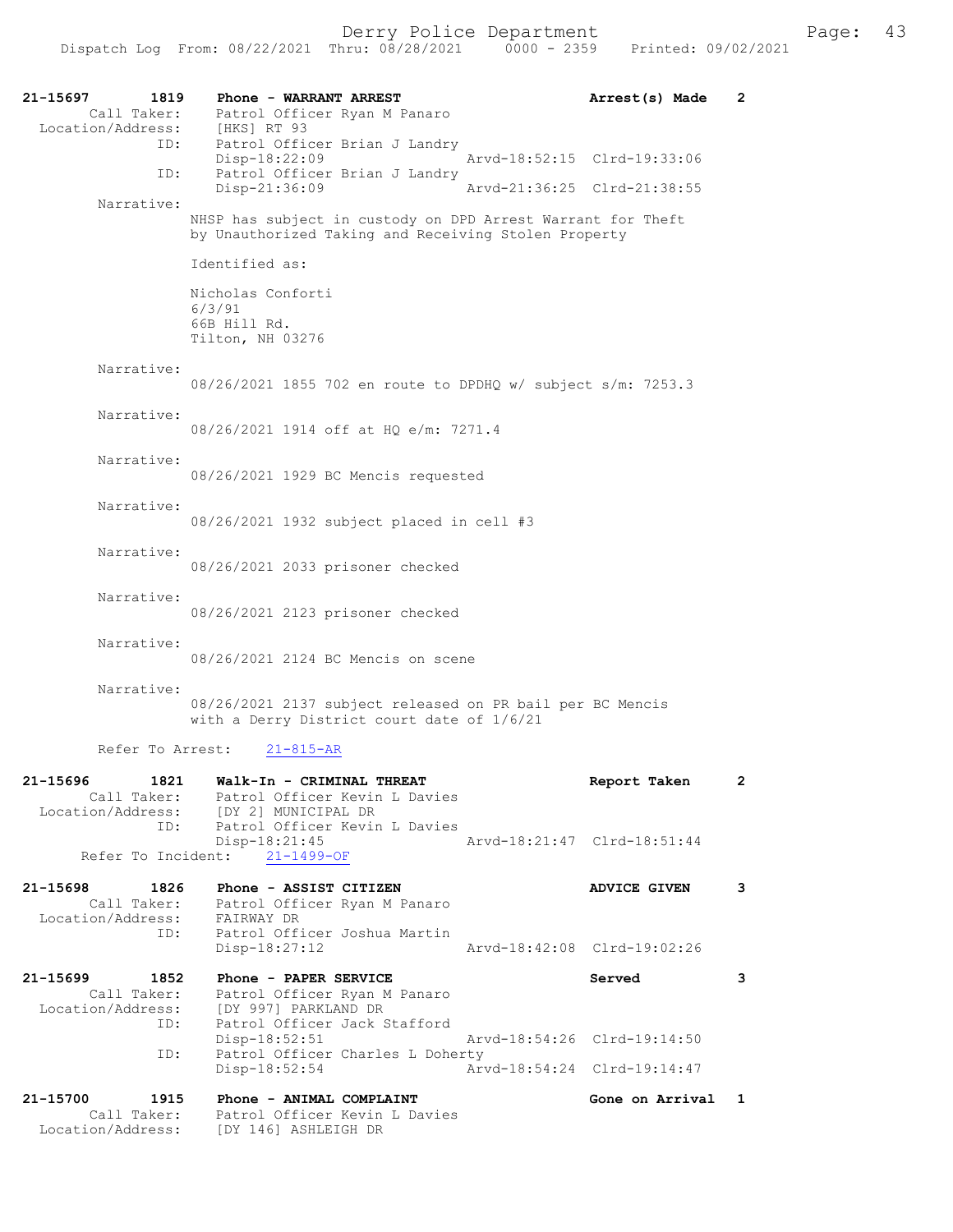21-15697 1819 Phone - WARRANT ARREST Arrest(s) Made 2
Call Taker: Patrol Officer Ryan M Panaro
Location/Address: [HKS] RT 93
ID: Patrol Officer Brian J Landry
Disp-18:22:09 Arvd-18:52:15 Clrd-19:33:06
ID: Patrol Officer Brian J Landry
Disp-21:36:09 Arvd-21:36:25 Clrd-21:38:55
Narrative:
NHSP has subject in custody on DPD Arrest Warrant for Theft by Unauthorized Taking and Receiving Stolen Property

Identified as:

Nicholas Conforti
6/3/91
66B Hill Rd.
Tilton, NH 03276

Narrative:
08/26/2021 1855 702 en route to DPDHQ w/ subject s/m: 7253.3

Narrative:
08/26/2021 1914 off at HQ e/m: 7271.4

Narrative:
08/26/2021 1929 BC Mencis requested

Narrative:
08/26/2021 1932 subject placed in cell #3

Narrative:
08/26/2021 2033 prisoner checked

Narrative:
08/26/2021 2123 prisoner checked

Narrative:
08/26/2021 2124 BC Mencis on scene

Narrative:
08/26/2021 2137 subject released on PR bail per BC Mencis with a Derry District court date of 1/6/21

Refer To Arrest: 21-815-AR

21-15696 1821 Walk-In - CRIMINAL THREAT Report Taken 2
Call Taker: Patrol Officer Kevin L Davies
Location/Address: [DY 2] MUNICIPAL DR
ID: Patrol Officer Kevin L Davies
Disp-18:21:45 Arvd-18:21:47 Clrd-18:51:44
Refer To Incident: 21-1499-OF

21-15698 1826 Phone - ASSIST CITIZEN ADVICE GIVEN 3
Call Taker: Patrol Officer Ryan M Panaro
Location/Address: FAIRWAY DR
ID: Patrol Officer Joshua Martin
Disp-18:27:12 Arvd-18:42:08 Clrd-19:02:26

21-15699 1852 Phone - PAPER SERVICE Served 3
Call Taker: Patrol Officer Ryan M Panaro
Location/Address: [DY 997] PARKLAND DR
ID: Patrol Officer Jack Stafford
Disp-18:52:51 Arvd-18:54:26 Clrd-19:14:50
ID: Patrol Officer Charles L Doherty
Disp-18:52:54 Arvd-18:54:24 Clrd-19:14:47

21-15700 1915 Phone - ANIMAL COMPLAINT Gone on Arrival 1
Call Taker: Patrol Officer Kevin L Davies
Location/Address: [DY 146] ASHLEIGH DR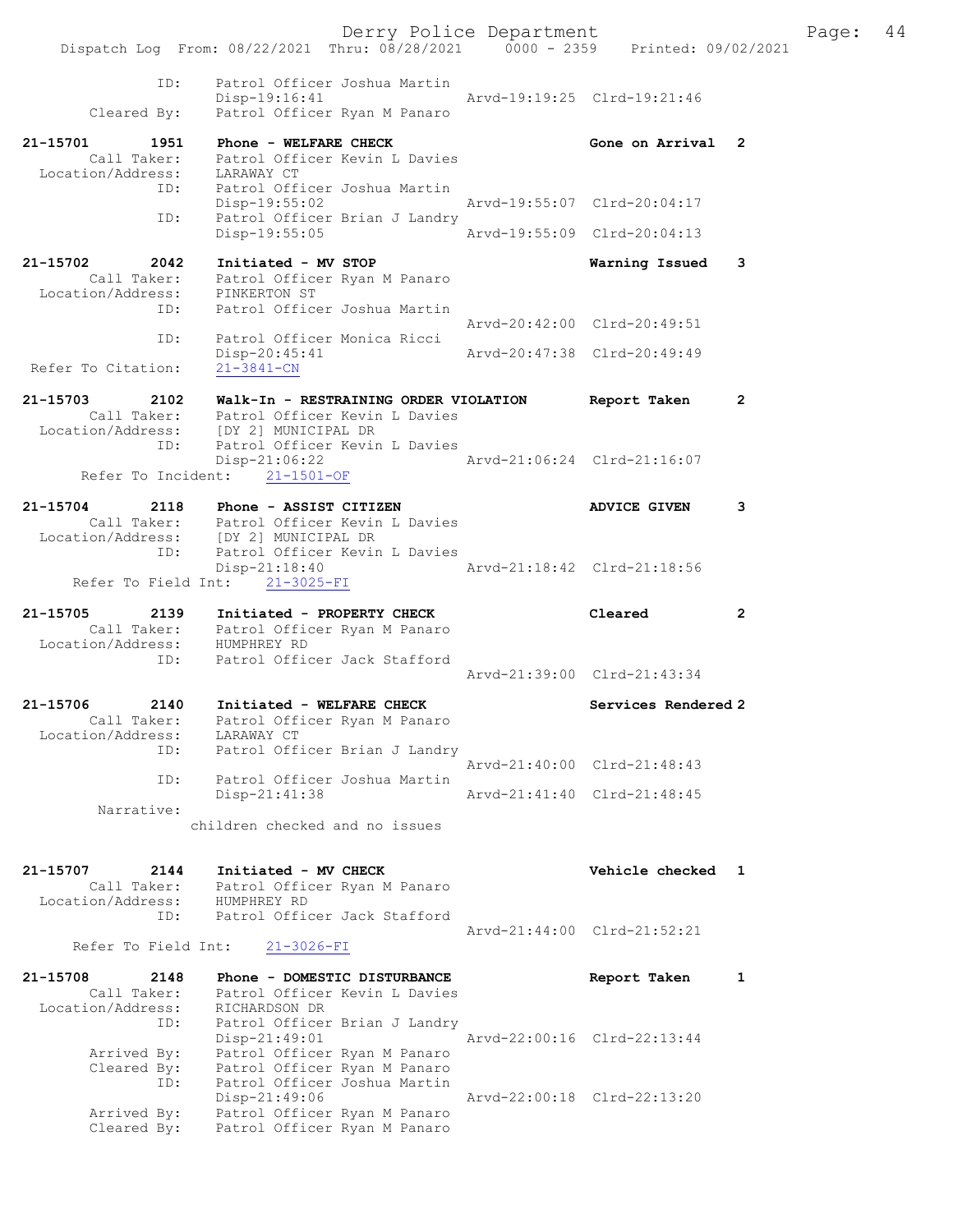```
          ID:     Patrol Officer Joshua Martin
                  Disp-19:16:41                 Arvd-19:19:25  Clrd-19:21:46
  Cleared By:     Patrol Officer Ryan M Panaro

21-15701     1951   Phone - WELFARE CHECK                       Gone on Arrival  2
      Call Taker:   Patrol Officer Kevin L Davies
Location/Address:   LARAWAY CT
             ID:    Patrol Officer Joshua Martin
                    Disp-19:55:02               Arvd-19:55:07  Clrd-20:04:17
             ID:    Patrol Officer Brian J Landry
                    Disp-19:55:05               Arvd-19:55:09  Clrd-20:04:13

21-15702     2042   Initiated - MV STOP                         Warning Issued   3
      Call Taker:   Patrol Officer Ryan M Panaro
Location/Address:   PINKERTON ST
             ID:    Patrol Officer Joshua Martin
                                                Arvd-20:42:00  Clrd-20:49:51
             ID:    Patrol Officer Monica Ricci
                    Disp-20:45:41               Arvd-20:47:38  Clrd-20:49:49
Refer To Citation:  21-3841-CN

21-15703     2102   Walk-In - RESTRAINING ORDER VIOLATION       Report Taken     2
      Call Taker:   Patrol Officer Kevin L Davies
Location/Address:   [DY 2] MUNICIPAL DR
             ID:    Patrol Officer Kevin L Davies
                    Disp-21:06:22               Arvd-21:06:24  Clrd-21:16:07
   Refer To Incident:   21-1501-OF

21-15704     2118   Phone - ASSIST CITIZEN                      ADVICE GIVEN     3
      Call Taker:   Patrol Officer Kevin L Davies
Location/Address:   [DY 2] MUNICIPAL DR
             ID:    Patrol Officer Kevin L Davies
                    Disp-21:18:40               Arvd-21:18:42  Clrd-21:18:56
   Refer To Field Int:   21-3025-FI

21-15705     2139   Initiated - PROPERTY CHECK                  Cleared          2
      Call Taker:   Patrol Officer Ryan M Panaro
Location/Address:   HUMPHREY RD
             ID:    Patrol Officer Jack Stafford
                                                Arvd-21:39:00  Clrd-21:43:34

21-15706     2140   Initiated - WELFARE CHECK                   Services Rendered 2
      Call Taker:   Patrol Officer Ryan M Panaro
Location/Address:   LARAWAY CT
             ID:    Patrol Officer Brian J Landry
                                                Arvd-21:40:00  Clrd-21:48:43
             ID:    Patrol Officer Joshua Martin
                    Disp-21:41:38               Arvd-21:41:40  Clrd-21:48:45
       Narrative:
                  children checked and no issues


21-15707     2144   Initiated - MV CHECK                        Vehicle checked  1
      Call Taker:   Patrol Officer Ryan M Panaro
Location/Address:   HUMPHREY RD
             ID:    Patrol Officer Jack Stafford
                                                Arvd-21:44:00  Clrd-21:52:21
   Refer To Field Int:   21-3026-FI

21-15708     2148   Phone - DOMESTIC DISTURBANCE                Report Taken     1
      Call Taker:   Patrol Officer Kevin L Davies
Location/Address:   RICHARDSON DR
             ID:    Patrol Officer Brian J Landry
                    Disp-21:49:01               Arvd-22:00:16  Clrd-22:13:44
      Arrived By:   Patrol Officer Ryan M Panaro
      Cleared By:   Patrol Officer Ryan M Panaro
             ID:    Patrol Officer Joshua Martin
                    Disp-21:49:06               Arvd-22:00:18  Clrd-22:13:20
      Arrived By:   Patrol Officer Ryan M Panaro
      Cleared By:   Patrol Officer Ryan M Panaro
```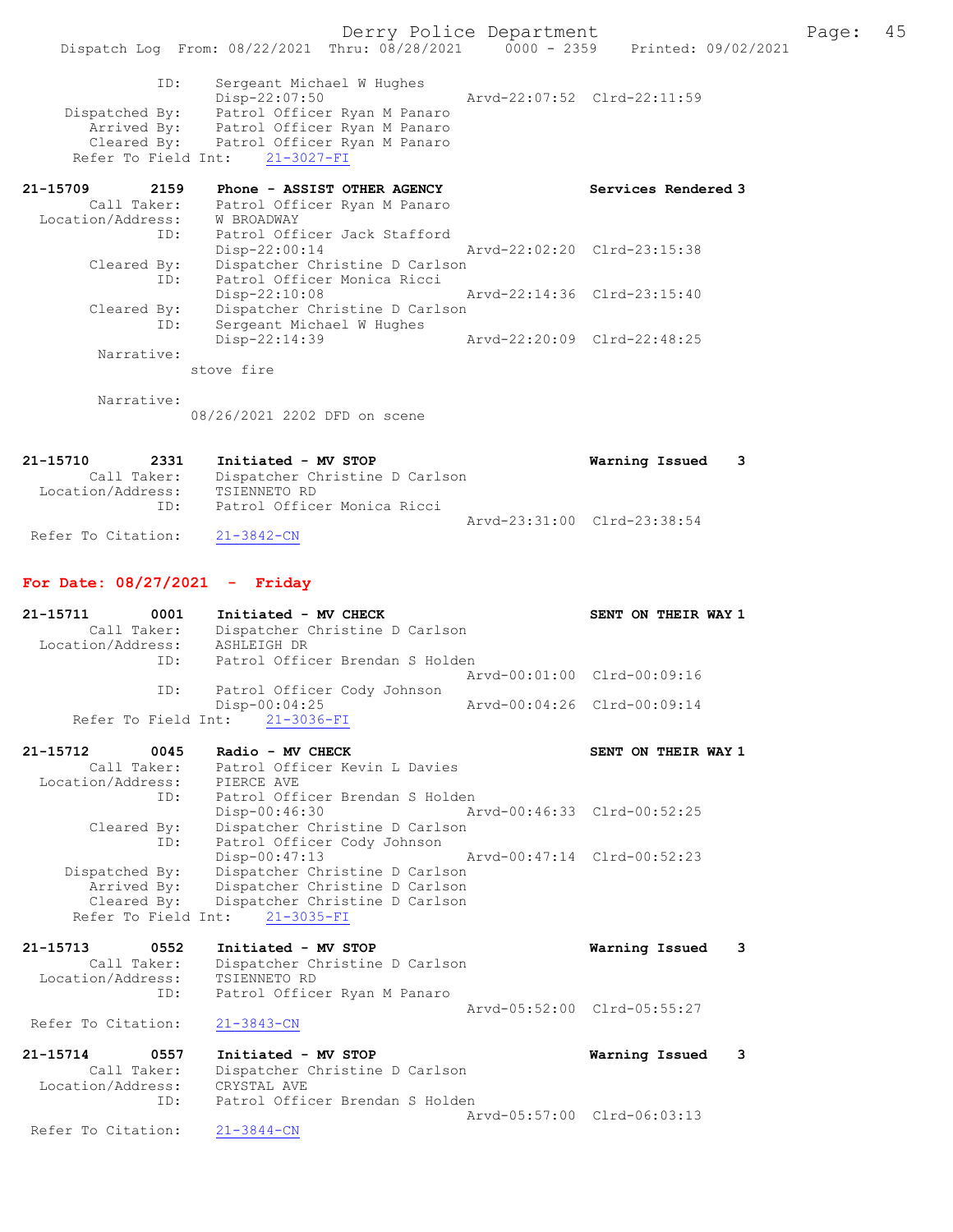```
            ID:     Sergeant Michael W Hughes
                    Disp-22:07:50                 Arvd-22:07:52  Clrd-22:11:59
     Dispatched By:  Patrol Officer Ryan M Panaro
        Arrived By:  Patrol Officer Ryan M Panaro
        Cleared By:  Patrol Officer Ryan M Panaro
      Refer To Field Int:    21-3027-FI

21-15709      2159    Phone - ASSIST OTHER AGENCY                  Services Rendered 3
        Call Taker:   Patrol Officer Ryan M Panaro
  Location/Address:   W BROADWAY
                ID:   Patrol Officer Jack Stafford
                      Disp-22:00:14                 Arvd-22:02:20  Clrd-23:15:38
        Cleared By:   Dispatcher Christine D Carlson
                ID:   Patrol Officer Monica Ricci
                      Disp-22:10:08                 Arvd-22:14:36  Clrd-23:15:40
        Cleared By:   Dispatcher Christine D Carlson
                ID:   Sergeant Michael W Hughes
                      Disp-22:14:39                 Arvd-22:20:09  Clrd-22:48:25
         Narrative:
                    stove fire

         Narrative:
                    08/26/2021 2202 DFD on scene


21-15710      2331    Initiated - MV STOP                          Warning Issued    3
        Call Taker:   Dispatcher Christine D Carlson
  Location/Address:   TSIENNETO RD
                ID:   Patrol Officer Monica Ricci
                                                    Arvd-23:31:00  Clrd-23:38:54
 Refer To Citation:   21-3842-CN
```

## For Date: 08/27/2021 - Friday

```
21-15711      0001    Initiated - MV CHECK                         SENT ON THEIR WAY 1
        Call Taker:   Dispatcher Christine D Carlson
  Location/Address:   ASHLEIGH DR
                ID:   Patrol Officer Brendan S Holden
                                                    Arvd-00:01:00  Clrd-00:09:16
                ID:   Patrol Officer Cody Johnson
                      Disp-00:04:25                 Arvd-00:04:26  Clrd-00:09:14
      Refer To Field Int:    21-3036-FI

21-15712      0045    Radio - MV CHECK                             SENT ON THEIR WAY 1
        Call Taker:   Patrol Officer Kevin L Davies
  Location/Address:   PIERCE AVE
                ID:   Patrol Officer Brendan S Holden
                      Disp-00:46:30                 Arvd-00:46:33  Clrd-00:52:25
        Cleared By:   Dispatcher Christine D Carlson
                ID:   Patrol Officer Cody Johnson
                      Disp-00:47:13                 Arvd-00:47:14  Clrd-00:52:23
     Dispatched By:   Dispatcher Christine D Carlson
        Arrived By:   Dispatcher Christine D Carlson
        Cleared By:   Dispatcher Christine D Carlson
      Refer To Field Int:    21-3035-FI

21-15713      0552    Initiated - MV STOP                          Warning Issued    3
        Call Taker:   Dispatcher Christine D Carlson
  Location/Address:   TSIENNETO RD
                ID:   Patrol Officer Ryan M Panaro
                                                    Arvd-05:52:00  Clrd-05:55:27
 Refer To Citation:   21-3843-CN

21-15714      0557    Initiated - MV STOP                          Warning Issued    3
        Call Taker:   Dispatcher Christine D Carlson
  Location/Address:   CRYSTAL AVE
                ID:   Patrol Officer Brendan S Holden
                                                    Arvd-05:57:00  Clrd-06:03:13
 Refer To Citation:   21-3844-CN
```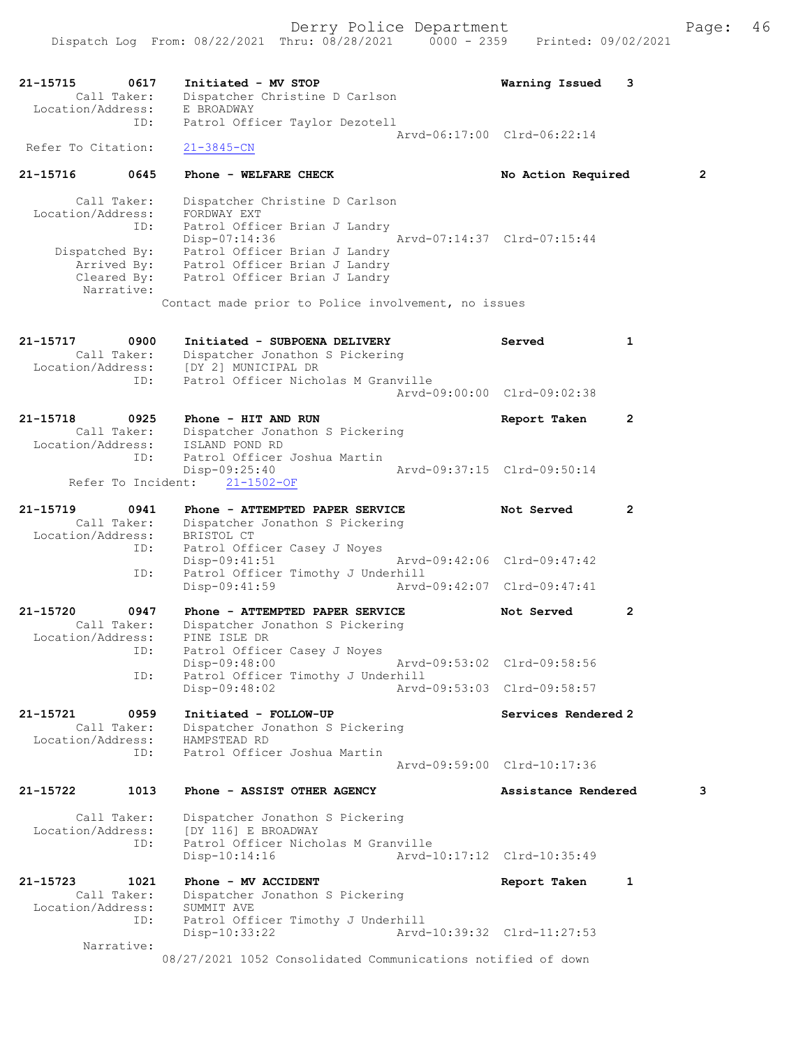```
21-15715      0617    Initiated - MV STOP                          Warning Issued    3
        Call Taker:   Dispatcher Christine D Carlson
  Location/Address:   E BROADWAY
               ID:    Patrol Officer Taylor Dezotell
                                                   Arvd-06:17:00  Clrd-06:22:14
  Refer To Citation:  21-3845-CN

21-15716      0645    Phone - WELFARE CHECK                        No Action Required        2

        Call Taker:   Dispatcher Christine D Carlson
  Location/Address:   FORDWAY EXT
               ID:    Patrol Officer Brian J Landry
                      Disp-07:14:36                Arvd-07:14:37  Clrd-07:15:44
     Dispatched By:   Patrol Officer Brian J Landry
        Arrived By:   Patrol Officer Brian J Landry
        Cleared By:   Patrol Officer Brian J Landry
         Narrative:
                    Contact made prior to Police involvement, no issues

21-15717      0900    Initiated - SUBPOENA DELIVERY                Served            1
        Call Taker:   Dispatcher Jonathon S Pickering
  Location/Address:   [DY 2] MUNICIPAL DR
               ID:    Patrol Officer Nicholas M Granville
                                                   Arvd-09:00:00  Clrd-09:02:38

21-15718      0925    Phone - HIT AND RUN                          Report Taken      2
        Call Taker:   Dispatcher Jonathon S Pickering
  Location/Address:   ISLAND POND RD
               ID:    Patrol Officer Joshua Martin
                      Disp-09:25:40                Arvd-09:37:15  Clrd-09:50:14
  Refer To Incident:  21-1502-OF

21-15719      0941    Phone - ATTEMPTED PAPER SERVICE              Not Served        2
        Call Taker:   Dispatcher Jonathon S Pickering
  Location/Address:   BRISTOL CT
               ID:    Patrol Officer Casey J Noyes
                      Disp-09:41:51                Arvd-09:42:06  Clrd-09:47:42
               ID:    Patrol Officer Timothy J Underhill
                      Disp-09:41:59                Arvd-09:42:07  Clrd-09:47:41

21-15720      0947    Phone - ATTEMPTED PAPER SERVICE              Not Served        2
        Call Taker:   Dispatcher Jonathon S Pickering
  Location/Address:   PINE ISLE DR
               ID:    Patrol Officer Casey J Noyes
                      Disp-09:48:00                Arvd-09:53:02  Clrd-09:58:56
               ID:    Patrol Officer Timothy J Underhill
                      Disp-09:48:02                Arvd-09:53:03  Clrd-09:58:57

21-15721      0959    Initiated - FOLLOW-UP                        Services Rendered 2
        Call Taker:   Dispatcher Jonathon S Pickering
  Location/Address:   HAMPSTEAD RD
               ID:    Patrol Officer Joshua Martin
                                                   Arvd-09:59:00  Clrd-10:17:36

21-15722      1013    Phone - ASSIST OTHER AGENCY                  Assistance Rendered       3

        Call Taker:   Dispatcher Jonathon S Pickering
  Location/Address:   [DY 116] E BROADWAY
               ID:    Patrol Officer Nicholas M Granville
                      Disp-10:14:16                Arvd-10:17:12  Clrd-10:35:49

21-15723      1021    Phone - MV ACCIDENT                          Report Taken      1
        Call Taker:   Dispatcher Jonathon S Pickering
  Location/Address:   SUMMIT AVE
               ID:    Patrol Officer Timothy J Underhill
                      Disp-10:33:22                Arvd-10:39:32  Clrd-11:27:53
         Narrative:
                    08/27/2021 1052 Consolidated Communications notified of down
```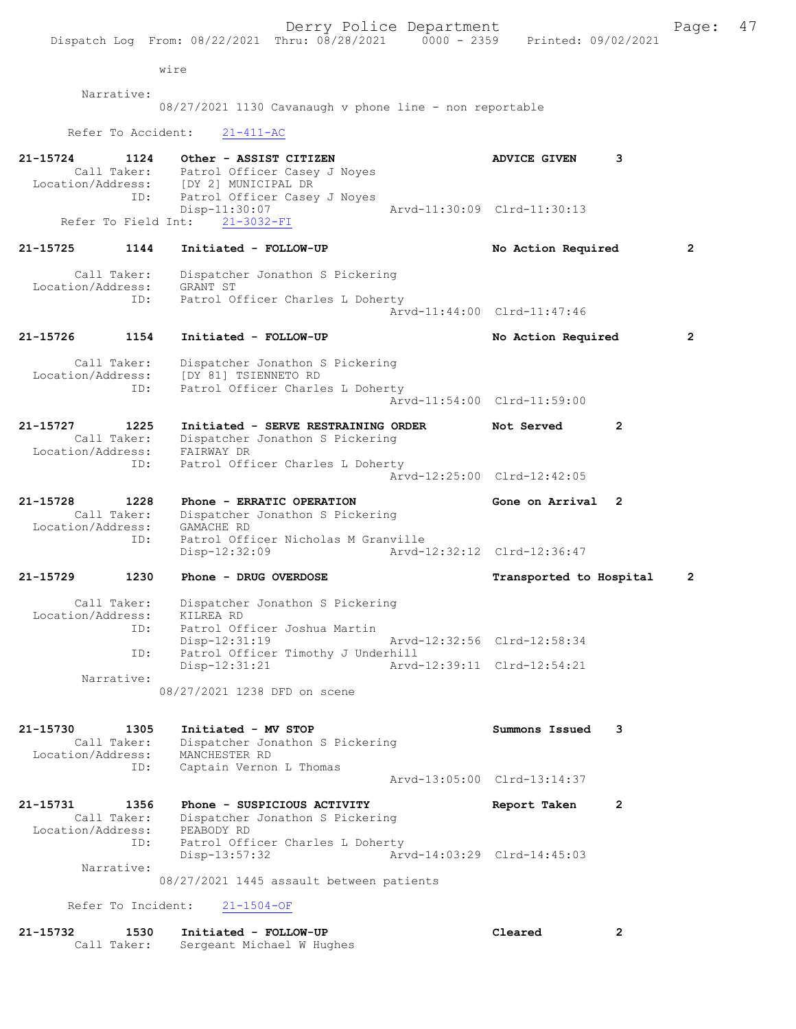wire

Narrative:
08/27/2021 1130 Cavanaugh v phone line - non reportable

Refer To Accident: 21-411-AC

21-15724 1124 Other - ASSIST CITIZEN ADVICE GIVEN 3
Call Taker: Patrol Officer Casey J Noyes
Location/Address: [DY 2] MUNICIPAL DR
ID: Patrol Officer Casey J Noyes
Disp-11:30:07 Arvd-11:30:09 Clrd-11:30:13
Refer To Field Int: 21-3032-FI

21-15725 1144 Initiated - FOLLOW-UP No Action Required 2
Call Taker: Dispatcher Jonathon S Pickering
Location/Address: GRANT ST
ID: Patrol Officer Charles L Doherty
Arvd-11:44:00 Clrd-11:47:46

21-15726 1154 Initiated - FOLLOW-UP No Action Required 2
Call Taker: Dispatcher Jonathon S Pickering
Location/Address: [DY 81] TSIENNETO RD
ID: Patrol Officer Charles L Doherty
Arvd-11:54:00 Clrd-11:59:00

21-15727 1225 Initiated - SERVE RESTRAINING ORDER Not Served 2
Call Taker: Dispatcher Jonathon S Pickering
Location/Address: FAIRWAY DR
ID: Patrol Officer Charles L Doherty
Arvd-12:25:00 Clrd-12:42:05

21-15728 1228 Phone - ERRATIC OPERATION Gone on Arrival 2
Call Taker: Dispatcher Jonathon S Pickering
Location/Address: GAMACHE RD
ID: Patrol Officer Nicholas M Granville
Disp-12:32:09 Arvd-12:32:12 Clrd-12:36:47

21-15729 1230 Phone - DRUG OVERDOSE Transported to Hospital 2
Call Taker: Dispatcher Jonathon S Pickering
Location/Address: KILREA RD
ID: Patrol Officer Joshua Martin
Disp-12:31:19 Arvd-12:32:56 Clrd-12:58:34
ID: Patrol Officer Timothy J Underhill
Disp-12:31:21 Arvd-12:39:11 Clrd-12:54:21
Narrative:
08/27/2021 1238 DFD on scene

21-15730 1305 Initiated - MV STOP Summons Issued 3
Call Taker: Dispatcher Jonathon S Pickering
Location/Address: MANCHESTER RD
ID: Captain Vernon L Thomas
Arvd-13:05:00 Clrd-13:14:37

21-15731 1356 Phone - SUSPICIOUS ACTIVITY Report Taken 2
Call Taker: Dispatcher Jonathon S Pickering
Location/Address: PEABODY RD
ID: Patrol Officer Charles L Doherty
Disp-13:57:32 Arvd-14:03:29 Clrd-14:45:03
Narrative:
08/27/2021 1445 assault between patients

Refer To Incident: 21-1504-OF

21-15732 1530 Initiated - FOLLOW-UP Cleared 2
Call Taker: Sergeant Michael W Hughes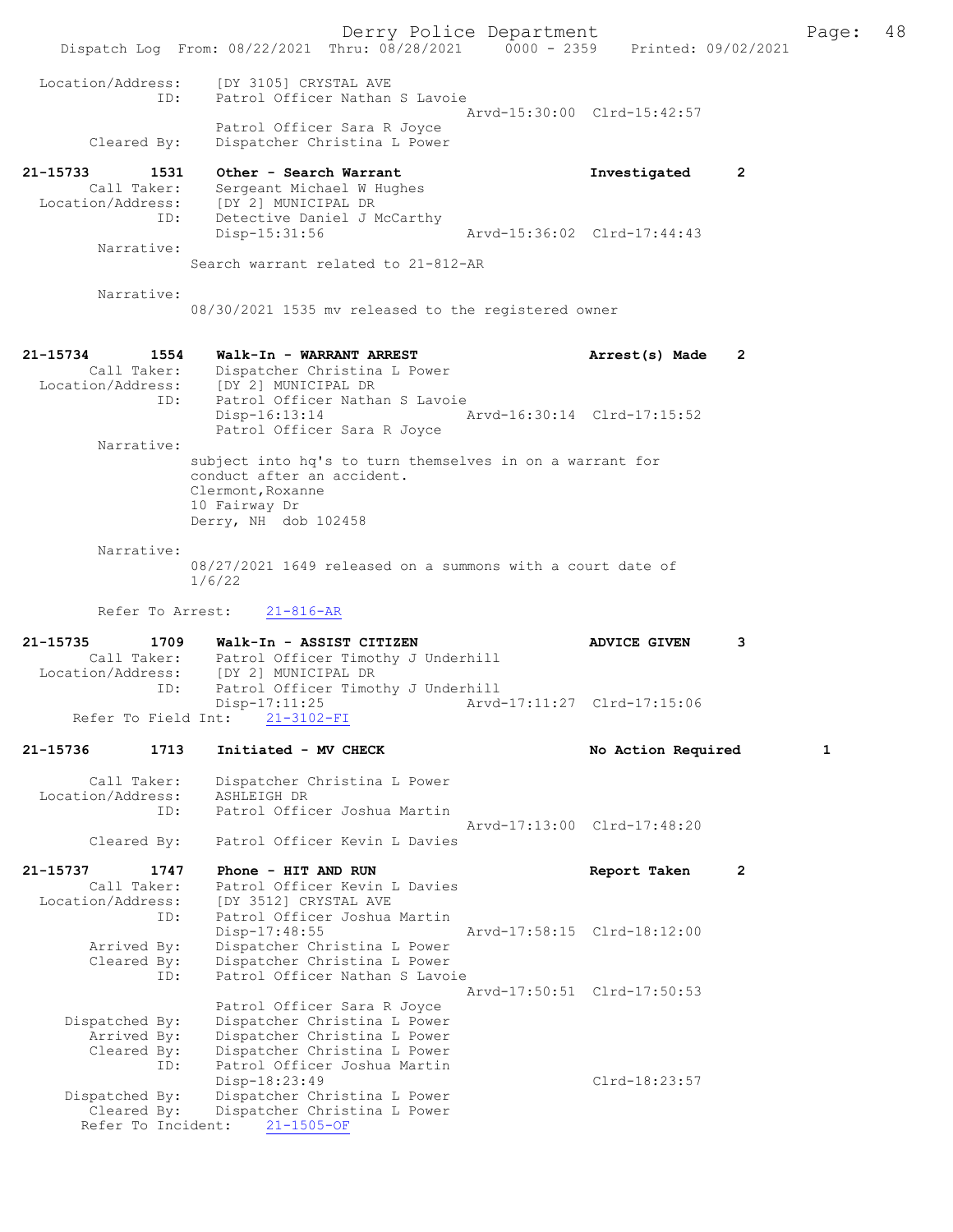```
 Location/Address:    [DY 3105] CRYSTAL AVE
               ID:    Patrol Officer Nathan S Lavoie
                                          Arvd-15:30:00  Clrd-15:42:57
                      Patrol Officer Sara R Joyce
       Cleared By:    Dispatcher Christina L Power

21-15733        1531    Other - Search Warrant                Investigated      2
       Call Taker:    Sergeant Michael W Hughes
 Location/Address:    [DY 2] MUNICIPAL DR
               ID:    Detective Daniel J McCarthy
                      Disp-15:31:56               Arvd-15:36:02  Clrd-17:44:43
        Narrative:
                   Search warrant related to 21-812-AR

        Narrative:
                   08/30/2021 1535 mv released to the registered owner


21-15734        1554    Walk-In - WARRANT ARREST              Arrest(s) Made    2
       Call Taker:    Dispatcher Christina L Power
 Location/Address:    [DY 2] MUNICIPAL DR
               ID:    Patrol Officer Nathan S Lavoie
                      Disp-16:13:14               Arvd-16:30:14  Clrd-17:15:52
                      Patrol Officer Sara R Joyce
        Narrative:
                   subject into hq's to turn themselves in on a warrant for
                   conduct after an accident.
                   Clermont,Roxanne
                   10 Fairway Dr
                   Derry, NH  dob 102458

        Narrative:
                   08/27/2021 1649 released on a summons with a court date of
                   1/6/22

        Refer To Arrest:    21-816-AR

21-15735        1709    Walk-In - ASSIST CITIZEN              ADVICE GIVEN      3
       Call Taker:    Patrol Officer Timothy J Underhill
 Location/Address:    [DY 2] MUNICIPAL DR
               ID:    Patrol Officer Timothy J Underhill
                      Disp-17:11:25               Arvd-17:11:27  Clrd-17:15:06
    Refer To Field Int:    21-3102-FI

21-15736        1713    Initiated - MV CHECK                  No Action Required        1

       Call Taker:    Dispatcher Christina L Power
 Location/Address:    ASHLEIGH DR
               ID:    Patrol Officer Joshua Martin
                                          Arvd-17:13:00  Clrd-17:48:20
       Cleared By:    Patrol Officer Kevin L Davies

21-15737        1747    Phone - HIT AND RUN                   Report Taken      2
       Call Taker:    Patrol Officer Kevin L Davies
 Location/Address:    [DY 3512] CRYSTAL AVE
               ID:    Patrol Officer Joshua Martin
                      Disp-17:48:55               Arvd-17:58:15  Clrd-18:12:00
       Arrived By:    Dispatcher Christina L Power
       Cleared By:    Dispatcher Christina L Power
               ID:    Patrol Officer Nathan S Lavoie
                                          Arvd-17:50:51  Clrd-17:50:53
                      Patrol Officer Sara R Joyce
    Dispatched By:    Dispatcher Christina L Power
       Arrived By:    Dispatcher Christina L Power
       Cleared By:    Dispatcher Christina L Power
               ID:    Patrol Officer Joshua Martin
                      Disp-18:23:49                              Clrd-18:23:57
    Dispatched By:    Dispatcher Christina L Power
       Cleared By:    Dispatcher Christina L Power
     Refer To Incident:    21-1505-OF
```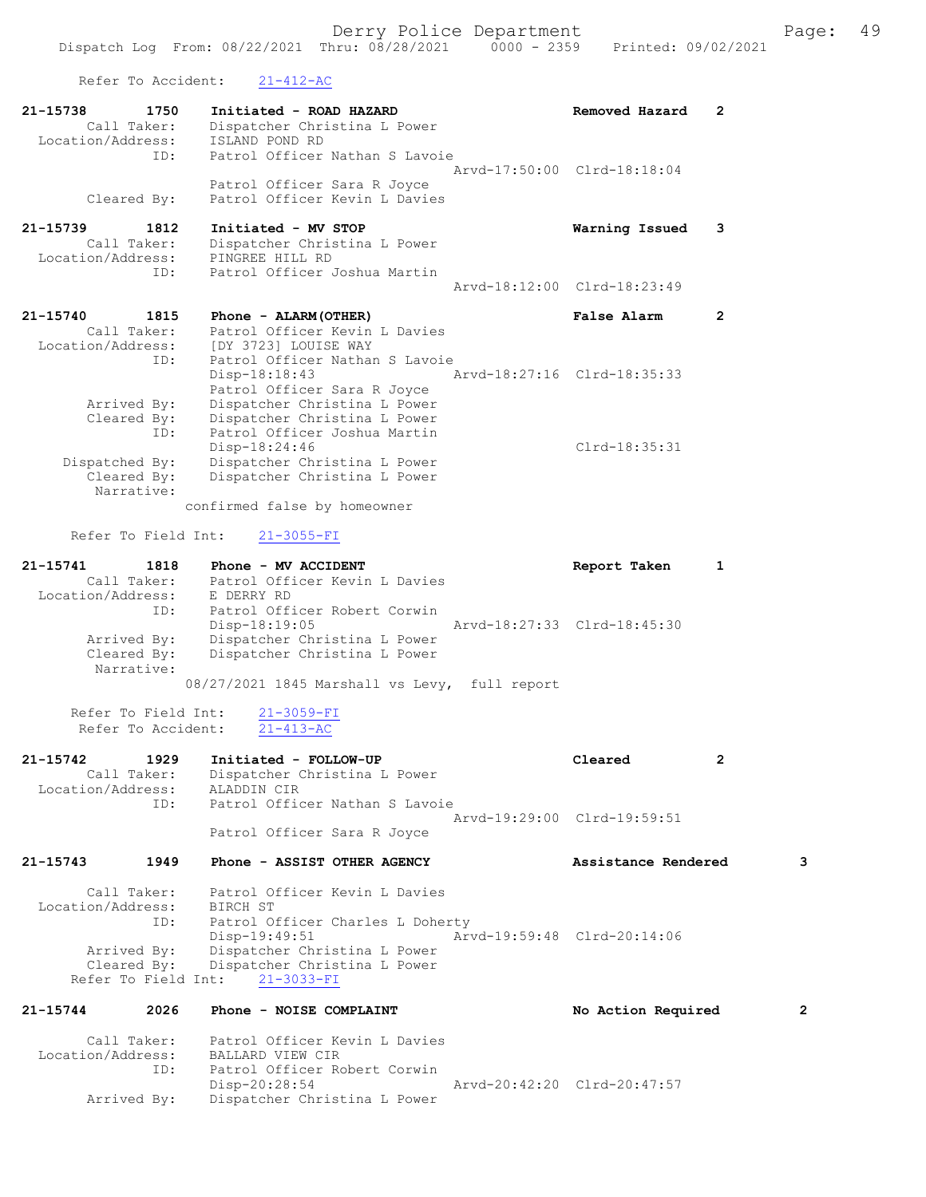Refer To Accident: 21-412-AC

```
21-15738        1750    Initiated - ROAD HAZARD                     Removed Hazard    2
        Call Taker:     Dispatcher Christina L Power
  Location/Address:     ISLAND POND RD
                ID:     Patrol Officer Nathan S Lavoie
                                                    Arvd-17:50:00  Clrd-18:18:04
                        Patrol Officer Sara R Joyce
        Cleared By:     Patrol Officer Kevin L Davies

21-15739        1812    Initiated - MV STOP                         Warning Issued    3
        Call Taker:     Dispatcher Christina L Power
  Location/Address:     PINGREE HILL RD
                ID:     Patrol Officer Joshua Martin
                                                    Arvd-18:12:00  Clrd-18:23:49

21-15740        1815    Phone - ALARM(OTHER)                        False Alarm       2
        Call Taker:     Patrol Officer Kevin L Davies
  Location/Address:     [DY 3723] LOUISE WAY
                ID:     Patrol Officer Nathan S Lavoie
                        Disp-18:18:43               Arvd-18:27:16  Clrd-18:35:33
                        Patrol Officer Sara R Joyce
        Arrived By:     Dispatcher Christina L Power
        Cleared By:     Dispatcher Christina L Power
                ID:     Patrol Officer Joshua Martin
                        Disp-18:24:46                              Clrd-18:35:31
     Dispatched By:     Dispatcher Christina L Power
        Cleared By:     Dispatcher Christina L Power
         Narrative:
                      confirmed false by homeowner

     Refer To Field Int:    21-3055-FI

21-15741        1818    Phone - MV ACCIDENT                         Report Taken      1
        Call Taker:     Patrol Officer Kevin L Davies
  Location/Address:     E DERRY RD
                ID:     Patrol Officer Robert Corwin
                        Disp-18:19:05               Arvd-18:27:33  Clrd-18:45:30
        Arrived By:     Dispatcher Christina L Power
        Cleared By:     Dispatcher Christina L Power
         Narrative:
                      08/27/2021 1845 Marshall vs Levy,  full report

     Refer To Field Int:    21-3059-FI
       Refer To Accident:   21-413-AC

21-15742        1929    Initiated - FOLLOW-UP                       Cleared           2
        Call Taker:     Dispatcher Christina L Power
  Location/Address:     ALADDIN CIR
                ID:     Patrol Officer Nathan S Lavoie
                                                    Arvd-19:29:00  Clrd-19:59:51
                        Patrol Officer Sara R Joyce

21-15743        1949    Phone - ASSIST OTHER AGENCY                 Assistance Rendered        3

        Call Taker:     Patrol Officer Kevin L Davies
  Location/Address:     BIRCH ST
                ID:     Patrol Officer Charles L Doherty
                        Disp-19:49:51               Arvd-19:59:48  Clrd-20:14:06
        Arrived By:     Dispatcher Christina L Power
        Cleared By:     Dispatcher Christina L Power
     Refer To Field Int:    21-3033-FI

21-15744        2026    Phone - NOISE COMPLAINT                     No Action Required         2

        Call Taker:     Patrol Officer Kevin L Davies
  Location/Address:     BALLARD VIEW CIR
                ID:     Patrol Officer Robert Corwin
                        Disp-20:28:54               Arvd-20:42:20  Clrd-20:47:57
        Arrived By:     Dispatcher Christina L Power
```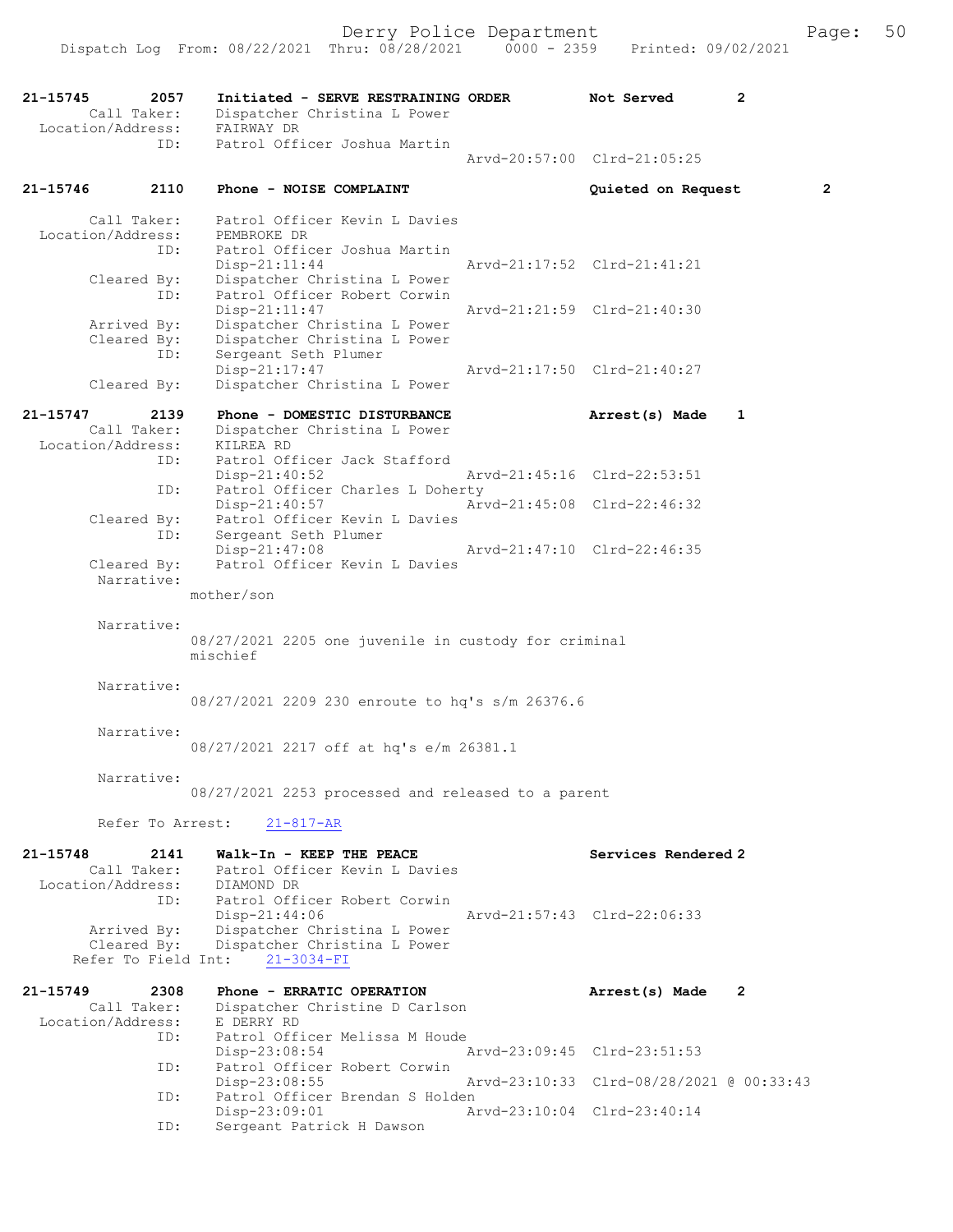Derry Police Department
Dispatch Log From: 08/22/2021 Thru: 08/28/2021 0000 - 2359 Printed: 09/02/2021

```
21-15745        2057    Initiated - SERVE RESTRAINING ORDER          Not Served        2
        Call Taker:     Dispatcher Christina L Power
  Location/Address:     FAIRWAY DR
                ID:     Patrol Officer Joshua Martin
                                                    Arvd-20:57:00  Clrd-21:05:25

21-15746        2110    Phone - NOISE COMPLAINT                      Quieted on Request          2

        Call Taker:     Patrol Officer Kevin L Davies
  Location/Address:     PEMBROKE DR
                ID:     Patrol Officer Joshua Martin
                        Disp-21:11:44               Arvd-21:17:52  Clrd-21:41:21
        Cleared By:     Dispatcher Christina L Power
                ID:     Patrol Officer Robert Corwin
                        Disp-21:11:47               Arvd-21:21:59  Clrd-21:40:30
        Arrived By:     Dispatcher Christina L Power
        Cleared By:     Dispatcher Christina L Power
                ID:     Sergeant Seth Plumer
                        Disp-21:17:47               Arvd-21:17:50  Clrd-21:40:27
        Cleared By:     Dispatcher Christina L Power

21-15747        2139    Phone - DOMESTIC DISTURBANCE                 Arrest(s) Made    1
        Call Taker:     Dispatcher Christina L Power
  Location/Address:     KILREA RD
                ID:     Patrol Officer Jack Stafford
                        Disp-21:40:52               Arvd-21:45:16  Clrd-22:53:51
                ID:     Patrol Officer Charles L Doherty
                        Disp-21:40:57               Arvd-21:45:08  Clrd-22:46:32
        Cleared By:     Patrol Officer Kevin L Davies
                ID:     Sergeant Seth Plumer
                        Disp-21:47:08               Arvd-21:47:10  Clrd-22:46:35
        Cleared By:     Patrol Officer Kevin L Davies
         Narrative:
                    mother/son

         Narrative:
                    08/27/2021 2205 one juvenile in custody for criminal
                    mischief

         Narrative:
                    08/27/2021 2209 230 enroute to hq's s/m 26376.6

         Narrative:
                    08/27/2021 2217 off at hq's e/m 26381.1

         Narrative:
                    08/27/2021 2253 processed and released to a parent

         Refer To Arrest:    21-817-AR

21-15748        2141    Walk-In - KEEP THE PEACE                     Services Rendered 2
        Call Taker:     Patrol Officer Kevin L Davies
  Location/Address:     DIAMOND DR
                ID:     Patrol Officer Robert Corwin
                        Disp-21:44:06               Arvd-21:57:43  Clrd-22:06:33
        Arrived By:     Dispatcher Christina L Power
        Cleared By:     Dispatcher Christina L Power
      Refer To Field Int:    21-3034-FI

21-15749        2308    Phone - ERRATIC OPERATION                    Arrest(s) Made    2
        Call Taker:     Dispatcher Christine D Carlson
  Location/Address:     E DERRY RD
                ID:     Patrol Officer Melissa M Houde
                        Disp-23:08:54               Arvd-23:09:45  Clrd-23:51:53
                ID:     Patrol Officer Robert Corwin
                        Disp-23:08:55               Arvd-23:10:33  Clrd-08/28/2021 @ 00:33:43
                ID:     Patrol Officer Brendan S Holden
                        Disp-23:09:01               Arvd-23:10:04  Clrd-23:40:14
                ID:     Sergeant Patrick H Dawson
```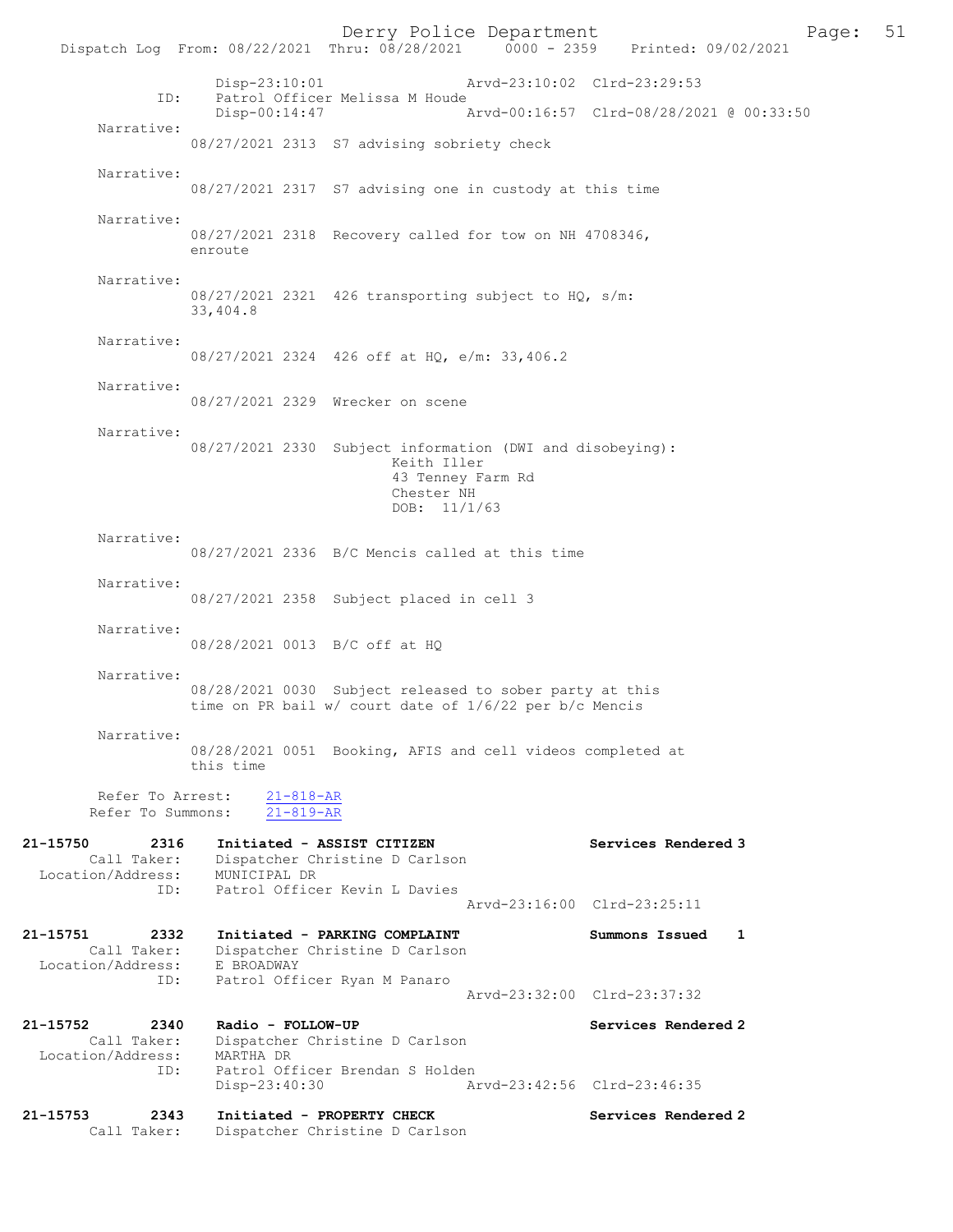Disp-23:10:01 Arvd-23:10:02 Clrd-23:29:53
ID: Patrol Officer Melissa M Houde
Disp-00:14:47 Arvd-00:16:57 Clrd-08/28/2021 @ 00:33:50

Narrative:
08/27/2021 2313 S7 advising sobriety check

Narrative:
08/27/2021 2317 S7 advising one in custody at this time

Narrative:
08/27/2021 2318 Recovery called for tow on NH 4708346, enroute

Narrative:
08/27/2021 2321 426 transporting subject to HQ, s/m: 33,404.8

Narrative:
08/27/2021 2324 426 off at HQ, e/m: 33,406.2

Narrative:
08/27/2021 2329 Wrecker on scene

Narrative:
08/27/2021 2330 Subject information (DWI and disobeying):
Keith Iller
43 Tenney Farm Rd
Chester NH
DOB: 11/1/63

Narrative:
08/27/2021 2336 B/C Mencis called at this time

Narrative:
08/27/2021 2358 Subject placed in cell 3

Narrative:
08/28/2021 0013 B/C off at HQ

Narrative:
08/28/2021 0030 Subject released to sober party at this time on PR bail w/ court date of 1/6/22 per b/c Mencis

Narrative:
08/28/2021 0051 Booking, AFIS and cell videos completed at this time

Refer To Arrest: 21-818-AR
Refer To Summons: 21-819-AR

**21-15750 2316 Initiated - ASSIST CITIZEN** Services Rendered 3
Call Taker: Dispatcher Christine D Carlson
Location/Address: MUNICIPAL DR
ID: Patrol Officer Kevin L Davies
Arvd-23:16:00 Clrd-23:25:11

**21-15751 2332 Initiated - PARKING COMPLAINT** Summons Issued 1
Call Taker: Dispatcher Christine D Carlson
Location/Address: E BROADWAY
ID: Patrol Officer Ryan M Panaro
Arvd-23:32:00 Clrd-23:37:32

**21-15752 2340 Radio - FOLLOW-UP** Services Rendered 2
Call Taker: Dispatcher Christine D Carlson
Location/Address: MARTHA DR
ID: Patrol Officer Brendan S Holden
Disp-23:40:30 Arvd-23:42:56 Clrd-23:46:35

**21-15753 2343 Initiated - PROPERTY CHECK** Services Rendered 2
Call Taker: Dispatcher Christine D Carlson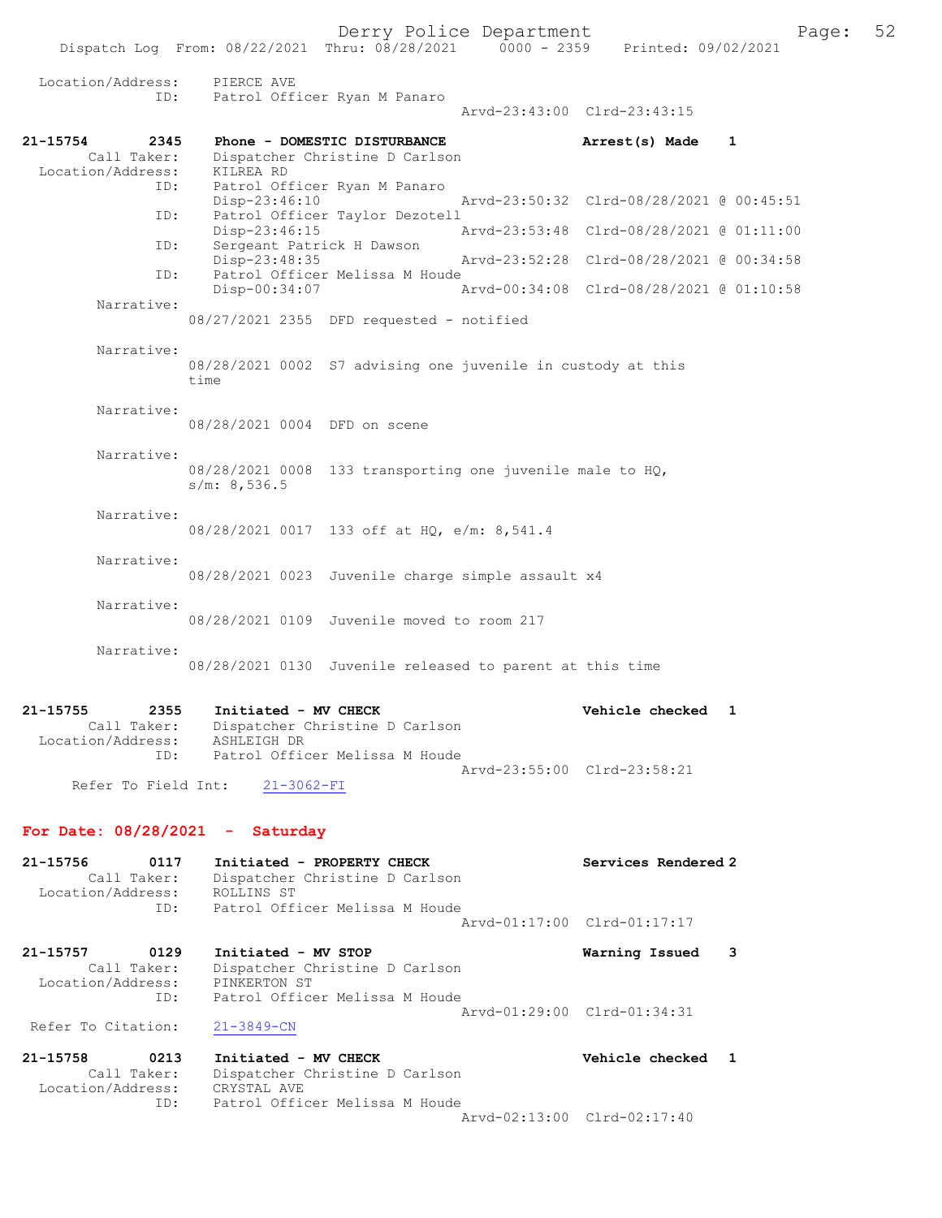```
 Location/Address:    PIERCE AVE
               ID:    Patrol Officer Ryan M Panaro
                                                Arvd-23:43:00  Clrd-23:43:15

21-15754       2345    Phone - DOMESTIC DISTURBANCE              Arrest(s) Made    1
        Call Taker:    Dispatcher Christine D Carlson
  Location/Address:    KILREA RD
               ID:    Patrol Officer Ryan M Panaro
                      Disp-23:46:10              Arvd-23:50:32  Clrd-08/28/2021 @ 00:45:51
               ID:    Patrol Officer Taylor Dezotell
                      Disp-23:46:15              Arvd-23:53:48  Clrd-08/28/2021 @ 01:11:00
               ID:    Sergeant Patrick H Dawson
                      Disp-23:48:35              Arvd-23:52:28  Clrd-08/28/2021 @ 00:34:58
               ID:    Patrol Officer Melissa M Houde
                      Disp-00:34:07              Arvd-00:34:08  Clrd-08/28/2021 @ 01:10:58
         Narrative:
                    08/27/2021 2355  DFD requested - notified

         Narrative:
                    08/28/2021 0002  S7 advising one juvenile in custody at this
                    time

         Narrative:
                    08/28/2021 0004  DFD on scene

         Narrative:
                    08/28/2021 0008  133 transporting one juvenile male to HQ,
                    s/m: 8,536.5

         Narrative:
                    08/28/2021 0017  133 off at HQ, e/m: 8,541.4

         Narrative:
                    08/28/2021 0023  Juvenile charge simple assault x4

         Narrative:
                    08/28/2021 0109  Juvenile moved to room 217

         Narrative:
                    08/28/2021 0130  Juvenile released to parent at this time

21-15755       2355    Initiated - MV CHECK                      Vehicle checked   1
        Call Taker:    Dispatcher Christine D Carlson
  Location/Address:    ASHLEIGH DR
               ID:    Patrol Officer Melissa M Houde
                                                Arvd-23:55:00  Clrd-23:58:21
      Refer To Field Int:    21-3062-FI
```

## For Date: 08/28/2021 - Saturday

```
21-15756       0117    Initiated - PROPERTY CHECK                Services Rendered 2
        Call Taker:    Dispatcher Christine D Carlson
  Location/Address:    ROLLINS ST
               ID:    Patrol Officer Melissa M Houde
                                                Arvd-01:17:00  Clrd-01:17:17

21-15757       0129    Initiated - MV STOP                       Warning Issued    3
        Call Taker:    Dispatcher Christine D Carlson
  Location/Address:    PINKERTON ST
               ID:    Patrol Officer Melissa M Houde
                                                Arvd-01:29:00  Clrd-01:34:31
  Refer To Citation:    21-3849-CN

21-15758       0213    Initiated - MV CHECK                      Vehicle checked   1
        Call Taker:    Dispatcher Christine D Carlson
  Location/Address:    CRYSTAL AVE
               ID:    Patrol Officer Melissa M Houde
                                                Arvd-02:13:00  Clrd-02:17:40
```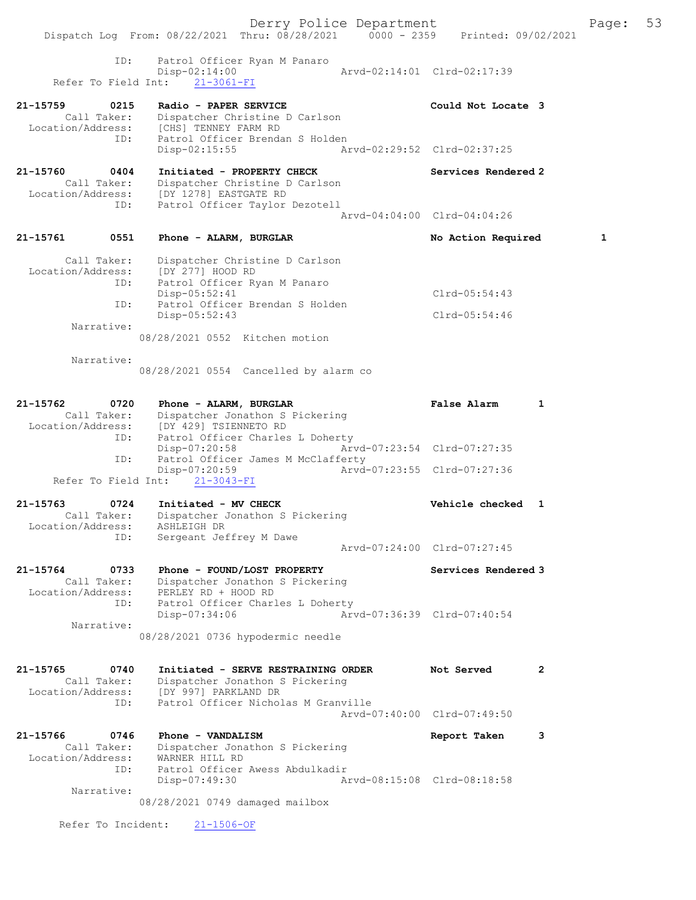```
              ID:     Patrol Officer Ryan M Panaro
                      Disp-02:14:00                 Arvd-02:14:01  Clrd-02:17:39
      Refer To Field Int:     21-3061-FI

21-15759        0215     Radio - PAPER SERVICE                        Could Not Locate 3
         Call Taker:     Dispatcher Christine D Carlson
   Location/Address:     [CHS] TENNEY FARM RD
                ID:      Patrol Officer Brendan S Holden
                         Disp-02:15:55                  Arvd-02:29:52  Clrd-02:37:25

21-15760        0404     Initiated - PROPERTY CHECK                   Services Rendered 2
         Call Taker:     Dispatcher Christine D Carlson
   Location/Address:     [DY 1278] EASTGATE RD
                ID:      Patrol Officer Taylor Dezotell
                                                        Arvd-04:04:00  Clrd-04:04:26

21-15761        0551     Phone - ALARM, BURGLAR                       No Action Required        1

         Call Taker:     Dispatcher Christine D Carlson
   Location/Address:     [DY 277] HOOD RD
                ID:      Patrol Officer Ryan M Panaro
                         Disp-05:52:41                                 Clrd-05:54:43
                ID:      Patrol Officer Brendan S Holden
                         Disp-05:52:43                                 Clrd-05:54:46
         Narrative:
                      08/28/2021 0552  Kitchen motion

         Narrative:
                      08/28/2021 0554  Cancelled by alarm co

21-15762        0720     Phone - ALARM, BURGLAR                       False Alarm        1
         Call Taker:     Dispatcher Jonathon S Pickering
   Location/Address:     [DY 429] TSIENNETO RD
                ID:      Patrol Officer Charles L Doherty
                         Disp-07:20:58                  Arvd-07:23:54  Clrd-07:27:35
                ID:      Patrol Officer James M McClafferty
                         Disp-07:20:59                  Arvd-07:23:55  Clrd-07:27:36
      Refer To Field Int:     21-3043-FI

21-15763        0724     Initiated - MV CHECK                         Vehicle checked  1
         Call Taker:     Dispatcher Jonathon S Pickering
   Location/Address:     ASHLEIGH DR
                ID:      Sergeant Jeffrey M Dawe
                                                        Arvd-07:24:00  Clrd-07:27:45

21-15764        0733     Phone - FOUND/LOST PROPERTY                  Services Rendered 3
         Call Taker:     Dispatcher Jonathon S Pickering
   Location/Address:     PERLEY RD + HOOD RD
                ID:      Patrol Officer Charles L Doherty
                         Disp-07:34:06                  Arvd-07:36:39  Clrd-07:40:54
         Narrative:
                      08/28/2021 0736 hypodermic needle

21-15765        0740     Initiated - SERVE RESTRAINING ORDER          Not Served         2
         Call Taker:     Dispatcher Jonathon S Pickering
   Location/Address:     [DY 997] PARKLAND DR
                ID:      Patrol Officer Nicholas M Granville
                                                        Arvd-07:40:00  Clrd-07:49:50

21-15766        0746     Phone - VANDALISM                            Report Taken       3
         Call Taker:     Dispatcher Jonathon S Pickering
   Location/Address:     WARNER HILL RD
                ID:      Patrol Officer Awess Abdulkadir
                         Disp-07:49:30                  Arvd-08:15:08  Clrd-08:18:58
         Narrative:
                      08/28/2021 0749 damaged mailbox

      Refer To Incident:     21-1506-OF
```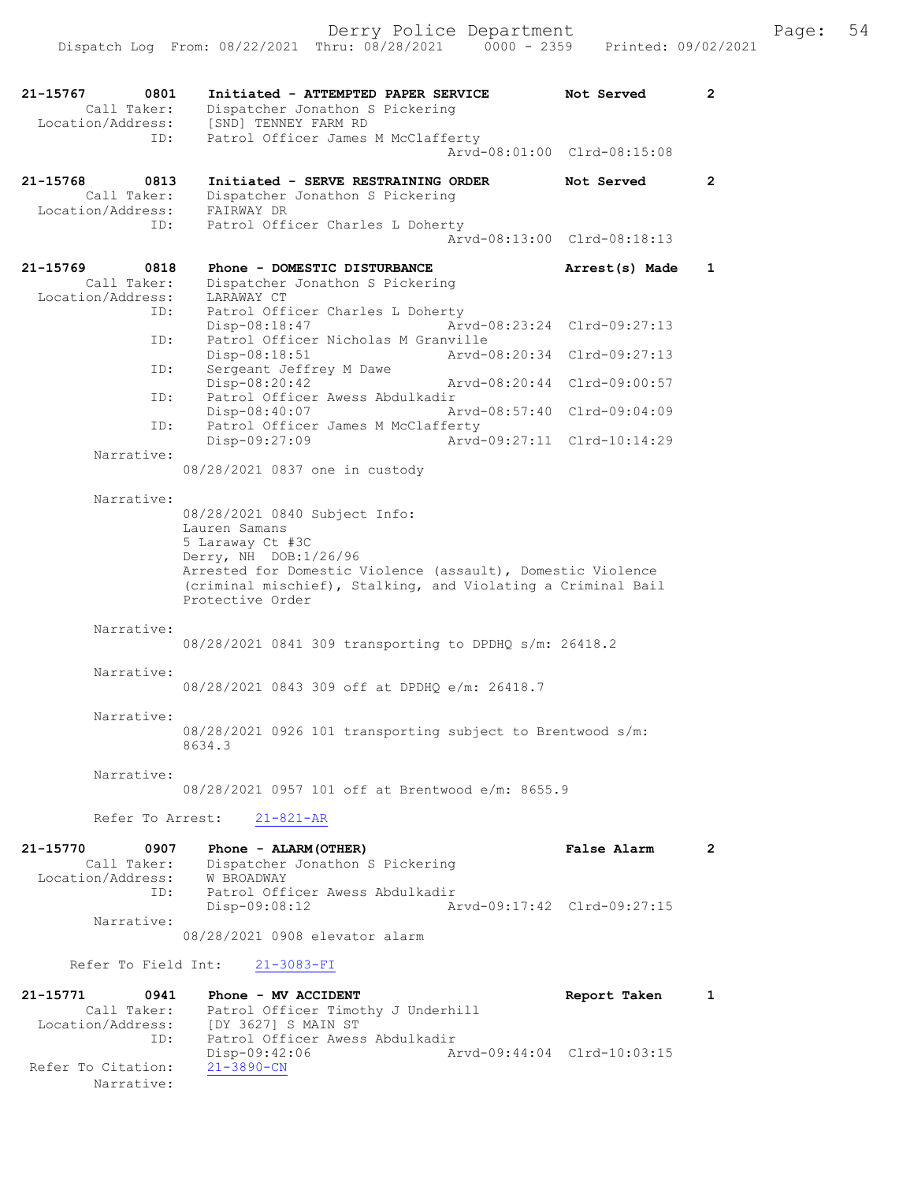```
21-15767        0801    Initiated - ATTEMPTED PAPER SERVICE          Not Served        2
         Call Taker:    Dispatcher Jonathon S Pickering
   Location/Address:    [SND] TENNEY FARM RD
                ID:     Patrol Officer James M McClafferty
                                              Arvd-08:01:00  Clrd-08:15:08

21-15768        0813    Initiated - SERVE RESTRAINING ORDER          Not Served        2
         Call Taker:    Dispatcher Jonathon S Pickering
   Location/Address:    FAIRWAY DR
                ID:     Patrol Officer Charles L Doherty
                                              Arvd-08:13:00  Clrd-08:18:13

21-15769        0818    Phone - DOMESTIC DISTURBANCE                 Arrest(s) Made    1
         Call Taker:    Dispatcher Jonathon S Pickering
   Location/Address:    LARAWAY CT
                ID:     Patrol Officer Charles L Doherty
                        Disp-08:18:47         Arvd-08:23:24  Clrd-09:27:13
                ID:     Patrol Officer Nicholas M Granville
                        Disp-08:18:51         Arvd-08:20:34  Clrd-09:27:13
                ID:     Sergeant Jeffrey M Dawe
                        Disp-08:20:42         Arvd-08:20:44  Clrd-09:00:57
                ID:     Patrol Officer Awess Abdulkadir
                        Disp-08:40:07         Arvd-08:57:40  Clrd-09:04:09
                ID:     Patrol Officer James M McClafferty
                        Disp-09:27:09         Arvd-09:27:11  Clrd-10:14:29
          Narrative:
                        08/28/2021 0837 one in custody

          Narrative:
                        08/28/2021 0840 Subject Info:
                        Lauren Samans
                        5 Laraway Ct #3C
                        Derry, NH  DOB:1/26/96
                        Arrested for Domestic Violence (assault), Domestic Violence
                        (criminal mischief), Stalking, and Violating a Criminal Bail
                        Protective Order

          Narrative:
                        08/28/2021 0841 309 transporting to DPDHQ s/m: 26418.2

          Narrative:
                        08/28/2021 0843 309 off at DPDHQ e/m: 26418.7

          Narrative:
                        08/28/2021 0926 101 transporting subject to Brentwood s/m:
                        8634.3

          Narrative:
                        08/28/2021 0957 101 off at Brentwood e/m: 8655.9

          Refer To Arrest:    21-821-AR

21-15770        0907    Phone - ALARM(OTHER)                         False Alarm       2
         Call Taker:    Dispatcher Jonathon S Pickering
   Location/Address:    W BROADWAY
                ID:     Patrol Officer Awess Abdulkadir
                        Disp-09:08:12         Arvd-09:17:42  Clrd-09:27:15
          Narrative:
                        08/28/2021 0908 elevator alarm

       Refer To Field Int:    21-3083-FI

21-15771        0941    Phone - MV ACCIDENT                          Report Taken      1
         Call Taker:    Patrol Officer Timothy J Underhill
   Location/Address:    [DY 3627] S MAIN ST
                ID:     Patrol Officer Awess Abdulkadir
                        Disp-09:42:06         Arvd-09:44:04  Clrd-10:03:15
 Refer To Citation:     21-3890-CN
          Narrative:
```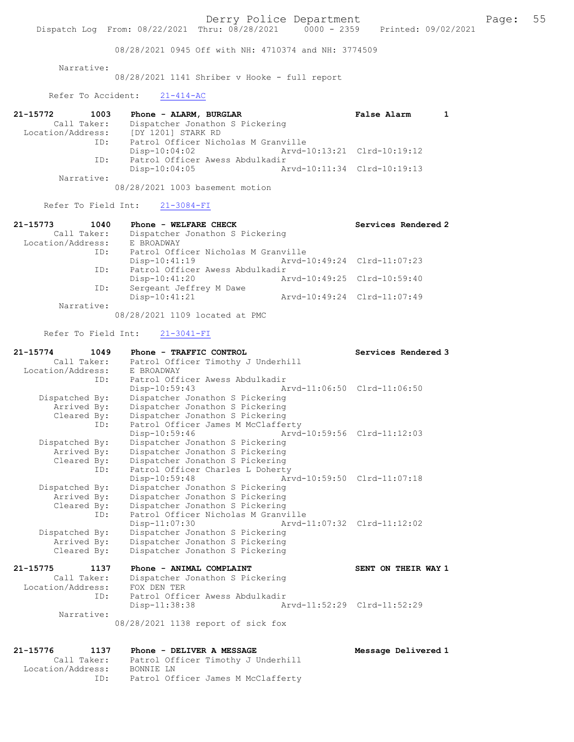08/28/2021 0945 Off with NH: 4710374 and NH: 3774509

Narrative:
08/28/2021 1141 Shriber v Hooke - full report

Refer To Accident: 21-414-AC

21-15772 1003 Phone - ALARM, BURGLAR False Alarm 1
Call Taker: Dispatcher Jonathon S Pickering
Location/Address: [DY 1201] STARK RD
ID: Patrol Officer Nicholas M Granville
Disp-10:04:02 Arvd-10:13:21 Clrd-10:19:12
ID: Patrol Officer Awess Abdulkadir
Disp-10:04:05 Arvd-10:11:34 Clrd-10:19:13
Narrative:
08/28/2021 1003 basement motion

Refer To Field Int: 21-3084-FI

21-15773 1040 Phone - WELFARE CHECK Services Rendered 2
Call Taker: Dispatcher Jonathon S Pickering
Location/Address: E BROADWAY
ID: Patrol Officer Nicholas M Granville
Disp-10:41:19 Arvd-10:49:24 Clrd-11:07:23
ID: Patrol Officer Awess Abdulkadir
Disp-10:41:20 Arvd-10:49:25 Clrd-10:59:40
ID: Sergeant Jeffrey M Dawe
Disp-10:41:21 Arvd-10:49:24 Clrd-11:07:49
Narrative:
08/28/2021 1109 located at PMC

Refer To Field Int: 21-3041-FI

21-15774 1049 Phone - TRAFFIC CONTROL Services Rendered 3
Call Taker: Patrol Officer Timothy J Underhill
Location/Address: E BROADWAY
ID: Patrol Officer Awess Abdulkadir
Disp-10:59:43 Arvd-11:06:50 Clrd-11:06:50
Dispatched By: Dispatcher Jonathon S Pickering
Arrived By: Dispatcher Jonathon S Pickering
Cleared By: Dispatcher Jonathon S Pickering
ID: Patrol Officer James M McClafferty
Disp-10:59:46 Arvd-10:59:56 Clrd-11:12:03
Dispatched By: Dispatcher Jonathon S Pickering
Arrived By: Dispatcher Jonathon S Pickering
Cleared By: Dispatcher Jonathon S Pickering
ID: Patrol Officer Charles L Doherty
Disp-10:59:48 Arvd-10:59:50 Clrd-11:07:18
Dispatched By: Dispatcher Jonathon S Pickering
Arrived By: Dispatcher Jonathon S Pickering
Cleared By: Dispatcher Jonathon S Pickering
ID: Patrol Officer Nicholas M Granville
Disp-11:07:30 Arvd-11:07:32 Clrd-11:12:02
Dispatched By: Dispatcher Jonathon S Pickering
Arrived By: Dispatcher Jonathon S Pickering
Cleared By: Dispatcher Jonathon S Pickering

21-15775 1137 Phone - ANIMAL COMPLAINT SENT ON THEIR WAY 1
Call Taker: Dispatcher Jonathon S Pickering
Location/Address: FOX DEN TER
ID: Patrol Officer Awess Abdulkadir
Disp-11:38:38 Arvd-11:52:29 Clrd-11:52:29
Narrative:
08/28/2021 1138 report of sick fox

21-15776 1137 Phone - DELIVER A MESSAGE Message Delivered 1
Call Taker: Patrol Officer Timothy J Underhill
Location/Address: BONNIE LN
ID: Patrol Officer James M McClafferty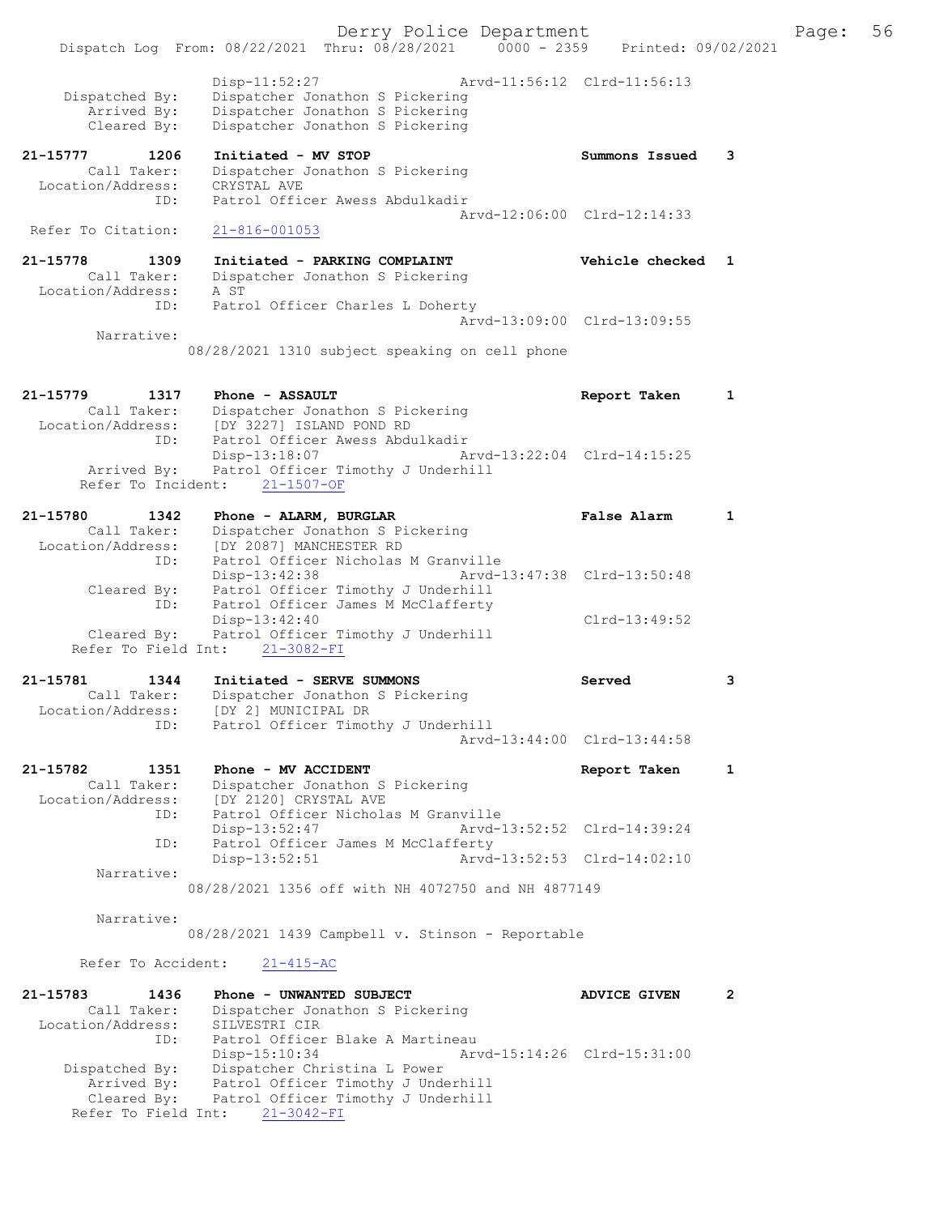Disp-11:52:27 Arvd-11:56:12 Clrd-11:56:13
Dispatched By: Dispatcher Jonathon S Pickering
Arrived By: Dispatcher Jonathon S Pickering
Cleared By: Dispatcher Jonathon S Pickering

**21-15777 1206 Initiated - MV STOP Summons Issued 3**
Call Taker: Dispatcher Jonathon S Pickering
Location/Address: CRYSTAL AVE
ID: Patrol Officer Awess Abdulkadir
Arvd-12:06:00 Clrd-12:14:33
Refer To Citation: 21-816-001053

**21-15778 1309 Initiated - PARKING COMPLAINT Vehicle checked 1**
Call Taker: Dispatcher Jonathon S Pickering
Location/Address: A ST
ID: Patrol Officer Charles L Doherty
Arvd-13:09:00 Clrd-13:09:55
Narrative:
08/28/2021 1310 subject speaking on cell phone

**21-15779 1317 Phone - ASSAULT Report Taken 1**
Call Taker: Dispatcher Jonathon S Pickering
Location/Address: [DY 3227] ISLAND POND RD
ID: Patrol Officer Awess Abdulkadir
Disp-13:18:07 Arvd-13:22:04 Clrd-14:15:25
Arrived By: Patrol Officer Timothy J Underhill
Refer To Incident: 21-1507-OF

**21-15780 1342 Phone - ALARM, BURGLAR False Alarm 1**
Call Taker: Dispatcher Jonathon S Pickering
Location/Address: [DY 2087] MANCHESTER RD
ID: Patrol Officer Nicholas M Granville
Disp-13:42:38 Arvd-13:47:38 Clrd-13:50:48
Cleared By: Patrol Officer Timothy J Underhill
ID: Patrol Officer James M McClafferty
Disp-13:42:40 Clrd-13:49:52
Cleared By: Patrol Officer Timothy J Underhill
Refer To Field Int: 21-3082-FI

**21-15781 1344 Initiated - SERVE SUMMONS Served 3**
Call Taker: Dispatcher Jonathon S Pickering
Location/Address: [DY 2] MUNICIPAL DR
ID: Patrol Officer Timothy J Underhill
Arvd-13:44:00 Clrd-13:44:58

**21-15782 1351 Phone - MV ACCIDENT Report Taken 1**
Call Taker: Dispatcher Jonathon S Pickering
Location/Address: [DY 2120] CRYSTAL AVE
ID: Patrol Officer Nicholas M Granville
Disp-13:52:47 Arvd-13:52:52 Clrd-14:39:24
ID: Patrol Officer James M McClafferty
Disp-13:52:51 Arvd-13:52:53 Clrd-14:02:10
Narrative:
08/28/2021 1356 off with NH 4072750 and NH 4877149

Narrative:
08/28/2021 1439 Campbell v. Stinson - Reportable

Refer To Accident: 21-415-AC

**21-15783 1436 Phone - UNWANTED SUBJECT ADVICE GIVEN 2**
Call Taker: Dispatcher Jonathon S Pickering
Location/Address: SILVESTRI CIR
ID: Patrol Officer Blake A Martineau
Disp-15:10:34 Arvd-15:14:26 Clrd-15:31:00
Dispatched By: Dispatcher Christina L Power
Arrived By: Patrol Officer Timothy J Underhill
Cleared By: Patrol Officer Timothy J Underhill
Refer To Field Int: 21-3042-FI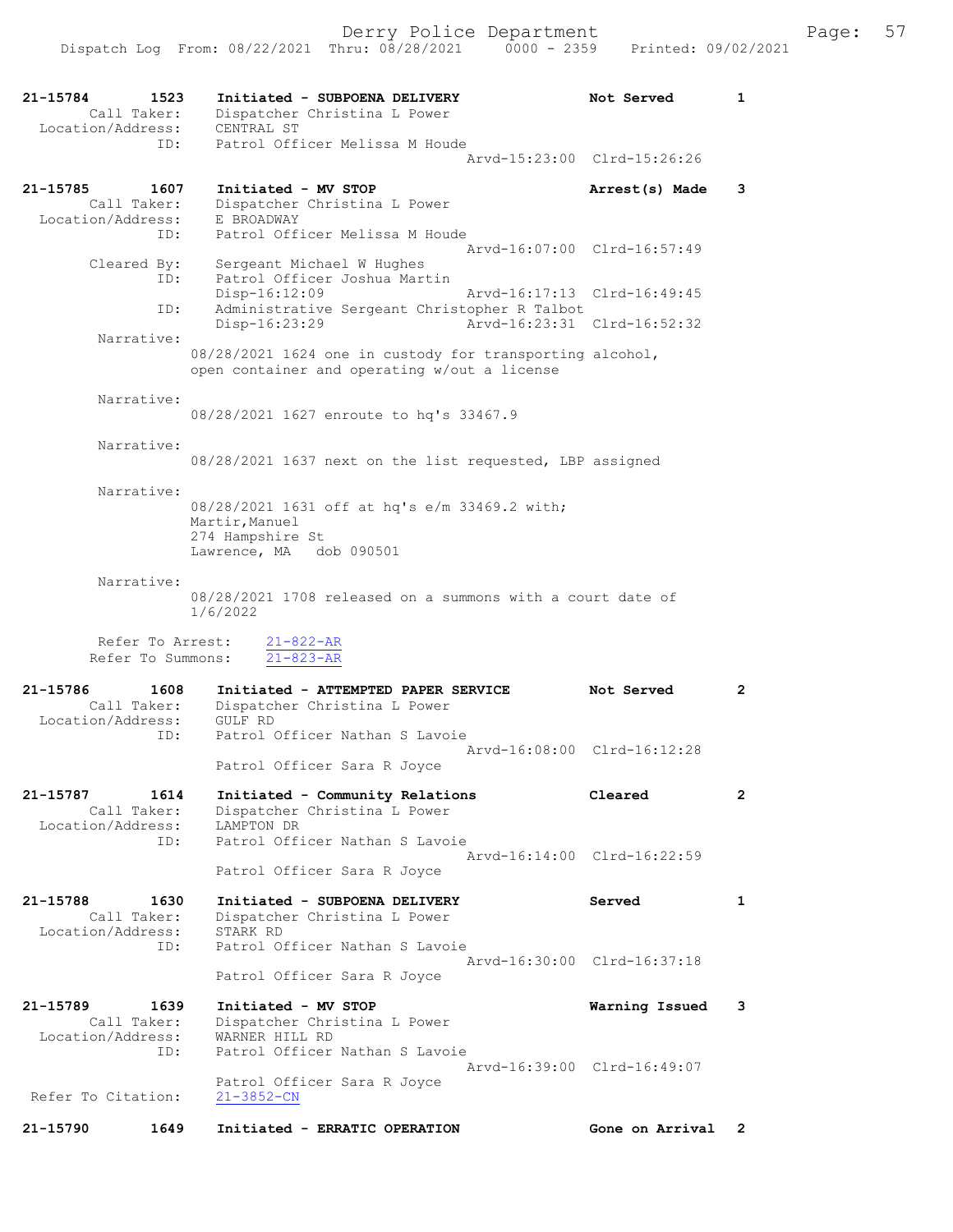21-15784 1523 Initiated - SUBPOENA DELIVERY Not Served 1
Call Taker: Dispatcher Christina L Power
Location/Address: CENTRAL ST
ID: Patrol Officer Melissa M Houde
Arvd-15:23:00 Clrd-15:26:26

21-15785 1607 Initiated - MV STOP Arrest(s) Made 3
Call Taker: Dispatcher Christina L Power
Location/Address: E BROADWAY
ID: Patrol Officer Melissa M Houde
Arvd-16:07:00 Clrd-16:57:49
Cleared By: Sergeant Michael W Hughes
ID: Patrol Officer Joshua Martin
Disp-16:12:09 Arvd-16:17:13 Clrd-16:49:45
ID: Administrative Sergeant Christopher R Talbot
Disp-16:23:29 Arvd-16:23:31 Clrd-16:52:32

Narrative:
08/28/2021 1624 one in custody for transporting alcohol, open container and operating w/out a license

Narrative:
08/28/2021 1627 enroute to hq's 33467.9

Narrative:
08/28/2021 1637 next on the list requested, LBP assigned

Narrative:
08/28/2021 1631 off at hq's e/m 33469.2 with;
Martir,Manuel
274 Hampshire St
Lawrence, MA dob 090501

Narrative:
08/28/2021 1708 released on a summons with a court date of 1/6/2022

Refer To Arrest: 21-822-AR
Refer To Summons: 21-823-AR

21-15786 1608 Initiated - ATTEMPTED PAPER SERVICE Not Served 2
Call Taker: Dispatcher Christina L Power
Location/Address: GULF RD
ID: Patrol Officer Nathan S Lavoie
Arvd-16:08:00 Clrd-16:12:28
Patrol Officer Sara R Joyce

21-15787 1614 Initiated - Community Relations Cleared 2
Call Taker: Dispatcher Christina L Power
Location/Address: LAMPTON DR
ID: Patrol Officer Nathan S Lavoie
Arvd-16:14:00 Clrd-16:22:59
Patrol Officer Sara R Joyce

21-15788 1630 Initiated - SUBPOENA DELIVERY Served 1
Call Taker: Dispatcher Christina L Power
Location/Address: STARK RD
ID: Patrol Officer Nathan S Lavoie
Arvd-16:30:00 Clrd-16:37:18
Patrol Officer Sara R Joyce

21-15789 1639 Initiated - MV STOP Warning Issued 3
Call Taker: Dispatcher Christina L Power
Location/Address: WARNER HILL RD
ID: Patrol Officer Nathan S Lavoie
Arvd-16:39:00 Clrd-16:49:07
Patrol Officer Sara R Joyce
Refer To Citation: 21-3852-CN

21-15790 1649 Initiated - ERRATIC OPERATION Gone on Arrival 2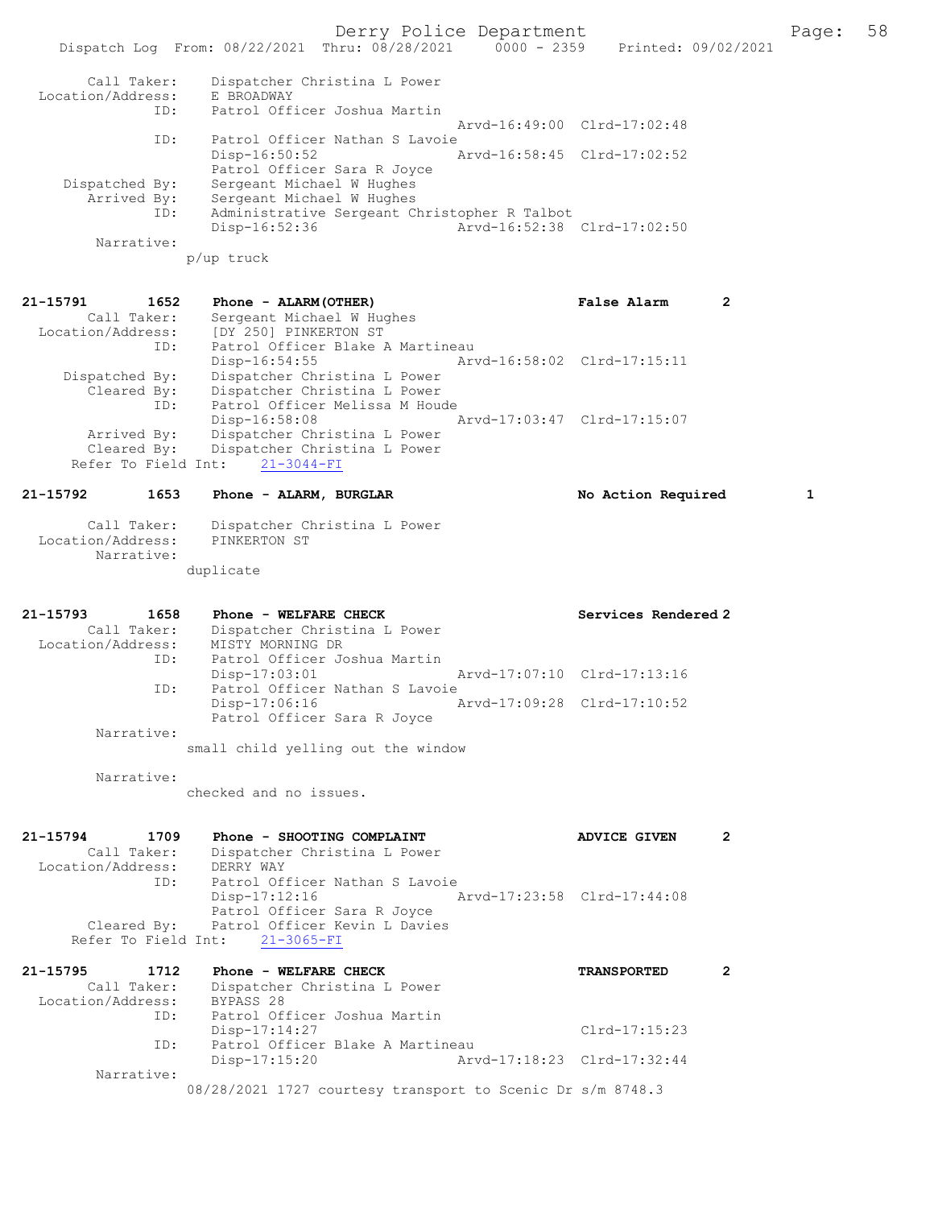```
        Call Taker:    Dispatcher Christina L Power
  Location/Address:    E BROADWAY
                ID:    Patrol Officer Joshua Martin
                                                  Arvd-16:49:00  Clrd-17:02:48
                ID:    Patrol Officer Nathan S Lavoie
                       Disp-16:50:52              Arvd-16:58:45  Clrd-17:02:52
                       Patrol Officer Sara R Joyce
     Dispatched By:    Sergeant Michael W Hughes
        Arrived By:    Sergeant Michael W Hughes
                ID:    Administrative Sergeant Christopher R Talbot
                       Disp-16:52:36              Arvd-16:52:38  Clrd-17:02:50
         Narrative:
                     p/up truck


21-15791        1652   Phone - ALARM(OTHER)                         False Alarm        2
        Call Taker:    Sergeant Michael W Hughes
  Location/Address:    [DY 250] PINKERTON ST
                ID:    Patrol Officer Blake A Martineau
                       Disp-16:54:55              Arvd-16:58:02  Clrd-17:15:11
     Dispatched By:    Dispatcher Christina L Power
        Cleared By:    Dispatcher Christina L Power
                ID:    Patrol Officer Melissa M Houde
                       Disp-16:58:08              Arvd-17:03:47  Clrd-17:15:07
        Arrived By:    Dispatcher Christina L Power
        Cleared By:    Dispatcher Christina L Power
   Refer To Field Int:    21-3044-FI

21-15792        1653   Phone - ALARM, BURGLAR                       No Action Required         1

        Call Taker:    Dispatcher Christina L Power
  Location/Address:    PINKERTON ST
         Narrative:
                     duplicate


21-15793        1658   Phone - WELFARE CHECK                        Services Rendered 2
        Call Taker:    Dispatcher Christina L Power
  Location/Address:    MISTY MORNING DR
                ID:    Patrol Officer Joshua Martin
                       Disp-17:03:01              Arvd-17:07:10  Clrd-17:13:16
                ID:    Patrol Officer Nathan S Lavoie
                       Disp-17:06:16              Arvd-17:09:28  Clrd-17:10:52
                       Patrol Officer Sara R Joyce
         Narrative:
                     small child yelling out the window

         Narrative:
                     checked and no issues.


21-15794        1709   Phone - SHOOTING COMPLAINT                   ADVICE GIVEN       2
        Call Taker:    Dispatcher Christina L Power
  Location/Address:    DERRY WAY
                ID:    Patrol Officer Nathan S Lavoie
                       Disp-17:12:16              Arvd-17:23:58  Clrd-17:44:08
                       Patrol Officer Sara R Joyce
        Cleared By:    Patrol Officer Kevin L Davies
   Refer To Field Int:    21-3065-FI

21-15795        1712   Phone - WELFARE CHECK                        TRANSPORTED        2
        Call Taker:    Dispatcher Christina L Power
  Location/Address:    BYPASS 28
                ID:    Patrol Officer Joshua Martin
                       Disp-17:14:27                             Clrd-17:15:23
                ID:    Patrol Officer Blake A Martineau
                       Disp-17:15:20              Arvd-17:18:23  Clrd-17:32:44
         Narrative:
                     08/28/2021 1727 courtesy transport to Scenic Dr s/m 8748.3
```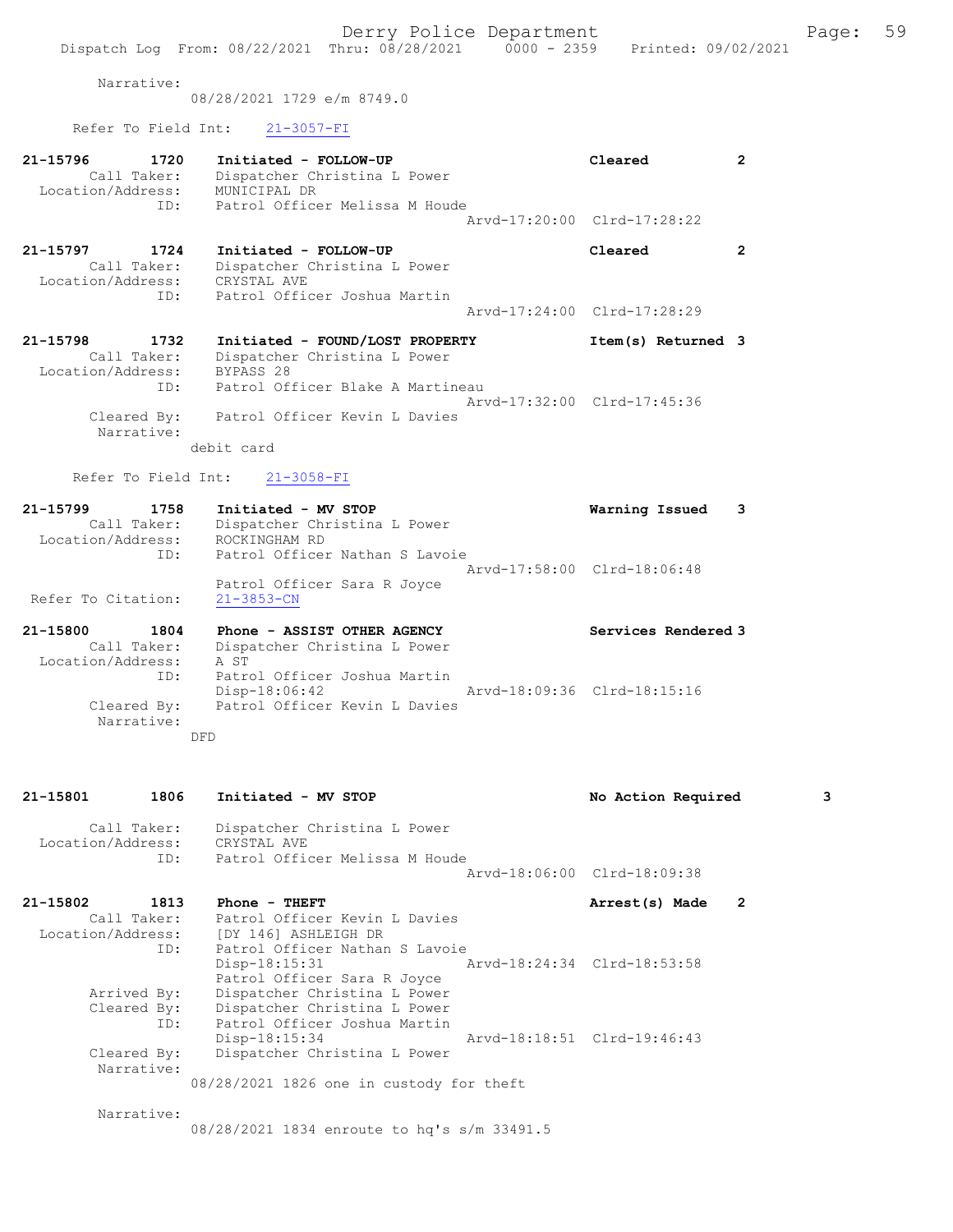Narrative:
08/28/2021 1729 e/m 8749.0

Refer To Field Int: 21-3057-FI

21-15796 1720 Initiated - FOLLOW-UP Cleared 2
Call Taker: Dispatcher Christina L Power
Location/Address: MUNICIPAL DR
ID: Patrol Officer Melissa M Houde
Arvd-17:20:00 Clrd-17:28:22

21-15797 1724 Initiated - FOLLOW-UP Cleared 2
Call Taker: Dispatcher Christina L Power
Location/Address: CRYSTAL AVE
ID: Patrol Officer Joshua Martin
Arvd-17:24:00 Clrd-17:28:29

21-15798 1732 Initiated - FOUND/LOST PROPERTY Item(s) Returned 3
Call Taker: Dispatcher Christina L Power
Location/Address: BYPASS 28
ID: Patrol Officer Blake A Martineau
Arvd-17:32:00 Clrd-17:45:36
Cleared By: Patrol Officer Kevin L Davies
Narrative:
debit card

Refer To Field Int: 21-3058-FI

21-15799 1758 Initiated - MV STOP Warning Issued 3
Call Taker: Dispatcher Christina L Power
Location/Address: ROCKINGHAM RD
ID: Patrol Officer Nathan S Lavoie
Arvd-17:58:00 Clrd-18:06:48
Patrol Officer Sara R Joyce
Refer To Citation: 21-3853-CN

21-15800 1804 Phone - ASSIST OTHER AGENCY Services Rendered 3
Call Taker: Dispatcher Christina L Power
Location/Address: A ST
ID: Patrol Officer Joshua Martin
Disp-18:06:42 Arvd-18:09:36 Clrd-18:15:16
Cleared By: Patrol Officer Kevin L Davies
Narrative:
DFD

21-15801 1806 Initiated - MV STOP No Action Required 3
Call Taker: Dispatcher Christina L Power
Location/Address: CRYSTAL AVE
ID: Patrol Officer Melissa M Houde
Arvd-18:06:00 Clrd-18:09:38

21-15802 1813 Phone - THEFT Arrest(s) Made 2
Call Taker: Patrol Officer Kevin L Davies
Location/Address: [DY 146] ASHLEIGH DR
ID: Patrol Officer Nathan S Lavoie
Disp-18:15:31 Arvd-18:24:34 Clrd-18:53:58
Patrol Officer Sara R Joyce
Arrived By: Dispatcher Christina L Power
Cleared By: Dispatcher Christina L Power
ID: Patrol Officer Joshua Martin
Disp-18:15:34 Arvd-18:18:51 Clrd-19:46:43
Cleared By: Dispatcher Christina L Power
Narrative:
08/28/2021 1826 one in custody for theft

Narrative:
08/28/2021 1834 enroute to hq's s/m 33491.5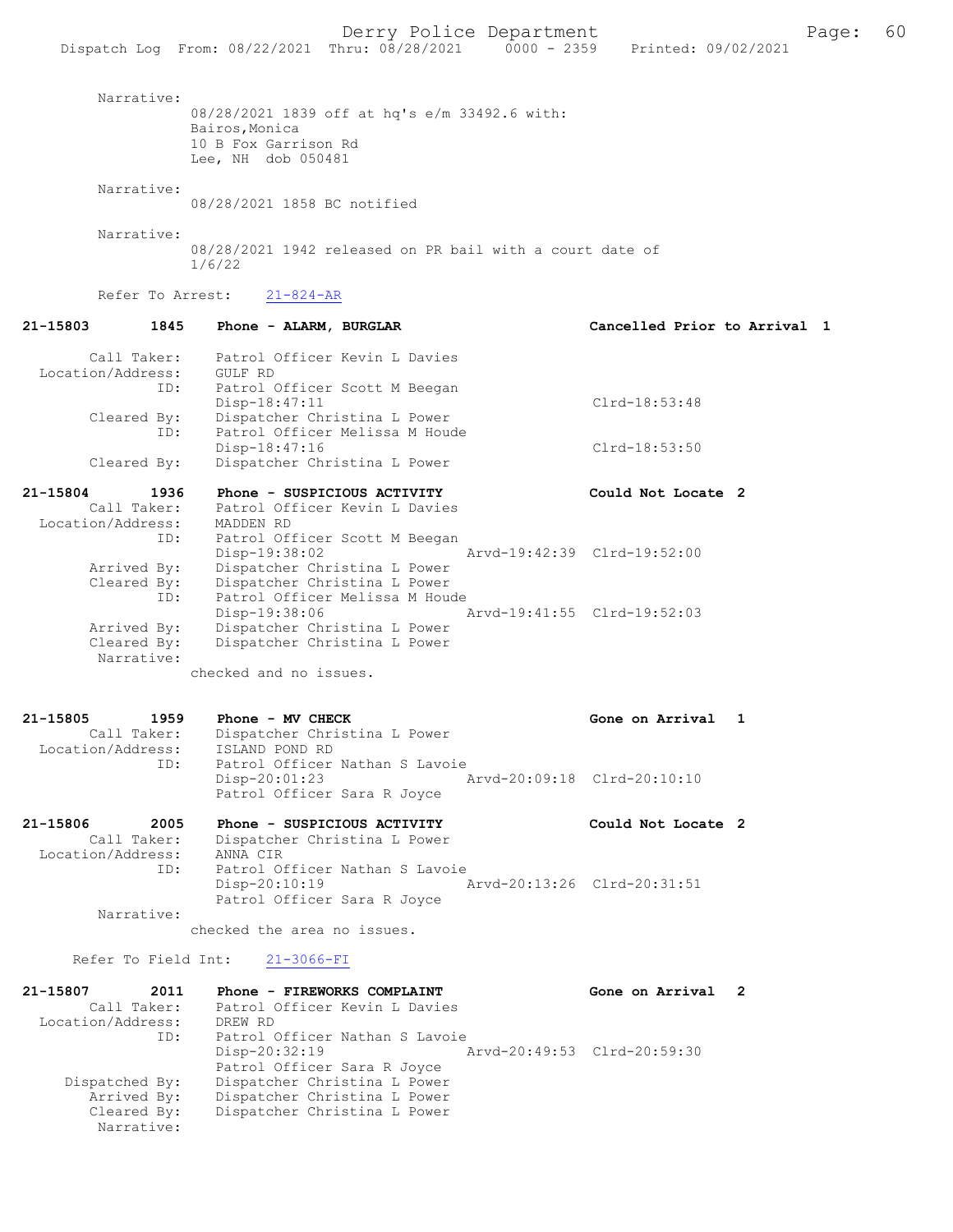Narrative:
08/28/2021 1839 off at hq's e/m 33492.6 with:
Bairos,Monica
10 B Fox Garrison Rd
Lee, NH dob 050481

Narrative:
08/28/2021 1858 BC notified

Narrative:
08/28/2021 1942 released on PR bail with a court date of 1/6/22

Refer To Arrest: 21-824-AR

**21-15803 1845 Phone - ALARM, BURGLAR — Cancelled Prior to Arrival 1**

Call Taker: Patrol Officer Kevin L Davies
Location/Address: GULF RD
ID: Patrol Officer Scott M Beegan
Disp-18:47:11 Clrd-18:53:48
Cleared By: Dispatcher Christina L Power
ID: Patrol Officer Melissa M Houde
Disp-18:47:16 Clrd-18:53:50
Cleared By: Dispatcher Christina L Power

**21-15804 1936 Phone - SUSPICIOUS ACTIVITY — Could Not Locate 2**

Call Taker: Patrol Officer Kevin L Davies
Location/Address: MADDEN RD
ID: Patrol Officer Scott M Beegan
Disp-19:38:02 Arvd-19:42:39 Clrd-19:52:00
Arrived By: Dispatcher Christina L Power
Cleared By: Dispatcher Christina L Power
ID: Patrol Officer Melissa M Houde
Disp-19:38:06 Arvd-19:41:55 Clrd-19:52:03
Arrived By: Dispatcher Christina L Power
Cleared By: Dispatcher Christina L Power
Narrative:
checked and no issues.

**21-15805 1959 Phone - MV CHECK — Gone on Arrival 1**

Call Taker: Dispatcher Christina L Power
Location/Address: ISLAND POND RD
ID: Patrol Officer Nathan S Lavoie
Disp-20:01:23 Arvd-20:09:18 Clrd-20:10:10
Patrol Officer Sara R Joyce

**21-15806 2005 Phone - SUSPICIOUS ACTIVITY — Could Not Locate 2**

Call Taker: Dispatcher Christina L Power
Location/Address: ANNA CIR
ID: Patrol Officer Nathan S Lavoie
Disp-20:10:19 Arvd-20:13:26 Clrd-20:31:51
Patrol Officer Sara R Joyce
Narrative:
checked the area no issues.

Refer To Field Int: 21-3066-FI

**21-15807 2011 Phone - FIREWORKS COMPLAINT — Gone on Arrival 2**

Call Taker: Patrol Officer Kevin L Davies
Location/Address: DREW RD
ID: Patrol Officer Nathan S Lavoie
Disp-20:32:19 Arvd-20:49:53 Clrd-20:59:30
Patrol Officer Sara R Joyce
Dispatched By: Dispatcher Christina L Power
Arrived By: Dispatcher Christina L Power
Cleared By: Dispatcher Christina L Power
Narrative: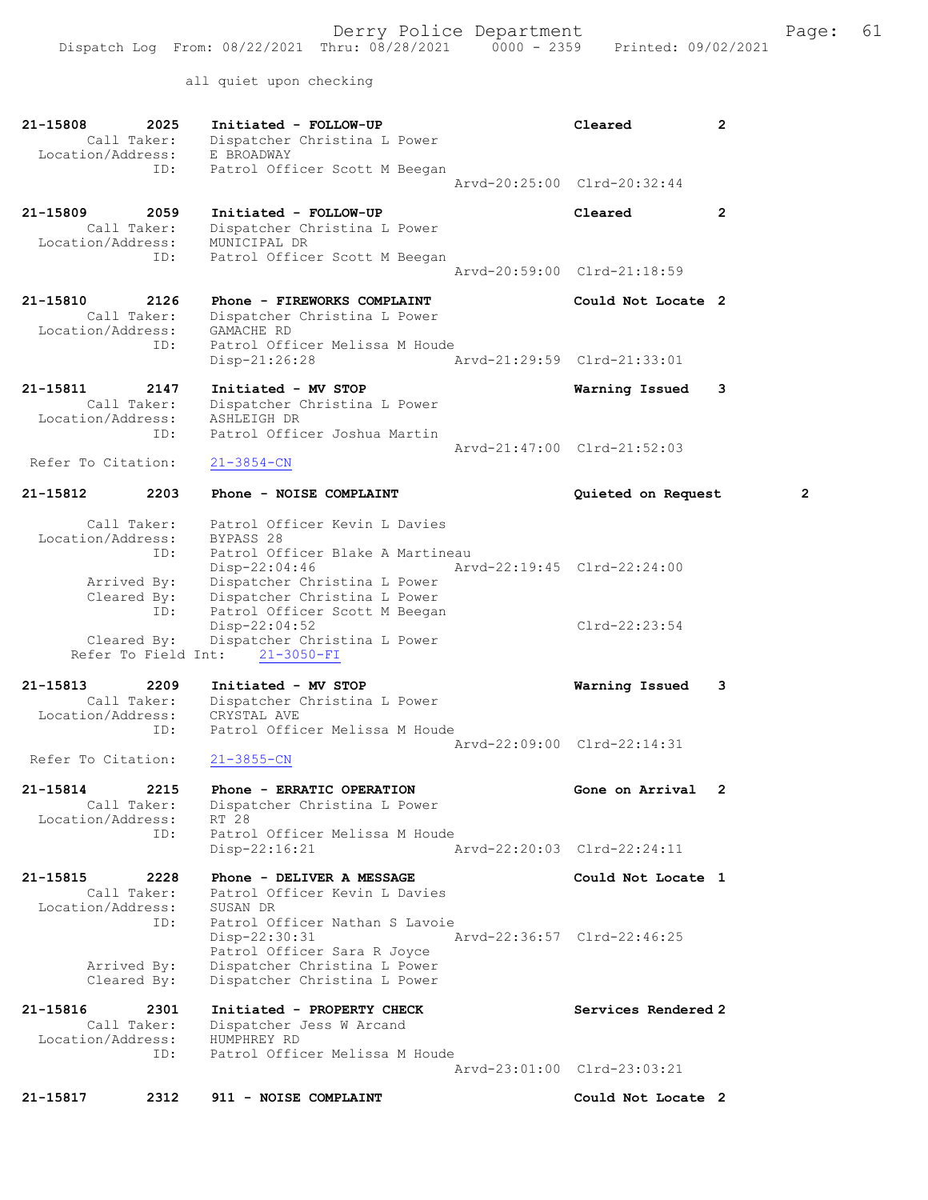all quiet upon checking

```
21-15808        2025    Initiated - FOLLOW-UP                          Cleared         2
        Call Taker:     Dispatcher Christina L Power
  Location/Address:     E BROADWAY
                ID:     Patrol Officer Scott M Beegan
                                                   Arvd-20:25:00  Clrd-20:32:44

21-15809        2059    Initiated - FOLLOW-UP                          Cleared         2
        Call Taker:     Dispatcher Christina L Power
  Location/Address:     MUNICIPAL DR
                ID:     Patrol Officer Scott M Beegan
                                                   Arvd-20:59:00  Clrd-21:18:59

21-15810        2126    Phone - FIREWORKS COMPLAINT                    Could Not Locate 2
        Call Taker:     Dispatcher Christina L Power
  Location/Address:     GAMACHE RD
                ID:     Patrol Officer Melissa M Houde
                        Disp-21:26:28              Arvd-21:29:59  Clrd-21:33:01

21-15811        2147    Initiated - MV STOP                            Warning Issued   3
        Call Taker:     Dispatcher Christina L Power
  Location/Address:     ASHLEIGH DR
                ID:     Patrol Officer Joshua Martin
                                                   Arvd-21:47:00  Clrd-21:52:03
 Refer To Citation:     21-3854-CN

21-15812        2203    Phone - NOISE COMPLAINT                        Quieted on Request        2

        Call Taker:     Patrol Officer Kevin L Davies
  Location/Address:     BYPASS 28
                ID:     Patrol Officer Blake A Martineau
                        Disp-22:04:46              Arvd-22:19:45  Clrd-22:24:00
       Arrived By:      Dispatcher Christina L Power
       Cleared By:      Dispatcher Christina L Power
                ID:     Patrol Officer Scott M Beegan
                        Disp-22:04:52                             Clrd-22:23:54
       Cleared By:      Dispatcher Christina L Power
   Refer To Field Int:     21-3050-FI

21-15813        2209    Initiated - MV STOP                            Warning Issued   3
        Call Taker:     Dispatcher Christina L Power
  Location/Address:     CRYSTAL AVE
                ID:     Patrol Officer Melissa M Houde
                                                   Arvd-22:09:00  Clrd-22:14:31
 Refer To Citation:     21-3855-CN

21-15814        2215    Phone - ERRATIC OPERATION                      Gone on Arrival  2
        Call Taker:     Dispatcher Christina L Power
  Location/Address:     RT 28
                ID:     Patrol Officer Melissa M Houde
                        Disp-22:16:21              Arvd-22:20:03  Clrd-22:24:11

21-15815        2228    Phone - DELIVER A MESSAGE                      Could Not Locate 1
        Call Taker:     Patrol Officer Kevin L Davies
  Location/Address:     SUSAN DR
                ID:     Patrol Officer Nathan S Lavoie
                        Disp-22:30:31              Arvd-22:36:57  Clrd-22:46:25
                        Patrol Officer Sara R Joyce
       Arrived By:      Dispatcher Christina L Power
       Cleared By:      Dispatcher Christina L Power

21-15816        2301    Initiated - PROPERTY CHECK                     Services Rendered 2
        Call Taker:     Dispatcher Jess W Arcand
  Location/Address:     HUMPHREY RD
                ID:     Patrol Officer Melissa M Houde
                                                   Arvd-23:01:00  Clrd-23:03:21

21-15817        2312    911 - NOISE COMPLAINT                          Could Not Locate 2
```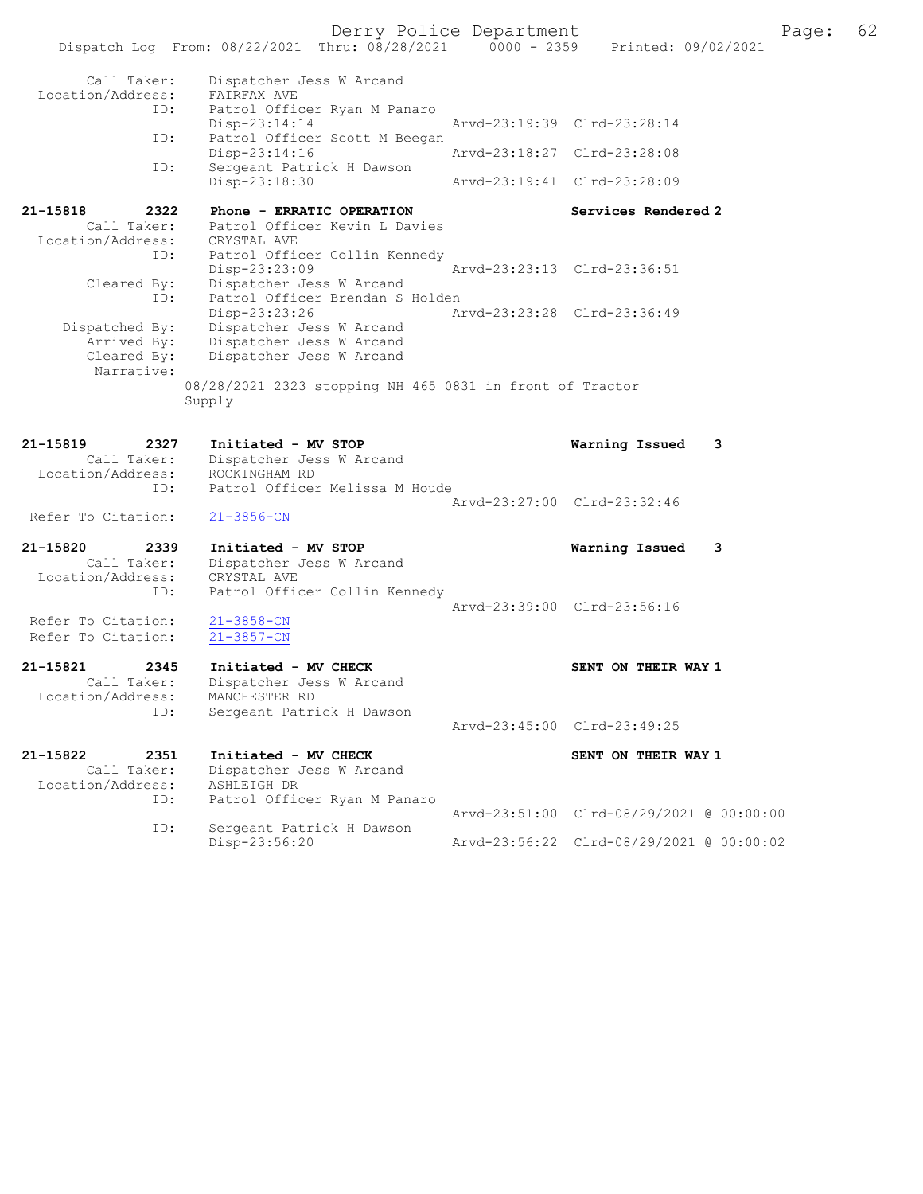Call Taker: Dispatcher Jess W Arcand
Location/Address: FAIRFAX AVE
ID: Patrol Officer Ryan M Panaro
Disp-23:14:14 Arvd-23:19:39 Clrd-23:28:14
ID: Patrol Officer Scott M Beegan
Disp-23:14:16 Arvd-23:18:27 Clrd-23:28:08
ID: Sergeant Patrick H Dawson
Disp-23:18:30 Arvd-23:19:41 Clrd-23:28:09

**21-15818 2322 Phone - ERRATIC OPERATION** **Services Rendered 2**
Call Taker: Patrol Officer Kevin L Davies
Location/Address: CRYSTAL AVE
ID: Patrol Officer Collin Kennedy
Disp-23:23:09 Arvd-23:23:13 Clrd-23:36:51
Cleared By: Dispatcher Jess W Arcand
ID: Patrol Officer Brendan S Holden
Disp-23:23:26 Arvd-23:23:28 Clrd-23:36:49
Dispatched By: Dispatcher Jess W Arcand
Arrived By: Dispatcher Jess W Arcand
Cleared By: Dispatcher Jess W Arcand
Narrative:
08/28/2021 2323 stopping NH 465 0831 in front of Tractor Supply

**21-15819 2327 Initiated - MV STOP** **Warning Issued 3**
Call Taker: Dispatcher Jess W Arcand
Location/Address: ROCKINGHAM RD
ID: Patrol Officer Melissa M Houde
Arvd-23:27:00 Clrd-23:32:46
Refer To Citation: 21-3856-CN

**21-15820 2339 Initiated - MV STOP** **Warning Issued 3**
Call Taker: Dispatcher Jess W Arcand
Location/Address: CRYSTAL AVE
ID: Patrol Officer Collin Kennedy
Arvd-23:39:00 Clrd-23:56:16
Refer To Citation: 21-3858-CN
Refer To Citation: 21-3857-CN

**21-15821 2345 Initiated - MV CHECK** **SENT ON THEIR WAY 1**
Call Taker: Dispatcher Jess W Arcand
Location/Address: MANCHESTER RD
ID: Sergeant Patrick H Dawson
Arvd-23:45:00 Clrd-23:49:25

**21-15822 2351 Initiated - MV CHECK** **SENT ON THEIR WAY 1**
Call Taker: Dispatcher Jess W Arcand
Location/Address: ASHLEIGH DR
ID: Patrol Officer Ryan M Panaro
Arvd-23:51:00 Clrd-08/29/2021 @ 00:00:00
ID: Sergeant Patrick H Dawson
Disp-23:56:20 Arvd-23:56:22 Clrd-08/29/2021 @ 00:00:02